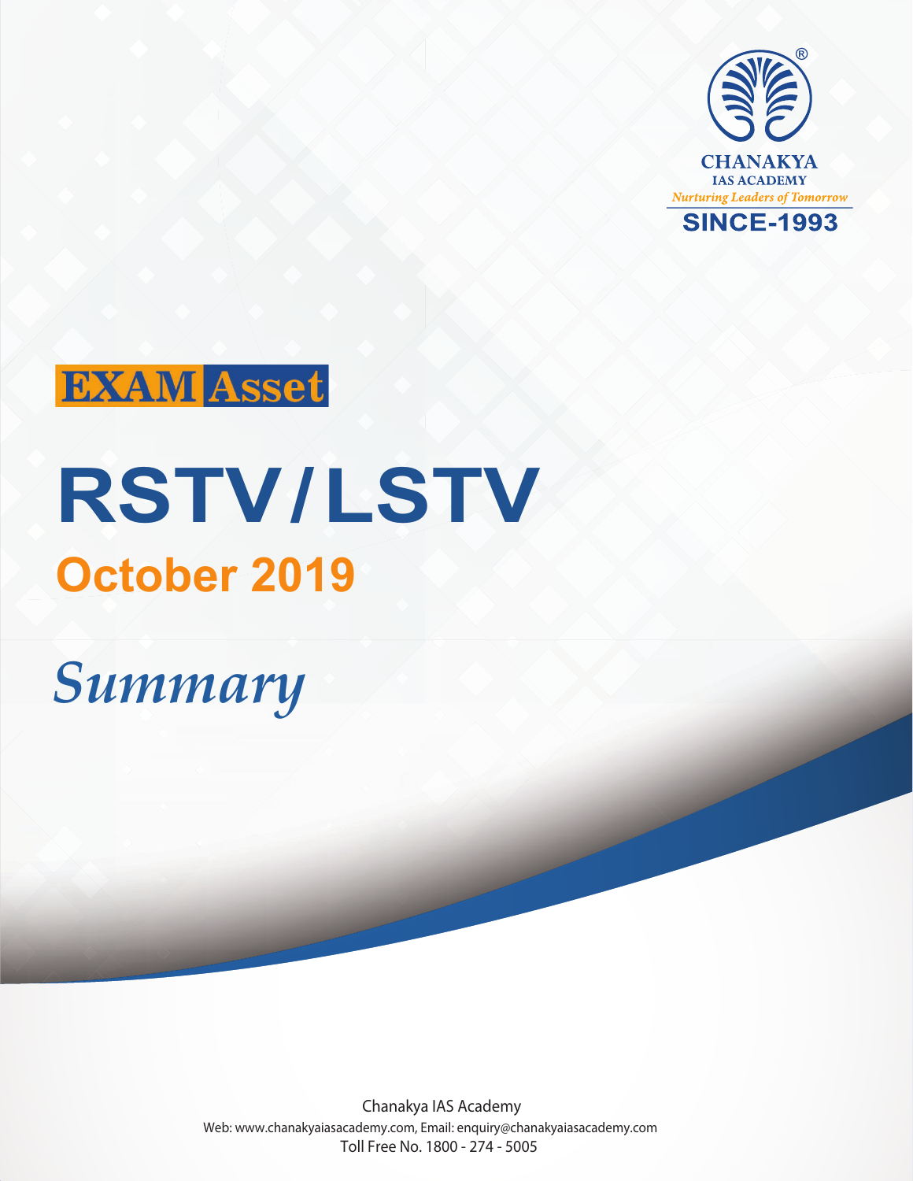CHANAKYA
IAS ACADEMY
*Nurturing Leaders of Tomorrow*
SINCE-1993

**EXAM Asset**

# RSTV/LSTV

## October 2019

*Summary*

Chanakya IAS Academy
Web: www.chanakyaiasacademy.com, Email: enquiry@chanakyaiasacademy.com
Toll Free No. 1800 - 274 - 5005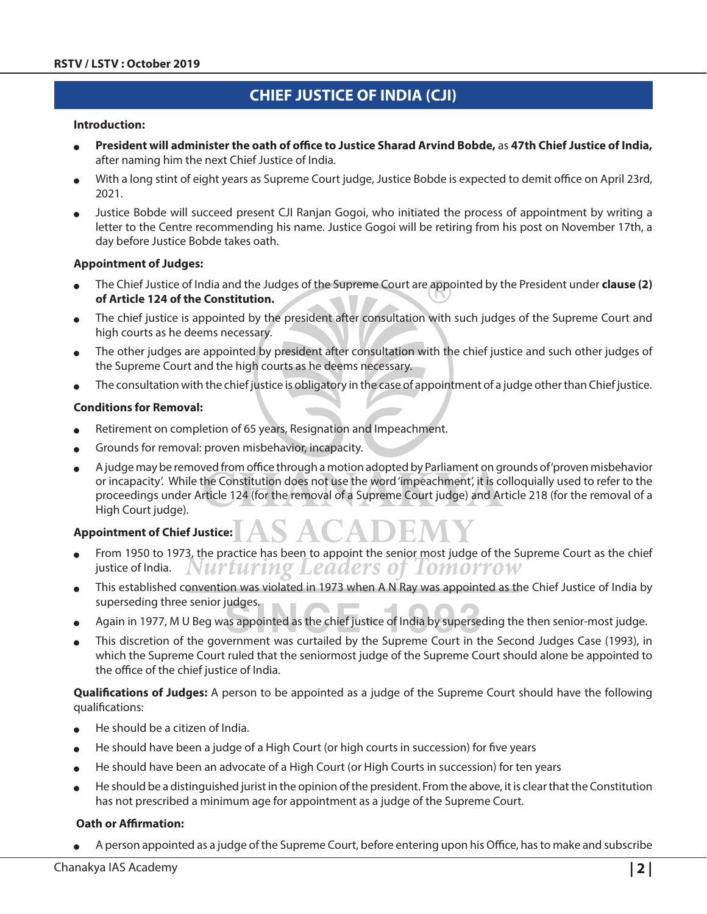## CHIEF JUSTICE OF INDIA (CJI)

**Introduction:**

- **President will administer the oath of office to Justice Sharad Arvind Bobde,** as **47th Chief Justice of India,** after naming him the next Chief Justice of India.
- With a long stint of eight years as Supreme Court judge, Justice Bobde is expected to demit office on April 23rd, 2021.
- Justice Bobde will succeed present CJI Ranjan Gogoi, who initiated the process of appointment by writing a letter to the Centre recommending his name. Justice Gogoi will be retiring from his post on November 17th, a day before Justice Bobde takes oath.

**Appointment of Judges:**

- The Chief Justice of India and the Judges of the Supreme Court are appointed by the President under **clause (2) of Article 124 of the Constitution.**
- The chief justice is appointed by the president after consultation with such judges of the Supreme Court and high courts as he deems necessary.
- The other judges are appointed by president after consultation with the chief justice and such other judges of the Supreme Court and the high courts as he deems necessary.
- The consultation with the chief justice is obligatory in the case of appointment of a judge other than Chief justice.

**Conditions for Removal:**

- Retirement on completion of 65 years, Resignation and Impeachment.
- Grounds for removal: proven misbehavior, incapacity.
- A judge may be removed from office through a motion adopted by Parliament on grounds of 'proven misbehavior or incapacity'. While the Constitution does not use the word 'impeachment', it is colloquially used to refer to the proceedings under Article 124 (for the removal of a Supreme Court judge) and Article 218 (for the removal of a High Court judge).

**Appointment of Chief Justice:**

- From 1950 to 1973, the practice has been to appoint the senior most judge of the Supreme Court as the chief justice of India.
- This established convention was violated in 1973 when A N Ray was appointed as the Chief Justice of India by superseding three senior judges.
- Again in 1977, M U Beg was appointed as the chief justice of India by superseding the then senior-most judge.
- This discretion of the government was curtailed by the Supreme Court in the Second Judges Case (1993), in which the Supreme Court ruled that the seniormost judge of the Supreme Court should alone be appointed to the office of the chief justice of India.

**Qualifications of Judges:** A person to be appointed as a judge of the Supreme Court should have the following qualifications:

- He should be a citizen of India.
- He should have been a judge of a High Court (or high courts in succession) for five years
- He should have been an advocate of a High Court (or High Courts in succession) for ten years
- He should be a distinguished jurist in the opinion of the president. From the above, it is clear that the Constitution has not prescribed a minimum age for appointment as a judge of the Supreme Court.

**Oath or Affirmation:**

- A person appointed as a judge of the Supreme Court, before entering upon his Office, has to make and subscribe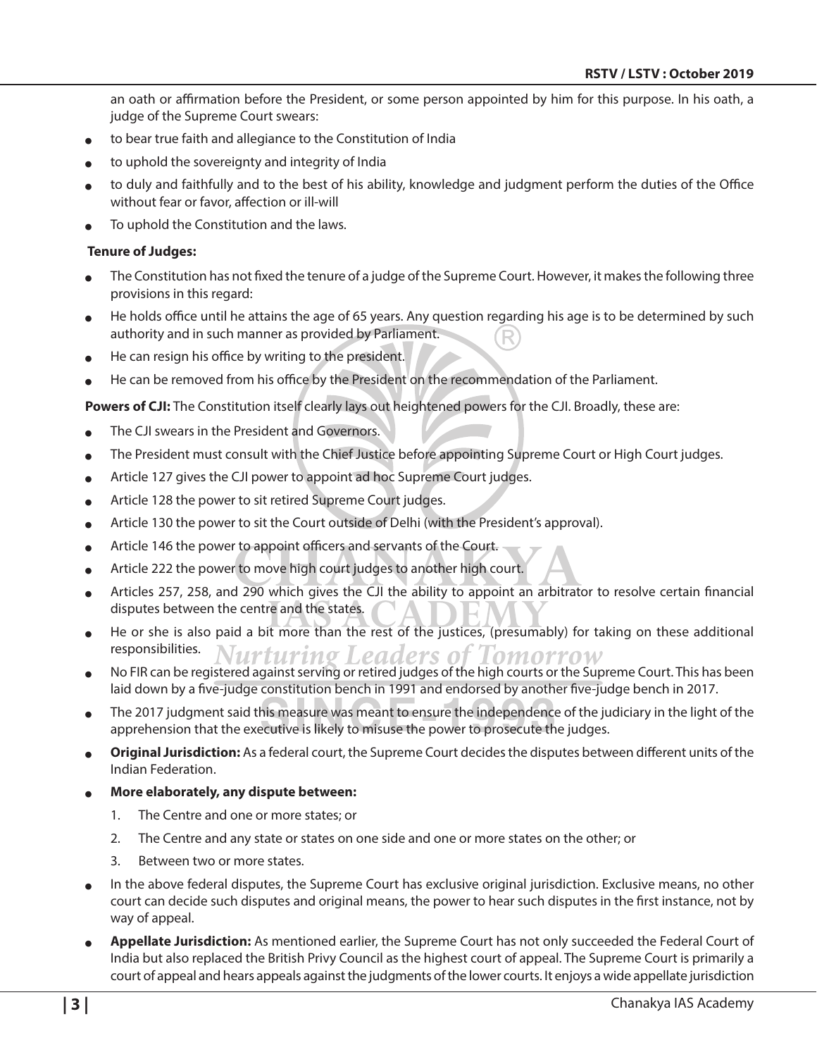an oath or affirmation before the President, or some person appointed by him for this purpose. In his oath, a judge of the Supreme Court swears:

- to bear true faith and allegiance to the Constitution of India
- to uphold the sovereignty and integrity of India
- to duly and faithfully and to the best of his ability, knowledge and judgment perform the duties of the Office without fear or favor, affection or ill-will
- To uphold the Constitution and the laws.

**Tenure of Judges:**

- The Constitution has not fixed the tenure of a judge of the Supreme Court. However, it makes the following three provisions in this regard:
- He holds office until he attains the age of 65 years. Any question regarding his age is to be determined by such authority and in such manner as provided by Parliament.
- He can resign his office by writing to the president.
- He can be removed from his office by the President on the recommendation of the Parliament.

**Powers of CJI:** The Constitution itself clearly lays out heightened powers for the CJI. Broadly, these are:

- The CJI swears in the President and Governors.
- The President must consult with the Chief Justice before appointing Supreme Court or High Court judges.
- Article 127 gives the CJI power to appoint ad hoc Supreme Court judges.
- Article 128 the power to sit retired Supreme Court judges.
- Article 130 the power to sit the Court outside of Delhi (with the President's approval).
- Article 146 the power to appoint officers and servants of the Court.
- Article 222 the power to move high court judges to another high court.
- Articles 257, 258, and 290 which gives the CJI the ability to appoint an arbitrator to resolve certain financial disputes between the centre and the states.
- He or she is also paid a bit more than the rest of the justices, (presumably) for taking on these additional responsibilities.
- No FIR can be registered against serving or retired judges of the high courts or the Supreme Court. This has been laid down by a five-judge constitution bench in 1991 and endorsed by another five-judge bench in 2017.
- The 2017 judgment said this measure was meant to ensure the independence of the judiciary in the light of the apprehension that the executive is likely to misuse the power to prosecute the judges.
- **Original Jurisdiction:** As a federal court, the Supreme Court decides the disputes between different units of the Indian Federation.
- **More elaborately, any dispute between:**
  1. The Centre and one or more states; or
  2. The Centre and any state or states on one side and one or more states on the other; or
  3. Between two or more states.
- In the above federal disputes, the Supreme Court has exclusive original jurisdiction. Exclusive means, no other court can decide such disputes and original means, the power to hear such disputes in the first instance, not by way of appeal.
- **Appellate Jurisdiction:** As mentioned earlier, the Supreme Court has not only succeeded the Federal Court of India but also replaced the British Privy Council as the highest court of appeal. The Supreme Court is primarily a court of appeal and hears appeals against the judgments of the lower courts. It enjoys a wide appellate jurisdiction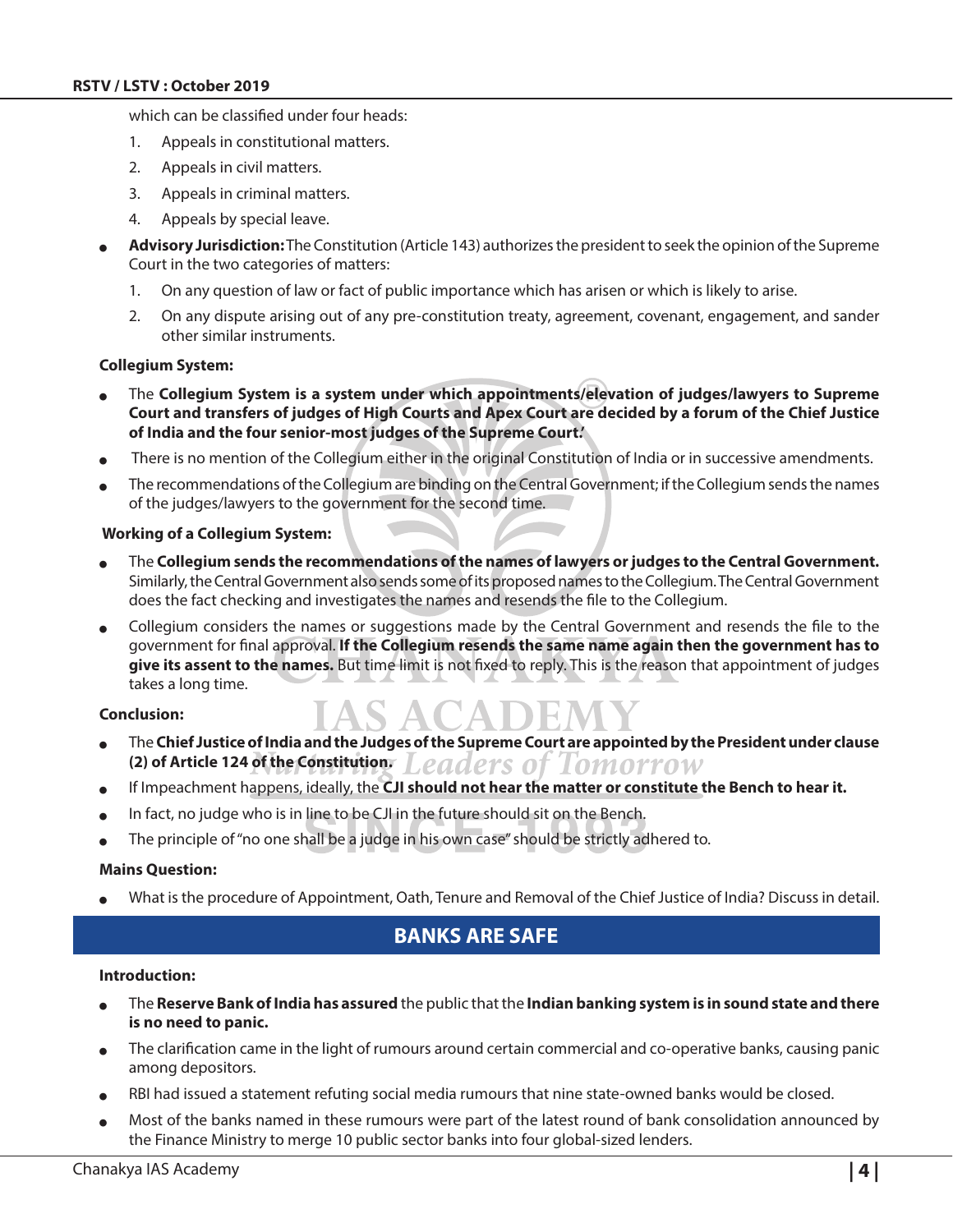which can be classified under four heads:

1. Appeals in constitutional matters.
2. Appeals in civil matters.
3. Appeals in criminal matters.
4. Appeals by special leave.

- **Advisory Jurisdiction:** The Constitution (Article 143) authorizes the president to seek the opinion of the Supreme Court in the two categories of matters:
    1. On any question of law or fact of public importance which has arisen or which is likely to arise.
    2. On any dispute arising out of any pre-constitution treaty, agreement, covenant, engagement, and sander other similar instruments.

**Collegium System:**

- The **Collegium System is a system under which appointments/elevation of judges/lawyers to Supreme Court and transfers of judges of High Courts and Apex Court are decided by a forum of the Chief Justice of India and the four senior-most judges of the Supreme Court.'**
- There is no mention of the Collegium either in the original Constitution of India or in successive amendments.
- The recommendations of the Collegium are binding on the Central Government; if the Collegium sends the names of the judges/lawyers to the government for the second time.

**Working of a Collegium System:**

- The **Collegium sends the recommendations of the names of lawyers or judges to the Central Government.** Similarly, the Central Government also sends some of its proposed names to the Collegium. The Central Government does the fact checking and investigates the names and resends the file to the Collegium.
- Collegium considers the names or suggestions made by the Central Government and resends the file to the government for final approval. **If the Collegium resends the same name again then the government has to give its assent to the names.** But time limit is not fixed to reply. This is the reason that appointment of judges takes a long time.

**Conclusion:**

- The **Chief Justice of India and the Judges of the Supreme Court are appointed by the President under clause (2) of Article 124 of the Constitution.**
- If Impeachment happens, ideally, the **CJI should not hear the matter or constitute the Bench to hear it.**
- In fact, no judge who is in line to be CJI in the future should sit on the Bench.
- The principle of "no one shall be a judge in his own case" should be strictly adhered to.

**Mains Question:**

- What is the procedure of Appointment, Oath, Tenure and Removal of the Chief Justice of India? Discuss in detail.

## BANKS ARE SAFE

**Introduction:**

- The **Reserve Bank of India has assured** the public that the **Indian banking system is in sound state and there is no need to panic.**
- The clarification came in the light of rumours around certain commercial and co-operative banks, causing panic among depositors.
- RBI had issued a statement refuting social media rumours that nine state-owned banks would be closed.
- Most of the banks named in these rumours were part of the latest round of bank consolidation announced by the Finance Ministry to merge 10 public sector banks into four global-sized lenders.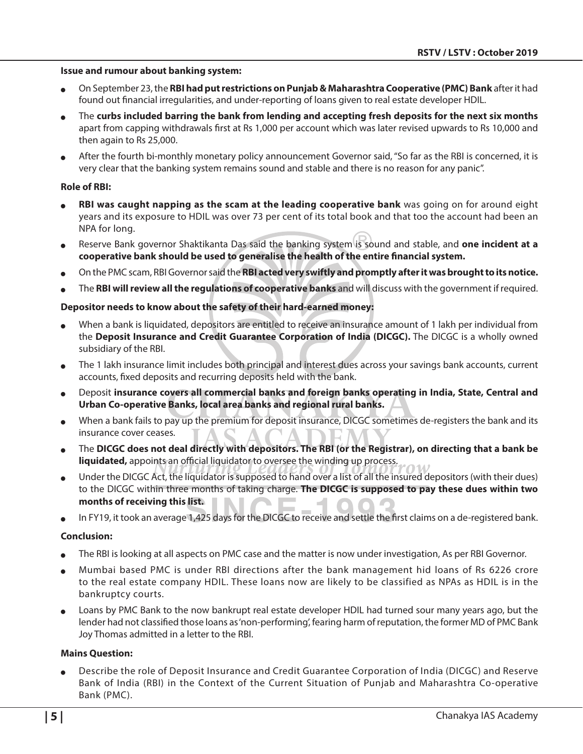**Issue and rumour about banking system:**

- On September 23, the **RBI had put restrictions on Punjab & Maharashtra Cooperative (PMC) Bank** after it had found out financial irregularities, and under-reporting of loans given to real estate developer HDIL.
- The **curbs included barring the bank from lending and accepting fresh deposits for the next six months** apart from capping withdrawals first at Rs 1,000 per account which was later revised upwards to Rs 10,000 and then again to Rs 25,000.
- After the fourth bi-monthly monetary policy announcement Governor said, "So far as the RBI is concerned, it is very clear that the banking system remains sound and stable and there is no reason for any panic".

**Role of RBI:**

- **RBI was caught napping as the scam at the leading cooperative bank** was going on for around eight years and its exposure to HDIL was over 73 per cent of its total book and that too the account had been an NPA for long.
- Reserve Bank governor Shaktikanta Das said the banking system is sound and stable, and **one incident at a cooperative bank should be used to generalise the health of the entire financial system.**
- On the PMC scam, RBI Governor said the **RBI acted very swiftly and promptly after it was brought to its notice.**
- The **RBI will review all the regulations of cooperative banks** and will discuss with the government if required.

**Depositor needs to know about the safety of their hard-earned money:**

- When a bank is liquidated, depositors are entitled to receive an insurance amount of 1 lakh per individual from the **Deposit Insurance and Credit Guarantee Corporation of India (DICGC).** The DICGC is a wholly owned subsidiary of the RBI.
- The 1 lakh insurance limit includes both principal and interest dues across your savings bank accounts, current accounts, fixed deposits and recurring deposits held with the bank.
- Deposit **insurance covers all commercial banks and foreign banks operating in India, State, Central and Urban Co-operative Banks, local area banks and regional rural banks.**
- When a bank fails to pay up the premium for deposit insurance, DICGC sometimes de-registers the bank and its insurance cover ceases.
- The **DICGC does not deal directly with depositors. The RBI (or the Registrar), on directing that a bank be liquidated,** appoints an official liquidator to oversee the winding up process.
- Under the DICGC Act, the liquidator is supposed to hand over a list of all the insured depositors (with their dues) to the DICGC within three months of taking charge. **The DICGC is supposed to pay these dues within two months of receiving this list.**
- In FY19, it took an average 1,425 days for the DICGC to receive and settle the first claims on a de-registered bank.

**Conclusion:**

- The RBI is looking at all aspects on PMC case and the matter is now under investigation, As per RBI Governor.
- Mumbai based PMC is under RBI directions after the bank management hid loans of Rs 6226 crore to the real estate company HDIL. These loans now are likely to be classified as NPAs as HDIL is in the bankruptcy courts.
- Loans by PMC Bank to the now bankrupt real estate developer HDIL had turned sour many years ago, but the lender had not classified those loans as 'non-performing', fearing harm of reputation, the former MD of PMC Bank Joy Thomas admitted in a letter to the RBI.

**Mains Question:**

- Describe the role of Deposit Insurance and Credit Guarantee Corporation of India (DICGC) and Reserve Bank of India (RBI) in the Context of the Current Situation of Punjab and Maharashtra Co-operative Bank (PMC).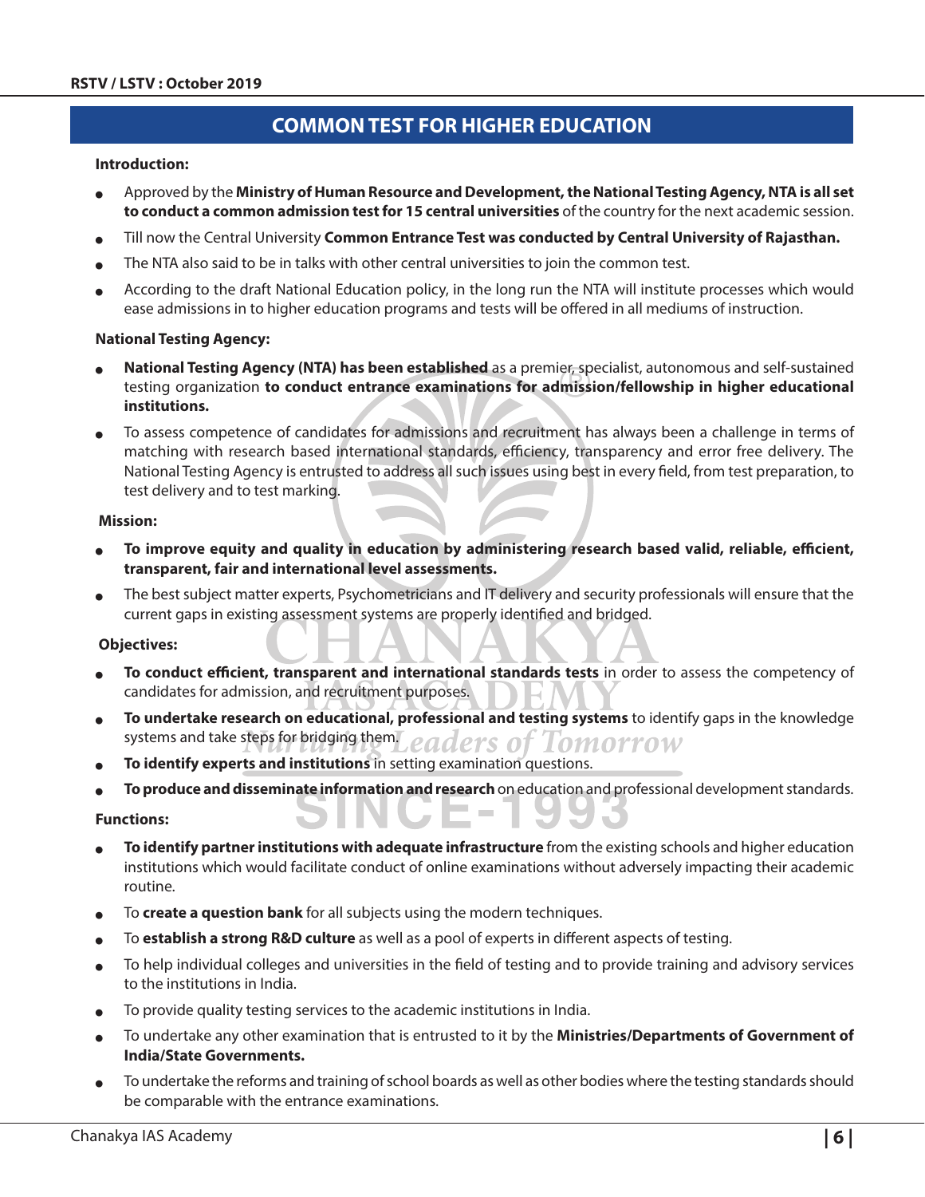## COMMON TEST FOR HIGHER EDUCATION

**Introduction:**

- Approved by the **Ministry of Human Resource and Development, the National Testing Agency, NTA is all set to conduct a common admission test for 15 central universities** of the country for the next academic session.
- Till now the Central University **Common Entrance Test was conducted by Central University of Rajasthan.**
- The NTA also said to be in talks with other central universities to join the common test.
- According to the draft National Education policy, in the long run the NTA will institute processes which would ease admissions in to higher education programs and tests will be offered in all mediums of instruction.

**National Testing Agency:**

- **National Testing Agency (NTA) has been established** as a premier, specialist, autonomous and self-sustained testing organization **to conduct entrance examinations for admission/fellowship in higher educational institutions.**
- To assess competence of candidates for admissions and recruitment has always been a challenge in terms of matching with research based international standards, efficiency, transparency and error free delivery. The National Testing Agency is entrusted to address all such issues using best in every field, from test preparation, to test delivery and to test marking.

**Mission:**

- **To improve equity and quality in education by administering research based valid, reliable, efficient, transparent, fair and international level assessments.**
- The best subject matter experts, Psychometricians and IT delivery and security professionals will ensure that the current gaps in existing assessment systems are properly identified and bridged.

**Objectives:**

- **To conduct efficient, transparent and international standards tests** in order to assess the competency of candidates for admission, and recruitment purposes.
- **To undertake research on educational, professional and testing systems** to identify gaps in the knowledge systems and take steps for bridging them.
- **To identify experts and institutions** in setting examination questions.
- **To produce and disseminate information and research** on education and professional development standards.

**Functions:**

- **To identify partner institutions with adequate infrastructure** from the existing schools and higher education institutions which would facilitate conduct of online examinations without adversely impacting their academic routine.
- To **create a question bank** for all subjects using the modern techniques.
- To **establish a strong R&D culture** as well as a pool of experts in different aspects of testing.
- To help individual colleges and universities in the field of testing and to provide training and advisory services to the institutions in India.
- To provide quality testing services to the academic institutions in India.
- To undertake any other examination that is entrusted to it by the **Ministries/Departments of Government of India/State Governments.**
- To undertake the reforms and training of school boards as well as other bodies where the testing standards should be comparable with the entrance examinations.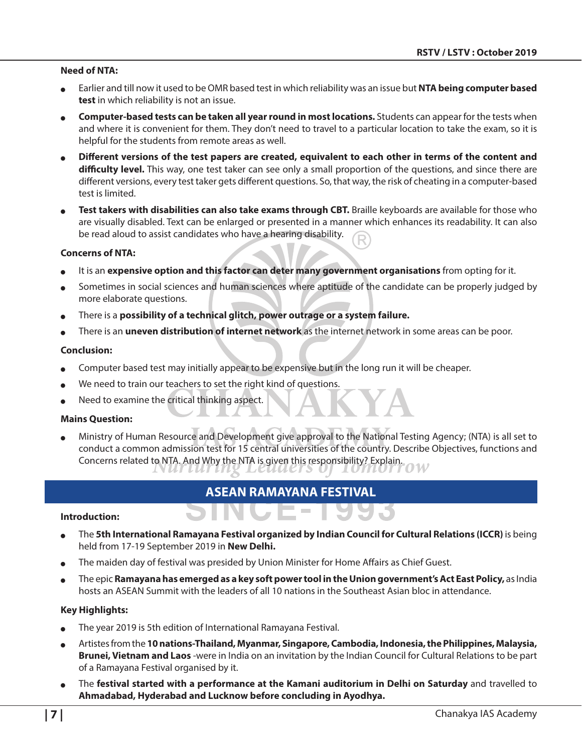**Need of NTA:**

- Earlier and till now it used to be OMR based test in which reliability was an issue but **NTA being computer based test** in which reliability is not an issue.
- **Computer-based tests can be taken all year round in most locations.** Students can appear for the tests when and where it is convenient for them. They don't need to travel to a particular location to take the exam, so it is helpful for the students from remote areas as well.
- **Different versions of the test papers are created, equivalent to each other in terms of the content and difficulty level.** This way, one test taker can see only a small proportion of the questions, and since there are different versions, every test taker gets different questions. So, that way, the risk of cheating in a computer-based test is limited.
- **Test takers with disabilities can also take exams through CBT.** Braille keyboards are available for those who are visually disabled. Text can be enlarged or presented in a manner which enhances its readability. It can also be read aloud to assist candidates who have a hearing disability.

**Concerns of NTA:**

- It is an **expensive option and this factor can deter many government organisations** from opting for it.
- Sometimes in social sciences and human sciences where aptitude of the candidate can be properly judged by more elaborate questions.
- There is a **possibility of a technical glitch, power outrage or a system failure.**
- There is an **uneven distribution of internet network** as the internet network in some areas can be poor.

**Conclusion:**

- Computer based test may initially appear to be expensive but in the long run it will be cheaper.
- We need to train our teachers to set the right kind of questions.
- Need to examine the critical thinking aspect.

**Mains Question:**

- Ministry of Human Resource and Development give approval to the National Testing Agency; (NTA) is all set to conduct a common admission test for 15 central universities of the country. Describe Objectives, functions and Concerns related to NTA. And Why the NTA is given this responsibility? Explain.

## ASEAN RAMAYANA FESTIVAL

**Introduction:**

- The **5th International Ramayana Festival organized by Indian Council for Cultural Relations (ICCR)** is being held from 17-19 September 2019 in **New Delhi.**
- The maiden day of festival was presided by Union Minister for Home Affairs as Chief Guest.
- The epic **Ramayana has emerged as a key soft power tool in the Union government's Act East Policy,** as India hosts an ASEAN Summit with the leaders of all 10 nations in the Southeast Asian bloc in attendance.

**Key Highlights:**

- The year 2019 is 5th edition of International Ramayana Festival.
- Artistes from the **10 nations-Thailand, Myanmar, Singapore, Cambodia, Indonesia, the Philippines, Malaysia, Brunei, Vietnam and Laos** -were in India on an invitation by the Indian Council for Cultural Relations to be part of a Ramayana Festival organised by it.
- The **festival started with a performance at the Kamani auditorium in Delhi on Saturday** and travelled to **Ahmadabad, Hyderabad and Lucknow before concluding in Ayodhya.**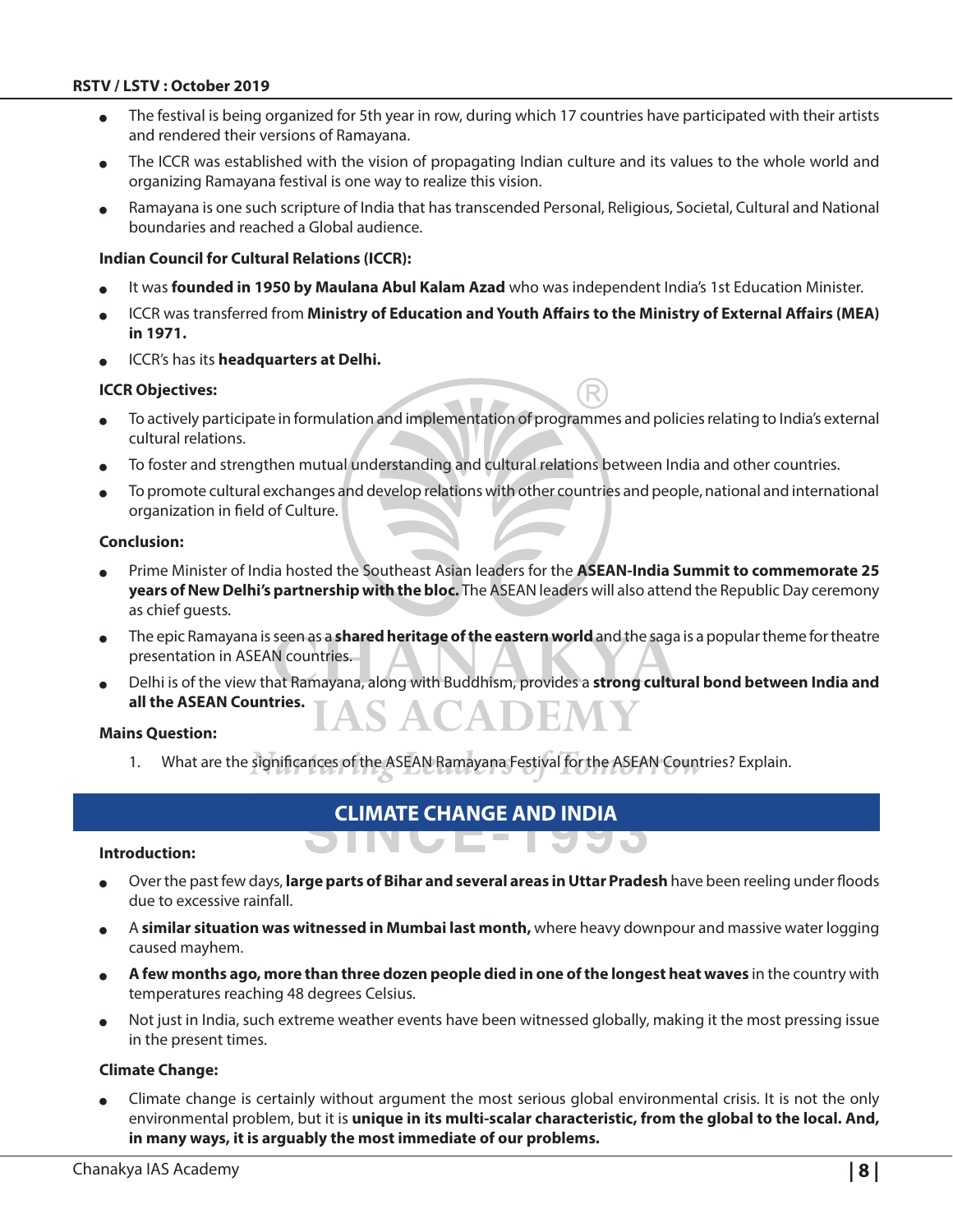- The festival is being organized for 5th year in row, during which 17 countries have participated with their artists and rendered their versions of Ramayana.
- The ICCR was established with the vision of propagating Indian culture and its values to the whole world and organizing Ramayana festival is one way to realize this vision.
- Ramayana is one such scripture of India that has transcended Personal, Religious, Societal, Cultural and National boundaries and reached a Global audience.

**Indian Council for Cultural Relations (ICCR):**

- It was **founded in 1950 by Maulana Abul Kalam Azad** who was independent India's 1st Education Minister.
- ICCR was transferred from **Ministry of Education and Youth Affairs to the Ministry of External Affairs (MEA) in 1971.**
- ICCR's has its **headquarters at Delhi.**

**ICCR Objectives:**

- To actively participate in formulation and implementation of programmes and policies relating to India's external cultural relations.
- To foster and strengthen mutual understanding and cultural relations between India and other countries.
- To promote cultural exchanges and develop relations with other countries and people, national and international organization in field of Culture.

**Conclusion:**

- Prime Minister of India hosted the Southeast Asian leaders for the **ASEAN-India Summit to commemorate 25 years of New Delhi's partnership with the bloc.** The ASEAN leaders will also attend the Republic Day ceremony as chief guests.
- The epic Ramayana is seen as a **shared heritage of the eastern world** and the saga is a popular theme for theatre presentation in ASEAN countries.
- Delhi is of the view that Ramayana, along with Buddhism, provides a **strong cultural bond between India and all the ASEAN Countries.**

**Mains Question:**

1. What are the significances of the ASEAN Ramayana Festival for the ASEAN Countries? Explain.

## CLIMATE CHANGE AND INDIA

**Introduction:**

- Over the past few days, **large parts of Bihar and several areas in Uttar Pradesh** have been reeling under floods due to excessive rainfall.
- A **similar situation was witnessed in Mumbai last month,** where heavy downpour and massive water logging caused mayhem.
- **A few months ago, more than three dozen people died in one of the longest heat waves** in the country with temperatures reaching 48 degrees Celsius.
- Not just in India, such extreme weather events have been witnessed globally, making it the most pressing issue in the present times.

**Climate Change:**

- Climate change is certainly without argument the most serious global environmental crisis. It is not the only environmental problem, but it is **unique in its multi-scalar characteristic, from the global to the local. And, in many ways, it is arguably the most immediate of our problems.**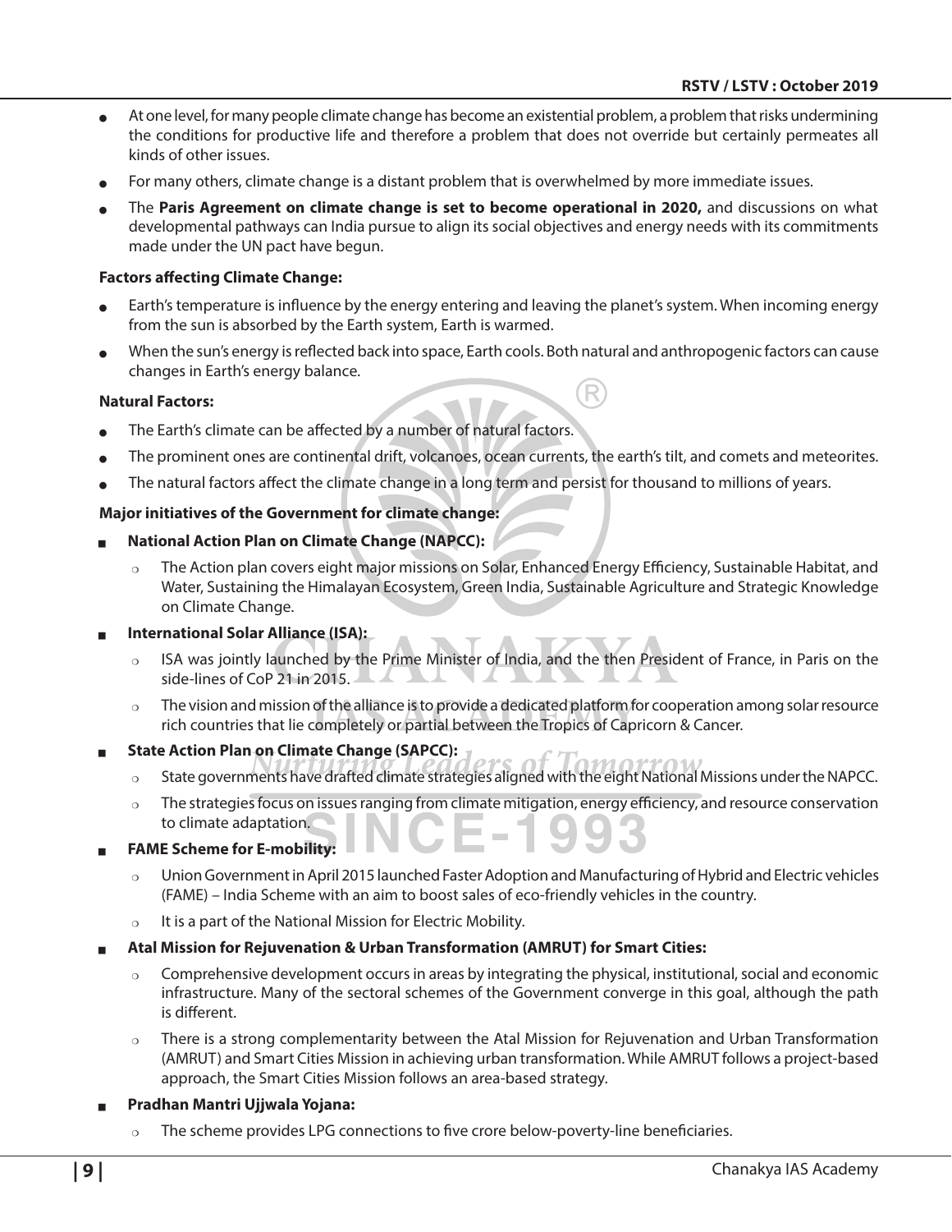- At one level, for many people climate change has become an existential problem, a problem that risks undermining the conditions for productive life and therefore a problem that does not override but certainly permeates all kinds of other issues.
- For many others, climate change is a distant problem that is overwhelmed by more immediate issues.
- The **Paris Agreement on climate change is set to become operational in 2020,** and discussions on what developmental pathways can India pursue to align its social objectives and energy needs with its commitments made under the UN pact have begun.

**Factors affecting Climate Change:**

- Earth's temperature is influence by the energy entering and leaving the planet's system. When incoming energy from the sun is absorbed by the Earth system, Earth is warmed.
- When the sun's energy is reflected back into space, Earth cools. Both natural and anthropogenic factors can cause changes in Earth's energy balance.

**Natural Factors:**

- The Earth's climate can be affected by a number of natural factors.
- The prominent ones are continental drift, volcanoes, ocean currents, the earth's tilt, and comets and meteorites.
- The natural factors affect the climate change in a long term and persist for thousand to millions of years.

**Major initiatives of the Government for climate change:**

- **National Action Plan on Climate Change (NAPCC):**
  - The Action plan covers eight major missions on Solar, Enhanced Energy Efficiency, Sustainable Habitat, and Water, Sustaining the Himalayan Ecosystem, Green India, Sustainable Agriculture and Strategic Knowledge on Climate Change.
- **International Solar Alliance (ISA):**
  - ISA was jointly launched by the Prime Minister of India, and the then President of France, in Paris on the side-lines of CoP 21 in 2015.
  - The vision and mission of the alliance is to provide a dedicated platform for cooperation among solar resource rich countries that lie completely or partial between the Tropics of Capricorn & Cancer.
- **State Action Plan on Climate Change (SAPCC):**
  - State governments have drafted climate strategies aligned with the eight National Missions under the NAPCC.
  - The strategies focus on issues ranging from climate mitigation, energy efficiency, and resource conservation to climate adaptation.
- **FAME Scheme for E-mobility:**
  - Union Government in April 2015 launched Faster Adoption and Manufacturing of Hybrid and Electric vehicles (FAME) – India Scheme with an aim to boost sales of eco-friendly vehicles in the country.
  - It is a part of the National Mission for Electric Mobility.
- **Atal Mission for Rejuvenation & Urban Transformation (AMRUT) for Smart Cities:**
  - Comprehensive development occurs in areas by integrating the physical, institutional, social and economic infrastructure. Many of the sectoral schemes of the Government converge in this goal, although the path is different.
  - There is a strong complementarity between the Atal Mission for Rejuvenation and Urban Transformation (AMRUT) and Smart Cities Mission in achieving urban transformation. While AMRUT follows a project-based approach, the Smart Cities Mission follows an area-based strategy.
- **Pradhan Mantri Ujjwala Yojana:**
  - The scheme provides LPG connections to five crore below-poverty-line beneficiaries.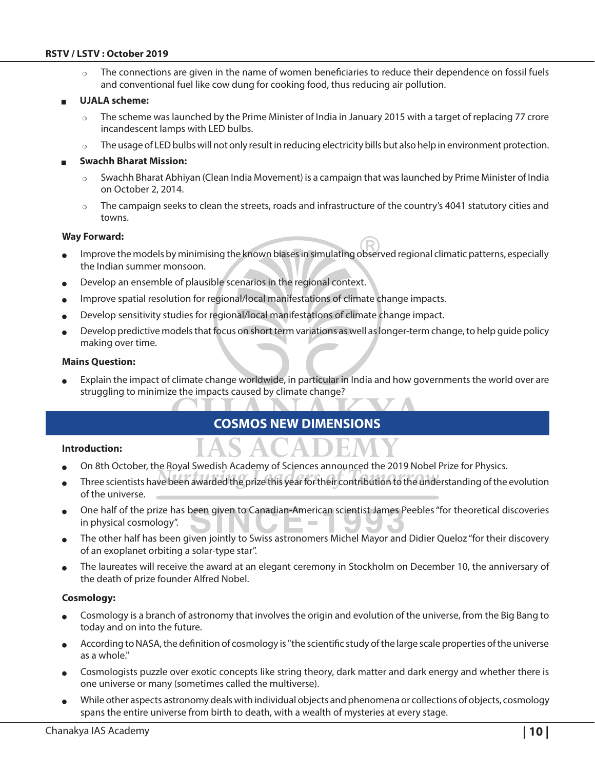- The connections are given in the name of women beneficiaries to reduce their dependence on fossil fuels and conventional fuel like cow dung for cooking food, thus reducing air pollution.

- **UJALA scheme:**
  - The scheme was launched by the Prime Minister of India in January 2015 with a target of replacing 77 crore incandescent lamps with LED bulbs.
  - The usage of LED bulbs will not only result in reducing electricity bills but also help in environment protection.

- **Swachh Bharat Mission:**
  - Swachh Bharat Abhiyan (Clean India Movement) is a campaign that was launched by Prime Minister of India on October 2, 2014.
  - The campaign seeks to clean the streets, roads and infrastructure of the country's 4041 statutory cities and towns.

**Way Forward:**

- Improve the models by minimising the known biases in simulating observed regional climatic patterns, especially the Indian summer monsoon.
- Develop an ensemble of plausible scenarios in the regional context.
- Improve spatial resolution for regional/local manifestations of climate change impacts.
- Develop sensitivity studies for regional/local manifestations of climate change impact.
- Develop predictive models that focus on short term variations as well as longer-term change, to help guide policy making over time.

**Mains Question:**

- Explain the impact of climate change worldwide, in particular in India and how governments the world over are struggling to minimize the impacts caused by climate change?

## COSMOS NEW DIMENSIONS

**Introduction:**

- On 8th October, the Royal Swedish Academy of Sciences announced the 2019 Nobel Prize for Physics.
- Three scientists have been awarded the prize this year for their contribution to the understanding of the evolution of the universe.
- One half of the prize has been given to Canadian-American scientist James Peebles "for theoretical discoveries in physical cosmology".
- The other half has been given jointly to Swiss astronomers Michel Mayor and Didier Queloz "for their discovery of an exoplanet orbiting a solar-type star".
- The laureates will receive the award at an elegant ceremony in Stockholm on December 10, the anniversary of the death of prize founder Alfred Nobel.

**Cosmology:**

- Cosmology is a branch of astronomy that involves the origin and evolution of the universe, from the Big Bang to today and on into the future.
- According to NASA, the definition of cosmology is "the scientific study of the large scale properties of the universe as a whole."
- Cosmologists puzzle over exotic concepts like string theory, dark matter and dark energy and whether there is one universe or many (sometimes called the multiverse).
- While other aspects astronomy deals with individual objects and phenomena or collections of objects, cosmology spans the entire universe from birth to death, with a wealth of mysteries at every stage.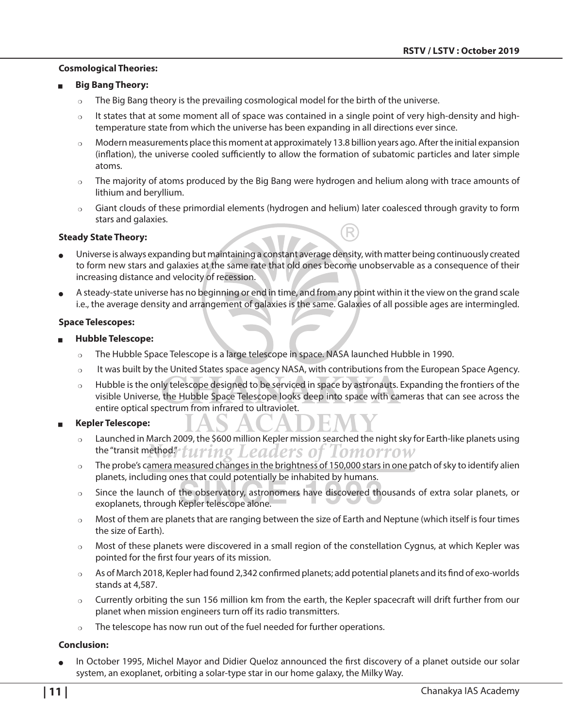**Cosmological Theories:**

- **Big Bang Theory:**
  - The Big Bang theory is the prevailing cosmological model for the birth of the universe.
  - It states that at some moment all of space was contained in a single point of very high-density and high-temperature state from which the universe has been expanding in all directions ever since.
  - Modern measurements place this moment at approximately 13.8 billion years ago. After the initial expansion (inflation), the universe cooled sufficiently to allow the formation of subatomic particles and later simple atoms.
  - The majority of atoms produced by the Big Bang were hydrogen and helium along with trace amounts of lithium and beryllium.
  - Giant clouds of these primordial elements (hydrogen and helium) later coalesced through gravity to form stars and galaxies.

**Steady State Theory:**

- Universe is always expanding but maintaining a constant average density, with matter being continuously created to form new stars and galaxies at the same rate that old ones become unobservable as a consequence of their increasing distance and velocity of recession.
- A steady-state universe has no beginning or end in time, and from any point within it the view on the grand scale i.e., the average density and arrangement of galaxies is the same. Galaxies of all possible ages are intermingled.

**Space Telescopes:**

- **Hubble Telescope:**
  - The Hubble Space Telescope is a large telescope in space. NASA launched Hubble in 1990.
  - It was built by the United States space agency NASA, with contributions from the European Space Agency.
  - Hubble is the only telescope designed to be serviced in space by astronauts. Expanding the frontiers of the visible Universe, the Hubble Space Telescope looks deep into space with cameras that can see across the entire optical spectrum from infrared to ultraviolet.
- **Kepler Telescope:**
  - Launched in March 2009, the $600 million Kepler mission searched the night sky for Earth-like planets using the "transit method."
  - The probe's camera measured changes in the brightness of 150,000 stars in one patch of sky to identify alien planets, including ones that could potentially be inhabited by humans.
  - Since the launch of the observatory, astronomers have discovered thousands of extra solar planets, or exoplanets, through Kepler telescope alone.
  - Most of them are planets that are ranging between the size of Earth and Neptune (which itself is four times the size of Earth).
  - Most of these planets were discovered in a small region of the constellation Cygnus, at which Kepler was pointed for the first four years of its mission.
  - As of March 2018, Kepler had found 2,342 confirmed planets; add potential planets and its find of exo-worlds stands at 4,587.
  - Currently orbiting the sun 156 million km from the earth, the Kepler spacecraft will drift further from our planet when mission engineers turn off its radio transmitters.
  - The telescope has now run out of the fuel needed for further operations.

**Conclusion:**

- In October 1995, Michel Mayor and Didier Queloz announced the first discovery of a planet outside our solar system, an exoplanet, orbiting a solar-type star in our home galaxy, the Milky Way.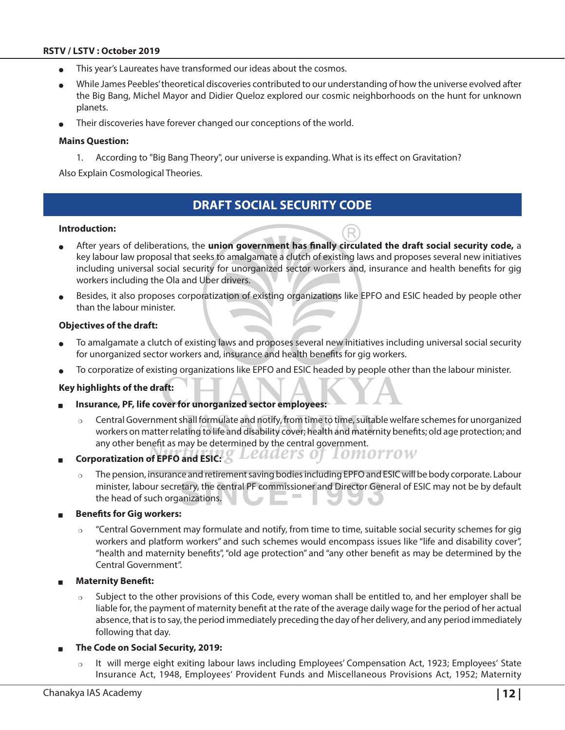- This year's Laureates have transformed our ideas about the cosmos.
- While James Peebles' theoretical discoveries contributed to our understanding of how the universe evolved after the Big Bang, Michel Mayor and Didier Queloz explored our cosmic neighborhoods on the hunt for unknown planets.
- Their discoveries have forever changed our conceptions of the world.

**Mains Question:**

1. According to "Big Bang Theory", our universe is expanding. What is its effect on Gravitation?

Also Explain Cosmological Theories.

## DRAFT SOCIAL SECURITY CODE

**Introduction:**

- After years of deliberations, the **union government has finally circulated the draft social security code,** a key labour law proposal that seeks to amalgamate a clutch of existing laws and proposes several new initiatives including universal social security for unorganized sector workers and, insurance and health benefits for gig workers including the Ola and Uber drivers.
- Besides, it also proposes corporatization of existing organizations like EPFO and ESIC headed by people other than the labour minister.

**Objectives of the draft:**

- To amalgamate a clutch of existing laws and proposes several new initiatives including universal social security for unorganized sector workers and, insurance and health benefits for gig workers.
- To corporatize of existing organizations like EPFO and ESIC headed by people other than the labour minister.

**Key highlights of the draft:**

- **Insurance, PF, life cover for unorganized sector employees:**
  - Central Government shall formulate and notify, from time to time, suitable welfare schemes for unorganized workers on matter relating to life and disability cover; health and maternity benefits; old age protection; and any other benefit as may be determined by the central government.
- **Corporatization of EPFO and ESIC:**
  - The pension, insurance and retirement saving bodies including EPFO and ESIC will be body corporate. Labour minister, labour secretary, the central PF commissioner and Director General of ESIC may not be by default the head of such organizations.
- **Benefits for Gig workers:**
  - "Central Government may formulate and notify, from time to time, suitable social security schemes for gig workers and platform workers" and such schemes would encompass issues like "life and disability cover", "health and maternity benefits", "old age protection" and "any other benefit as may be determined by the Central Government".
- **Maternity Benefit:**
  - Subject to the other provisions of this Code, every woman shall be entitled to, and her employer shall be liable for, the payment of maternity benefit at the rate of the average daily wage for the period of her actual absence, that is to say, the period immediately preceding the day of her delivery, and any period immediately following that day.
- **The Code on Social Security, 2019:**
  - It will merge eight exiting labour laws including Employees' Compensation Act, 1923; Employees' State Insurance Act, 1948, Employees' Provident Funds and Miscellaneous Provisions Act, 1952; Maternity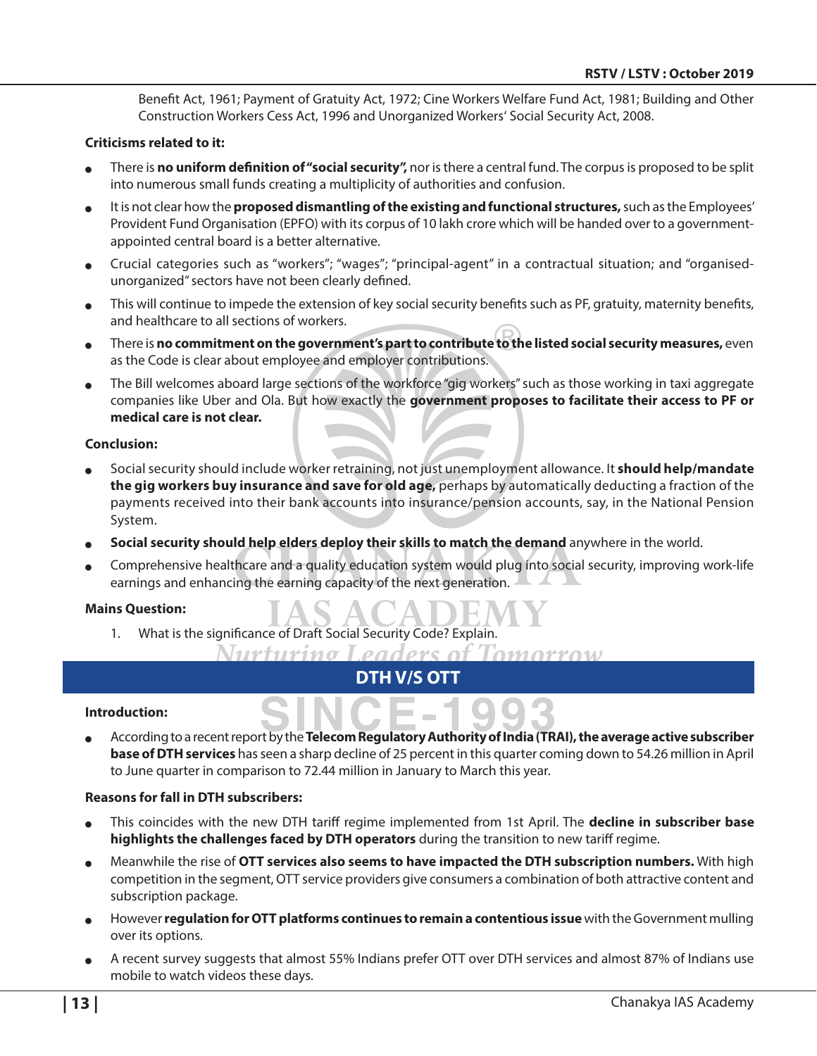Benefit Act, 1961; Payment of Gratuity Act, 1972; Cine Workers Welfare Fund Act, 1981; Building and Other Construction Workers Cess Act, 1996 and Unorganized Workers' Social Security Act, 2008.

**Criticisms related to it:**

- There is **no uniform definition of "social security",** nor is there a central fund. The corpus is proposed to be split into numerous small funds creating a multiplicity of authorities and confusion.
- It is not clear how the **proposed dismantling of the existing and functional structures,** such as the Employees' Provident Fund Organisation (EPFO) with its corpus of 10 lakh crore which will be handed over to a government-appointed central board is a better alternative.
- Crucial categories such as "workers"; "wages"; "principal-agent" in a contractual situation; and "organised-unorganized" sectors have not been clearly defined.
- This will continue to impede the extension of key social security benefits such as PF, gratuity, maternity benefits, and healthcare to all sections of workers.
- There is **no commitment on the government's part to contribute to the listed social security measures,** even as the Code is clear about employee and employer contributions.
- The Bill welcomes aboard large sections of the workforce "gig workers" such as those working in taxi aggregate companies like Uber and Ola. But how exactly the **government proposes to facilitate their access to PF or medical care is not clear.**

**Conclusion:**

- Social security should include worker retraining, not just unemployment allowance. It **should help/mandate the gig workers buy insurance and save for old age,** perhaps by automatically deducting a fraction of the payments received into their bank accounts into insurance/pension accounts, say, in the National Pension System.
- **Social security should help elders deploy their skills to match the demand** anywhere in the world.
- Comprehensive healthcare and a quality education system would plug into social security, improving work-life earnings and enhancing the earning capacity of the next generation.

**Mains Question:**

1. What is the significance of Draft Social Security Code? Explain.

## DTH V/S OTT

**Introduction:**

- According to a recent report by the **Telecom Regulatory Authority of India (TRAI), the average active subscriber base of DTH services** has seen a sharp decline of 25 percent in this quarter coming down to 54.26 million in April to June quarter in comparison to 72.44 million in January to March this year.

**Reasons for fall in DTH subscribers:**

- This coincides with the new DTH tariff regime implemented from 1st April. The **decline in subscriber base highlights the challenges faced by DTH operators** during the transition to new tariff regime.
- Meanwhile the rise of **OTT services also seems to have impacted the DTH subscription numbers.** With high competition in the segment, OTT service providers give consumers a combination of both attractive content and subscription package.
- However **regulation for OTT platforms continues to remain a contentious issue** with the Government mulling over its options.
- A recent survey suggests that almost 55% Indians prefer OTT over DTH services and almost 87% of Indians use mobile to watch videos these days.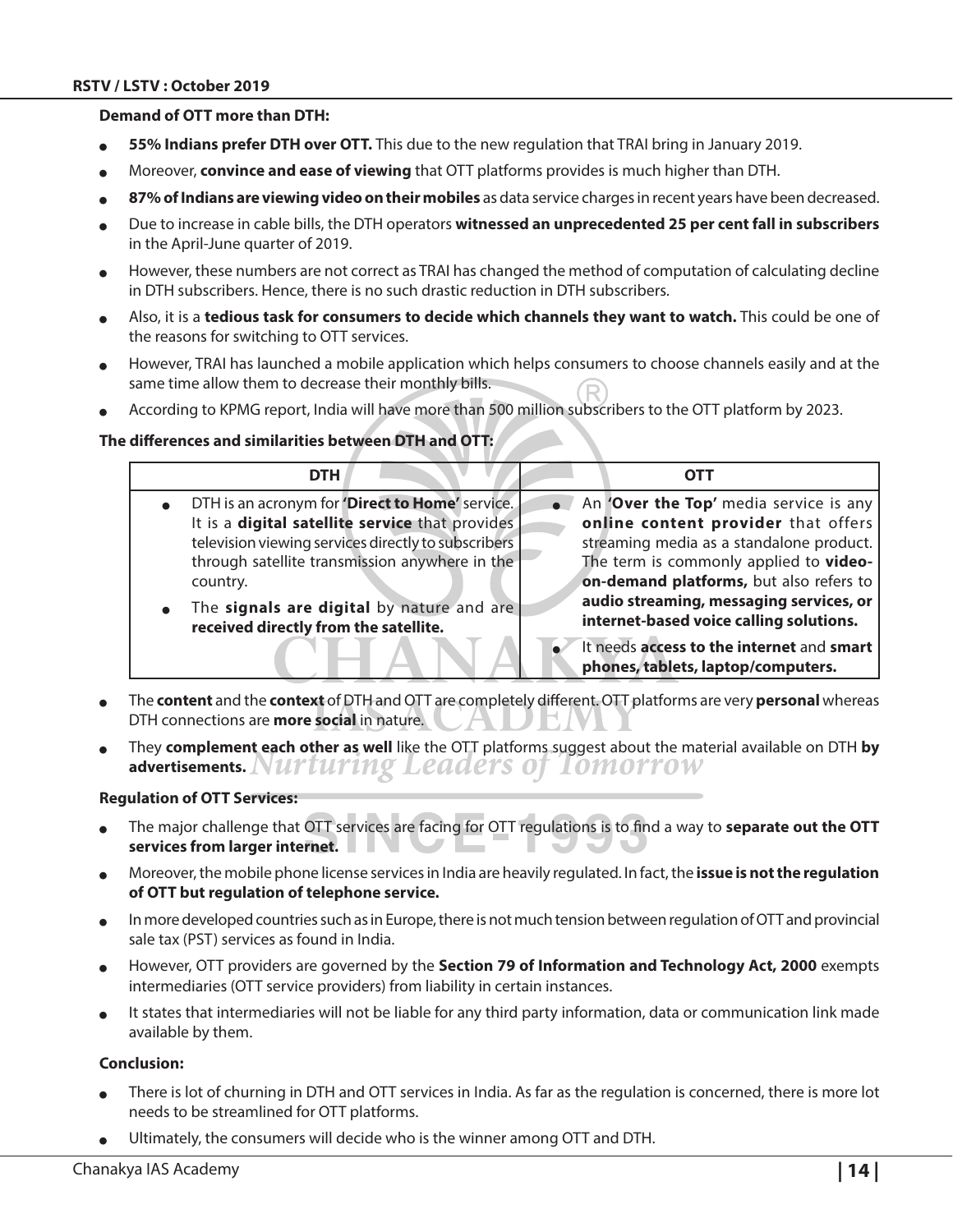**Demand of OTT more than DTH:**

- **55% Indians prefer DTH over OTT.** This due to the new regulation that TRAI bring in January 2019.
- Moreover, **convince and ease of viewing** that OTT platforms provides is much higher than DTH.
- **87% of Indians are viewing video on their mobiles** as data service charges in recent years have been decreased.
- Due to increase in cable bills, the DTH operators **witnessed an unprecedented 25 per cent fall in subscribers** in the April-June quarter of 2019.
- However, these numbers are not correct as TRAI has changed the method of computation of calculating decline in DTH subscribers. Hence, there is no such drastic reduction in DTH subscribers.
- Also, it is a **tedious task for consumers to decide which channels they want to watch.** This could be one of the reasons for switching to OTT services.
- However, TRAI has launched a mobile application which helps consumers to choose channels easily and at the same time allow them to decrease their monthly bills.
- According to KPMG report, India will have more than 500 million subscribers to the OTT platform by 2023.

**The differences and similarities between DTH and OTT:**

| DTH | OTT |
|---|---|
| • DTH is an acronym for **'Direct to Home'** service. It is a **digital satellite service** that provides television viewing services directly to subscribers through satellite transmission anywhere in the country.<br>• The **signals are digital** by nature and are **received directly from the satellite.** | • An **'Over the Top'** media service is any **online content provider** that offers streaming media as a standalone product. The term is commonly applied to **video-on-demand platforms,** but also refers to **audio streaming, messaging services, or internet-based voice calling solutions.**<br>• It needs **access to the internet** and **smart phones, tablets, laptop/computers.** |

- The **content** and the **context** of DTH and OTT are completely different. OTT platforms are very **personal** whereas DTH connections are **more social** in nature.
- They **complement each other as well** like the OTT platforms suggest about the material available on DTH **by advertisements.**

**Regulation of OTT Services:**

- The major challenge that OTT services are facing for OTT regulations is to find a way to **separate out the OTT services from larger internet.**
- Moreover, the mobile phone license services in India are heavily regulated. In fact, the **issue is not the regulation of OTT but regulation of telephone service.**
- In more developed countries such as in Europe, there is not much tension between regulation of OTT and provincial sale tax (PST) services as found in India.
- However, OTT providers are governed by the **Section 79 of Information and Technology Act, 2000** exempts intermediaries (OTT service providers) from liability in certain instances.
- It states that intermediaries will not be liable for any third party information, data or communication link made available by them.

**Conclusion:**

- There is lot of churning in DTH and OTT services in India. As far as the regulation is concerned, there is more lot needs to be streamlined for OTT platforms.
- Ultimately, the consumers will decide who is the winner among OTT and DTH.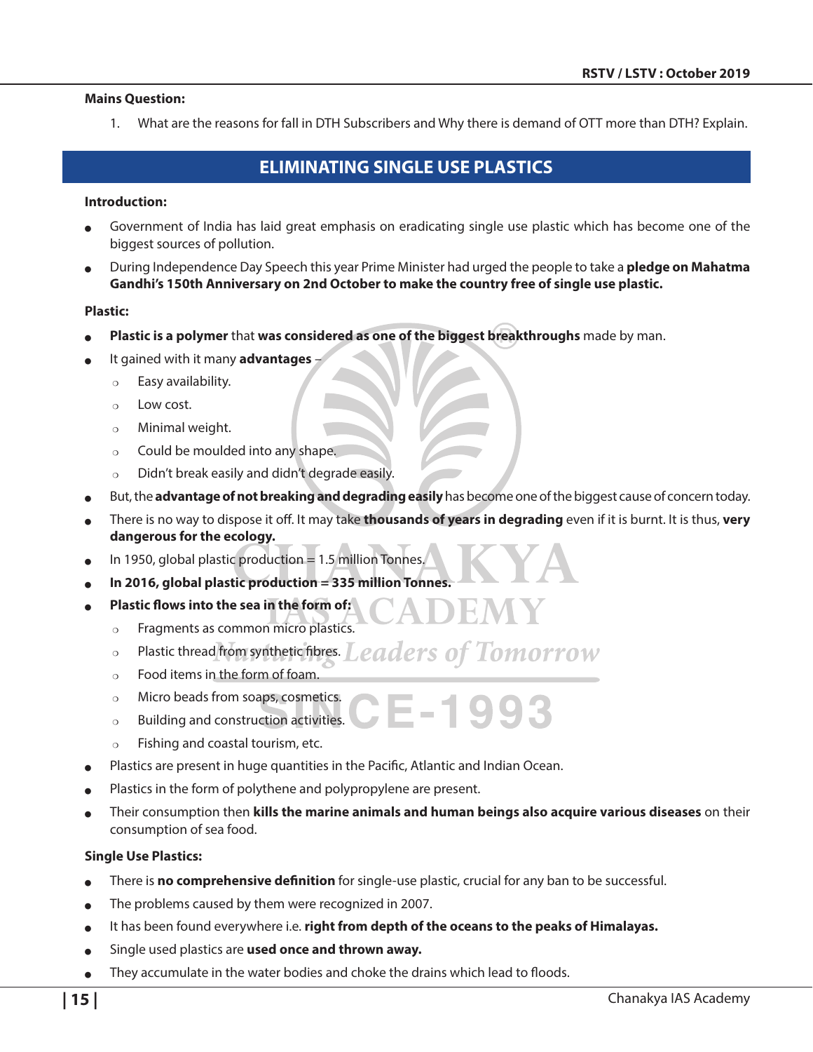**Mains Question:**

1. What are the reasons for fall in DTH Subscribers and Why there is demand of OTT more than DTH? Explain.

## ELIMINATING SINGLE USE PLASTICS

**Introduction:**

- Government of India has laid great emphasis on eradicating single use plastic which has become one of the biggest sources of pollution.
- During Independence Day Speech this year Prime Minister had urged the people to take a **pledge on Mahatma Gandhi's 150th Anniversary on 2nd October to make the country free of single use plastic.**

**Plastic:**

- **Plastic is a polymer** that **was considered as one of the biggest breakthroughs** made by man.
- It gained with it many **advantages** –
  - Easy availability.
  - Low cost.
  - Minimal weight.
  - Could be moulded into any shape.
  - Didn't break easily and didn't degrade easily.
- But, the **advantage of not breaking and degrading easily** has become one of the biggest cause of concern today.
- There is no way to dispose it off. It may take **thousands of years in degrading** even if it is burnt. It is thus, **very dangerous for the ecology.**
- In 1950, global plastic production = 1.5 million Tonnes.
- **In 2016, global plastic production = 335 million Tonnes.**
- **Plastic flows into the sea in the form of:**
  - Fragments as common micro plastics.
  - Plastic thread from synthetic fibres.
  - Food items in the form of foam.
  - Micro beads from soaps, cosmetics.
  - Building and construction activities.
  - Fishing and coastal tourism, etc.
- Plastics are present in huge quantities in the Pacific, Atlantic and Indian Ocean.
- Plastics in the form of polythene and polypropylene are present.
- Their consumption then **kills the marine animals and human beings also acquire various diseases** on their consumption of sea food.

**Single Use Plastics:**

- There is **no comprehensive definition** for single-use plastic, crucial for any ban to be successful.
- The problems caused by them were recognized in 2007.
- It has been found everywhere i.e. **right from depth of the oceans to the peaks of Himalayas.**
- Single used plastics are **used once and thrown away.**
- They accumulate in the water bodies and choke the drains which lead to floods.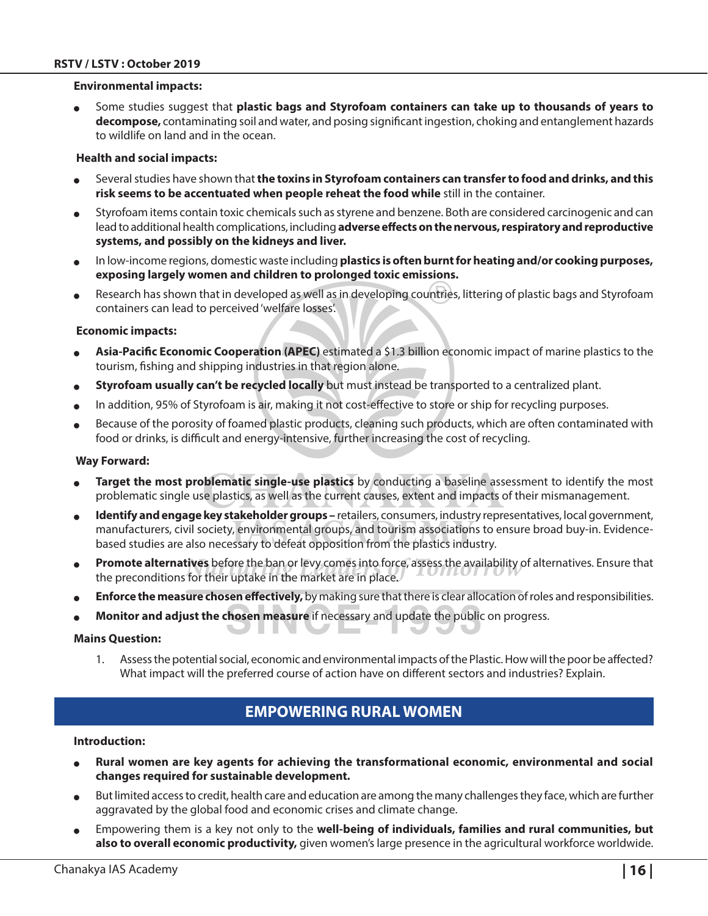**Environmental impacts:**

- Some studies suggest that **plastic bags and Styrofoam containers can take up to thousands of years to decompose,** contaminating soil and water, and posing significant ingestion, choking and entanglement hazards to wildlife on land and in the ocean.

**Health and social impacts:**

- Several studies have shown that **the toxins in Styrofoam containers can transfer to food and drinks, and this risk seems to be accentuated when people reheat the food while** still in the container.
- Styrofoam items contain toxic chemicals such as styrene and benzene. Both are considered carcinogenic and can lead to additional health complications, including **adverse effects on the nervous, respiratory and reproductive systems, and possibly on the kidneys and liver.**
- In low-income regions, domestic waste including **plastics is often burnt for heating and/or cooking purposes, exposing largely women and children to prolonged toxic emissions.**
- Research has shown that in developed as well as in developing countries, littering of plastic bags and Styrofoam containers can lead to perceived 'welfare losses'.

**Economic impacts:**

- **Asia-Pacific Economic Cooperation (APEC)** estimated a $1.3 billion economic impact of marine plastics to the tourism, fishing and shipping industries in that region alone.
- **Styrofoam usually can't be recycled locally** but must instead be transported to a centralized plant.
- In addition, 95% of Styrofoam is air, making it not cost-effective to store or ship for recycling purposes.
- Because of the porosity of foamed plastic products, cleaning such products, which are often contaminated with food or drinks, is difficult and energy-intensive, further increasing the cost of recycling.

**Way Forward:**

- **Target the most problematic single-use plastics** by conducting a baseline assessment to identify the most problematic single use plastics, as well as the current causes, extent and impacts of their mismanagement.
- **Identify and engage key stakeholder groups –** retailers, consumers, industry representatives, local government, manufacturers, civil society, environmental groups, and tourism associations to ensure broad buy-in. Evidence-based studies are also necessary to defeat opposition from the plastics industry.
- **Promote alternatives** before the ban or levy comes into force, assess the availability of alternatives. Ensure that the preconditions for their uptake in the market are in place.
- **Enforce the measure chosen effectively,** by making sure that there is clear allocation of roles and responsibilities.
- **Monitor and adjust the chosen measure** if necessary and update the public on progress.

**Mains Question:**

1. Assess the potential social, economic and environmental impacts of the Plastic. How will the poor be affected? What impact will the preferred course of action have on different sectors and industries? Explain.

## EMPOWERING RURAL WOMEN

**Introduction:**

- **Rural women are key agents for achieving the transformational economic, environmental and social changes required for sustainable development.**
- But limited access to credit, health care and education are among the many challenges they face, which are further aggravated by the global food and economic crises and climate change.
- Empowering them is a key not only to the **well-being of individuals, families and rural communities, but also to overall economic productivity,** given women's large presence in the agricultural workforce worldwide.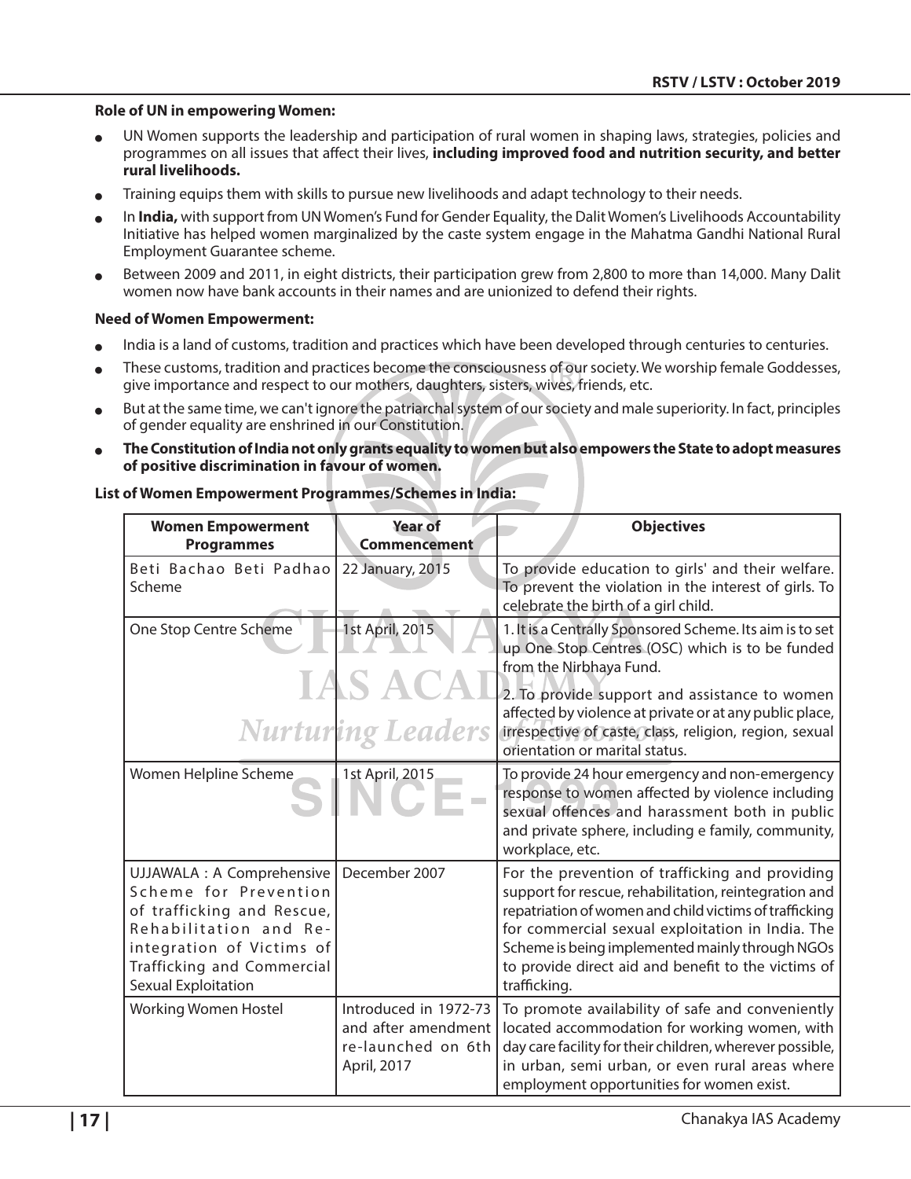**Role of UN in empowering Women:**

- UN Women supports the leadership and participation of rural women in shaping laws, strategies, policies and programmes on all issues that affect their lives, **including improved food and nutrition security, and better rural livelihoods.**
- Training equips them with skills to pursue new livelihoods and adapt technology to their needs.
- In **India,** with support from UN Women's Fund for Gender Equality, the Dalit Women's Livelihoods Accountability Initiative has helped women marginalized by the caste system engage in the Mahatma Gandhi National Rural Employment Guarantee scheme.
- Between 2009 and 2011, in eight districts, their participation grew from 2,800 to more than 14,000. Many Dalit women now have bank accounts in their names and are unionized to defend their rights.

**Need of Women Empowerment:**

- India is a land of customs, tradition and practices which have been developed through centuries to centuries.
- These customs, tradition and practices become the consciousness of our society. We worship female Goddesses, give importance and respect to our mothers, daughters, sisters, wives, friends, etc.
- But at the same time, we can't ignore the patriarchal system of our society and male superiority. In fact, principles of gender equality are enshrined in our Constitution.
- **The Constitution of India not only grants equality to women but also empowers the State to adopt measures of positive discrimination in favour of women.**

**List of Women Empowerment Programmes/Schemes in India:**

| Women Empowerment Programmes | Year of Commencement | Objectives |
|---|---|---|
| Beti Bachao Beti Padhao Scheme | 22 January, 2015 | To provide education to girls' and their welfare. To prevent the violation in the interest of girls. To celebrate the birth of a girl child. |
| One Stop Centre Scheme | 1st April, 2015 | 1. It is a Centrally Sponsored Scheme. Its aim is to set up One Stop Centres (OSC) which is to be funded from the Nirbhaya Fund.<br>2. To provide support and assistance to women affected by violence at private or at any public place, irrespective of caste, class, religion, region, sexual orientation or marital status. |
| Women Helpline Scheme | 1st April, 2015 | To provide 24 hour emergency and non-emergency response to women affected by violence including sexual offences and harassment both in public and private sphere, including e family, community, workplace, etc. |
| UJJAWALA : A Comprehensive Scheme for Prevention of trafficking and Rescue, Rehabilitation and Re-integration of Victims of Trafficking and Commercial Sexual Exploitation | December 2007 | For the prevention of trafficking and providing support for rescue, rehabilitation, reintegration and repatriation of women and child victims of trafficking for commercial sexual exploitation in India. The Scheme is being implemented mainly through NGOs to provide direct aid and benefit to the victims of trafficking. |
| Working Women Hostel | Introduced in 1972-73 and after amendment re-launched on 6th April, 2017 | To promote availability of safe and conveniently located accommodation for working women, with day care facility for their children, wherever possible, in urban, semi urban, or even rural areas where employment opportunities for women exist. |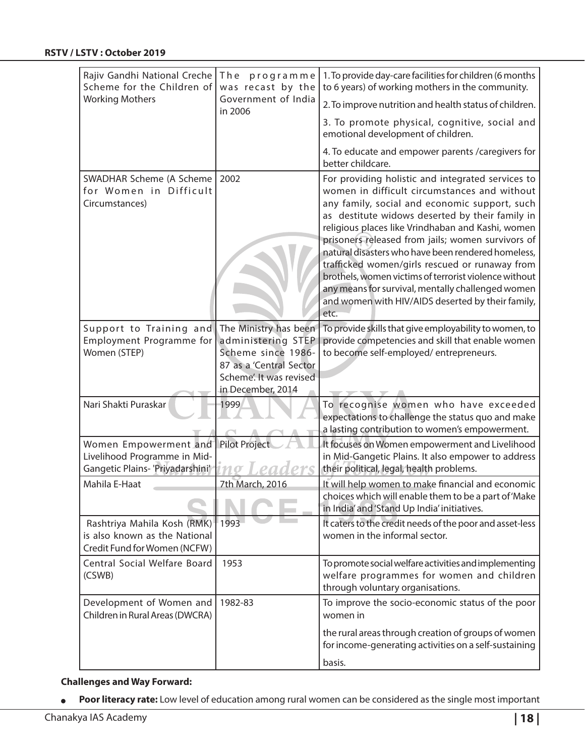| | | |
|---|---|---|
| Rajiv Gandhi National Creche Scheme for the Children of Working Mothers | The programme was recast by the Government of India in 2006 | 1. To provide day-care facilities for children (6 months to 6 years) of working mothers in the community.<br>2. To improve nutrition and health status of children.<br>3. To promote physical, cognitive, social and emotional development of children.<br>4. To educate and empower parents /caregivers for better childcare. |
| SWADHAR Scheme (A Scheme for Women in Difficult Circumstances) | 2002 | For providing holistic and integrated services to women in difficult circumstances and without any family, social and economic support, such as destitute widows deserted by their family in religious places like Vrindhaban and Kashi, women prisoners released from jails; women survivors of natural disasters who have been rendered homeless, trafficked women/girls rescued or runaway from brothels, women victims of terrorist violence without any means for survival, mentally challenged women and women with HIV/AIDS deserted by their family, etc. |
| Support to Training and Employment Programme for Women (STEP) | The Ministry has been administering STEP Scheme since 1986-87 as a 'Central Sector Scheme'. It was revised in December, 2014 | To provide skills that give employability to women, to provide competencies and skill that enable women to become self-employed/ entrepreneurs. |
| Nari Shakti Puraskar | 1999 | To recognise women who have exceeded expectations to challenge the status quo and make a lasting contribution to women's empowerment. |
| Women Empowerment and Livelihood Programme in Mid-Gangetic Plains- 'Priyadarshini' | Pilot Project | It focuses on Women empowerment and Livelihood in Mid-Gangetic Plains. It also empower to address their political, legal, health problems. |
| Mahila E-Haat | 7th March, 2016 | It will help women to make financial and economic choices which will enable them to be a part of 'Make in India' and 'Stand Up India' initiatives. |
| Rashtriya Mahila Kosh (RMK) is also known as the National Credit Fund for Women (NCFW) | 1993 | It caters to the credit needs of the poor and asset-less women in the informal sector. |
| Central Social Welfare Board (CSWB) | 1953 | To promote social welfare activities and implementing welfare programmes for women and children through voluntary organisations. |
| Development of Women and Children in Rural Areas (DWCRA) | 1982-83 | To improve the socio-economic status of the poor women in<br>the rural areas through creation of groups of women for income-generating activities on a self-sustaining<br>basis. |

**Challenges and Way Forward:**

- **Poor literacy rate:** Low level of education among rural women can be considered as the single most important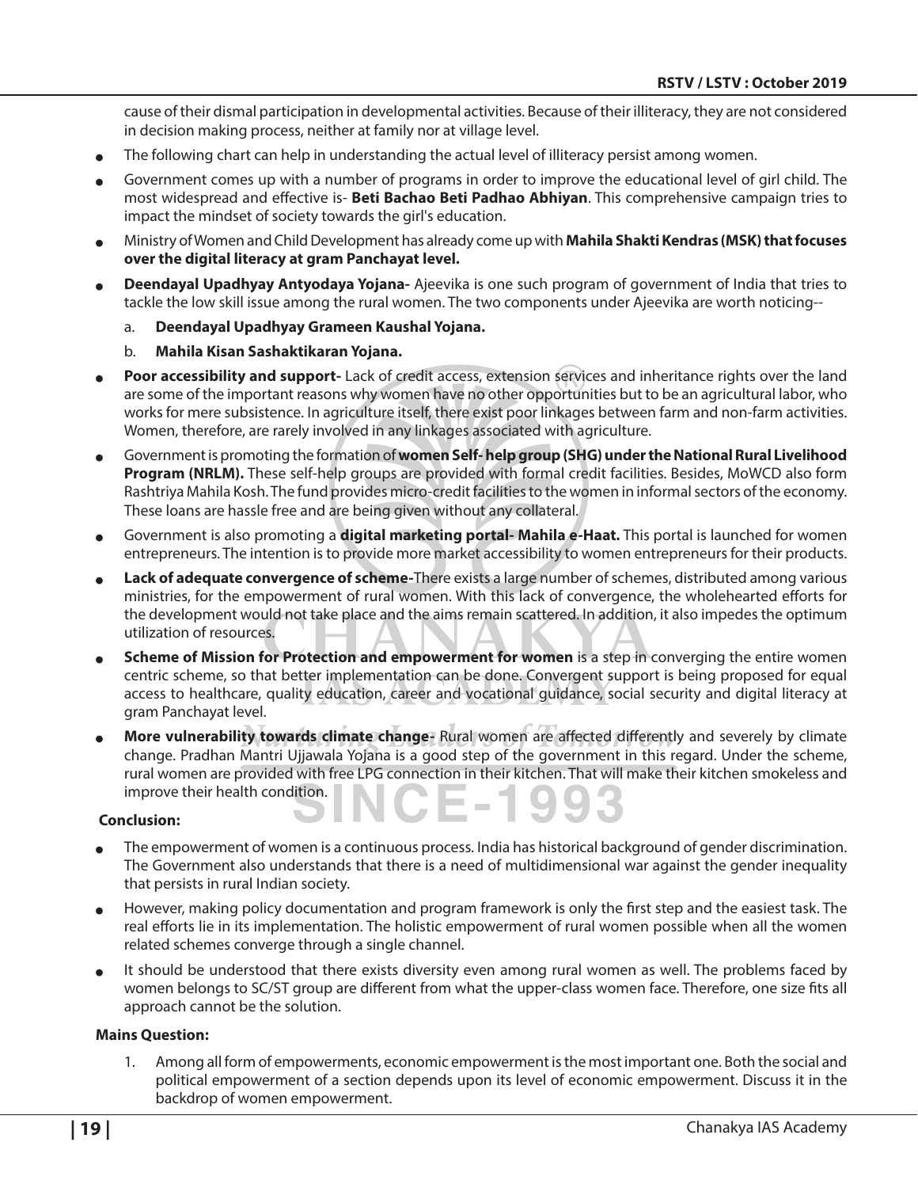cause of their dismal participation in developmental activities. Because of their illiteracy, they are not considered in decision making process, neither at family nor at village level.

- The following chart can help in understanding the actual level of illiteracy persist among women.
- Government comes up with a number of programs in order to improve the educational level of girl child. The most widespread and effective is- **Beti Bachao Beti Padhao Abhiyan**. This comprehensive campaign tries to impact the mindset of society towards the girl's education.
- Ministry of Women and Child Development has already come up with **Mahila Shakti Kendras (MSK) that focuses over the digital literacy at gram Panchayat level.**
- **Deendayal Upadhyay Antyodaya Yojana-** Ajeevika is one such program of government of India that tries to tackle the low skill issue among the rural women. The two components under Ajeevika are worth noticing--
  a. **Deendayal Upadhyay Grameen Kaushal Yojana.**
  b. **Mahila Kisan Sashaktikaran Yojana.**
- **Poor accessibility and support-** Lack of credit access, extension services and inheritance rights over the land are some of the important reasons why women have no other opportunities but to be an agricultural labor, who works for mere subsistence. In agriculture itself, there exist poor linkages between farm and non-farm activities. Women, therefore, are rarely involved in any linkages associated with agriculture.
- Government is promoting the formation of **women Self- help group (SHG) under the National Rural Livelihood Program (NRLM).** These self-help groups are provided with formal credit facilities. Besides, MoWCD also form Rashtriya Mahila Kosh. The fund provides micro-credit facilities to the women in informal sectors of the economy. These loans are hassle free and are being given without any collateral.
- Government is also promoting a **digital marketing portal- Mahila e-Haat.** This portal is launched for women entrepreneurs. The intention is to provide more market accessibility to women entrepreneurs for their products.
- **Lack of adequate convergence of scheme-**There exists a large number of schemes, distributed among various ministries, for the empowerment of rural women. With this lack of convergence, the wholehearted efforts for the development would not take place and the aims remain scattered. In addition, it also impedes the optimum utilization of resources.
- **Scheme of Mission for Protection and empowerment for women** is a step in converging the entire women centric scheme, so that better implementation can be done. Convergent support is being proposed for equal access to healthcare, quality education, career and vocational guidance, social security and digital literacy at gram Panchayat level.
- **More vulnerability towards climate change-** Rural women are affected differently and severely by climate change. Pradhan Mantri Ujjawala Yojana is a good step of the government in this regard. Under the scheme, rural women are provided with free LPG connection in their kitchen. That will make their kitchen smokeless and improve their health condition.

**Conclusion:**

- The empowerment of women is a continuous process. India has historical background of gender discrimination. The Government also understands that there is a need of multidimensional war against the gender inequality that persists in rural Indian society.
- However, making policy documentation and program framework is only the first step and the easiest task. The real efforts lie in its implementation. The holistic empowerment of rural women possible when all the women related schemes converge through a single channel.
- It should be understood that there exists diversity even among rural women as well. The problems faced by women belongs to SC/ST group are different from what the upper-class women face. Therefore, one size fits all approach cannot be the solution.

**Mains Question:**

1. Among all form of empowerments, economic empowerment is the most important one. Both the social and political empowerment of a section depends upon its level of economic empowerment. Discuss it in the backdrop of women empowerment.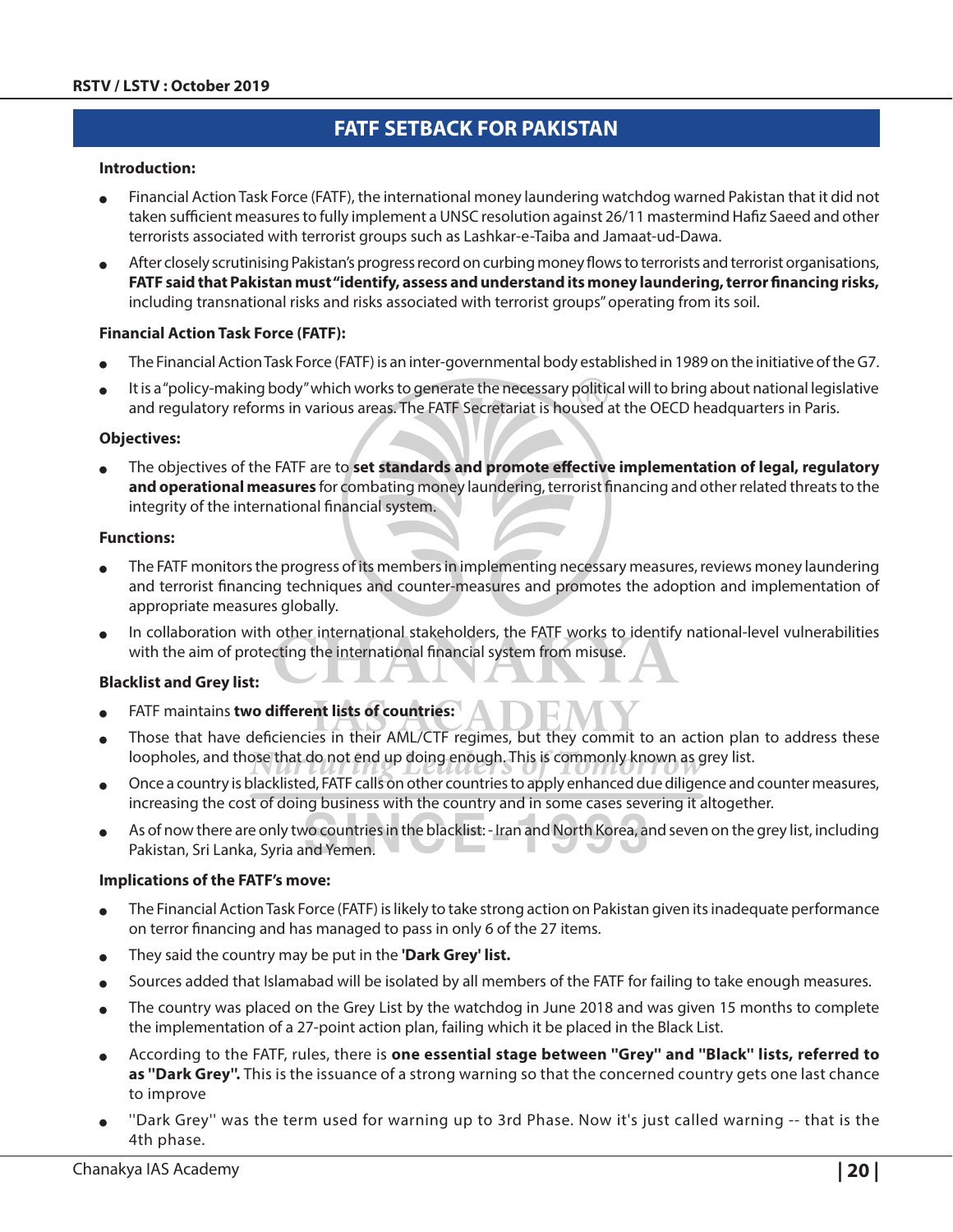## FATF SETBACK FOR PAKISTAN

**Introduction:**

- Financial Action Task Force (FATF), the international money laundering watchdog warned Pakistan that it did not taken sufficient measures to fully implement a UNSC resolution against 26/11 mastermind Hafiz Saeed and other terrorists associated with terrorist groups such as Lashkar-e-Taiba and Jamaat-ud-Dawa.
- After closely scrutinising Pakistan's progress record on curbing money flows to terrorists and terrorist organisations, **FATF said that Pakistan must "identify, assess and understand its money laundering, terror financing risks,** including transnational risks and risks associated with terrorist groups" operating from its soil.

**Financial Action Task Force (FATF):**

- The Financial Action Task Force (FATF) is an inter-governmental body established in 1989 on the initiative of the G7.
- It is a "policy-making body" which works to generate the necessary political will to bring about national legislative and regulatory reforms in various areas. The FATF Secretariat is housed at the OECD headquarters in Paris.

**Objectives:**

- The objectives of the FATF are to **set standards and promote effective implementation of legal, regulatory and operational measures** for combating money laundering, terrorist financing and other related threats to the integrity of the international financial system.

**Functions:**

- The FATF monitors the progress of its members in implementing necessary measures, reviews money laundering and terrorist financing techniques and counter-measures and promotes the adoption and implementation of appropriate measures globally.
- In collaboration with other international stakeholders, the FATF works to identify national-level vulnerabilities with the aim of protecting the international financial system from misuse.

**Blacklist and Grey list:**

- FATF maintains **two different lists of countries:**
- Those that have deficiencies in their AML/CTF regimes, but they commit to an action plan to address these loopholes, and those that do not end up doing enough. This is commonly known as grey list.
- Once a country is blacklisted, FATF calls on other countries to apply enhanced due diligence and counter measures, increasing the cost of doing business with the country and in some cases severing it altogether.
- As of now there are only two countries in the blacklist: - Iran and North Korea, and seven on the grey list, including Pakistan, Sri Lanka, Syria and Yemen.

**Implications of the FATF's move:**

- The Financial Action Task Force (FATF) is likely to take strong action on Pakistan given its inadequate performance on terror financing and has managed to pass in only 6 of the 27 items.
- They said the country may be put in the **'Dark Grey' list.**
- Sources added that Islamabad will be isolated by all members of the FATF for failing to take enough measures.
- The country was placed on the Grey List by the watchdog in June 2018 and was given 15 months to complete the implementation of a 27-point action plan, failing which it be placed in the Black List.
- According to the FATF, rules, there is **one essential stage between "Grey" and "Black" lists, referred to as "Dark Grey".** This is the issuance of a strong warning so that the concerned country gets one last chance to improve
- ''Dark Grey'' was the term used for warning up to 3rd Phase. Now it's just called warning -- that is the 4th phase.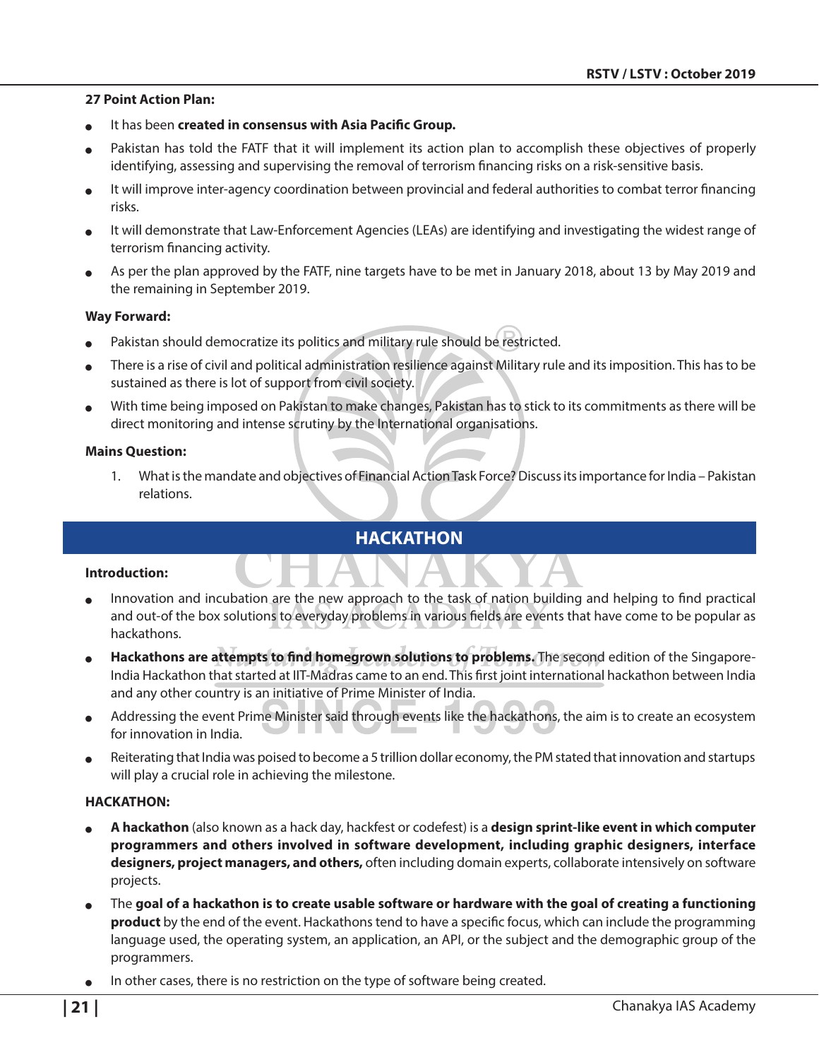**27 Point Action Plan:**

- It has been **created in consensus with Asia Pacific Group.**
- Pakistan has told the FATF that it will implement its action plan to accomplish these objectives of properly identifying, assessing and supervising the removal of terrorism financing risks on a risk-sensitive basis.
- It will improve inter-agency coordination between provincial and federal authorities to combat terror financing risks.
- It will demonstrate that Law-Enforcement Agencies (LEAs) are identifying and investigating the widest range of terrorism financing activity.
- As per the plan approved by the FATF, nine targets have to be met in January 2018, about 13 by May 2019 and the remaining in September 2019.

**Way Forward:**

- Pakistan should democratize its politics and military rule should be restricted.
- There is a rise of civil and political administration resilience against Military rule and its imposition. This has to be sustained as there is lot of support from civil society.
- With time being imposed on Pakistan to make changes, Pakistan has to stick to its commitments as there will be direct monitoring and intense scrutiny by the International organisations.

**Mains Question:**

1. What is the mandate and objectives of Financial Action Task Force? Discuss its importance for India – Pakistan relations.

## HACKATHON

**Introduction:**

- Innovation and incubation are the new approach to the task of nation building and helping to find practical and out-of the box solutions to everyday problems in various fields are events that have come to be popular as hackathons.
- **Hackathons are attempts to find homegrown solutions to problems.** The second edition of the Singapore-India Hackathon that started at IIT-Madras came to an end. This first joint international hackathon between India and any other country is an initiative of Prime Minister of India.
- Addressing the event Prime Minister said through events like the hackathons, the aim is to create an ecosystem for innovation in India.
- Reiterating that India was poised to become a 5 trillion dollar economy, the PM stated that innovation and startups will play a crucial role in achieving the milestone.

**HACKATHON:**

- **A hackathon** (also known as a hack day, hackfest or codefest) is a **design sprint-like event in which computer programmers and others involved in software development, including graphic designers, interface designers, project managers, and others,** often including domain experts, collaborate intensively on software projects.
- The **goal of a hackathon is to create usable software or hardware with the goal of creating a functioning product** by the end of the event. Hackathons tend to have a specific focus, which can include the programming language used, the operating system, an application, an API, or the subject and the demographic group of the programmers.
- In other cases, there is no restriction on the type of software being created.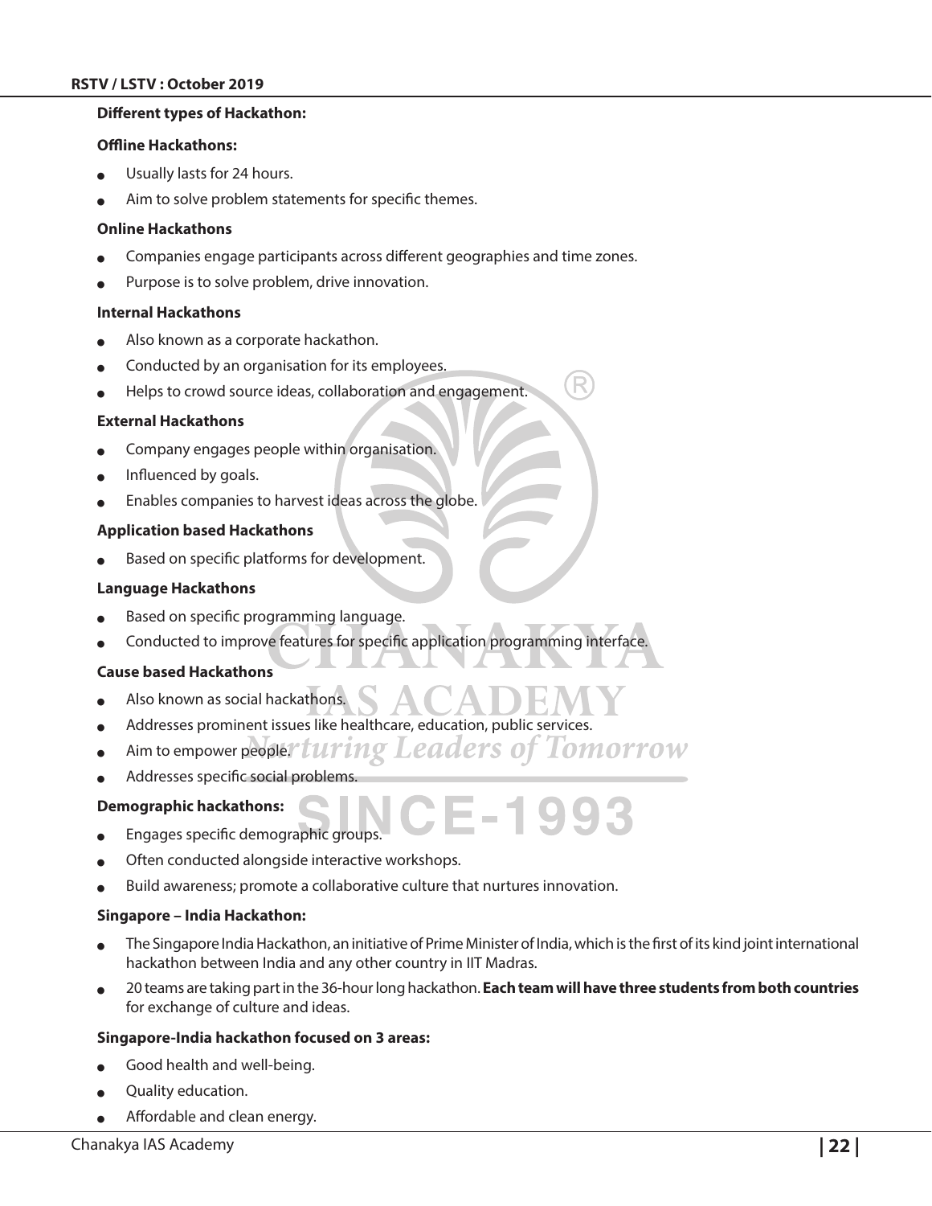**Different types of Hackathon:**

**Offline Hackathons:**

- Usually lasts for 24 hours.
- Aim to solve problem statements for specific themes.

**Online Hackathons**

- Companies engage participants across different geographies and time zones.
- Purpose is to solve problem, drive innovation.

**Internal Hackathons**

- Also known as a corporate hackathon.
- Conducted by an organisation for its employees.
- Helps to crowd source ideas, collaboration and engagement.

**External Hackathons**

- Company engages people within organisation.
- Influenced by goals.
- Enables companies to harvest ideas across the globe.

**Application based Hackathons**

- Based on specific platforms for development.

**Language Hackathons**

- Based on specific programming language.
- Conducted to improve features for specific application programming interface.

**Cause based Hackathons**

- Also known as social hackathons.
- Addresses prominent issues like healthcare, education, public services.
- Aim to empower people.
- Addresses specific social problems.

**Demographic hackathons:**

- Engages specific demographic groups.
- Often conducted alongside interactive workshops.
- Build awareness; promote a collaborative culture that nurtures innovation.

**Singapore – India Hackathon:**

- The Singapore India Hackathon, an initiative of Prime Minister of India, which is the first of its kind joint international hackathon between India and any other country in IIT Madras.
- 20 teams are taking part in the 36-hour long hackathon. **Each team will have three students from both countries** for exchange of culture and ideas.

**Singapore-India hackathon focused on 3 areas:**

- Good health and well-being.
- Quality education.
- Affordable and clean energy.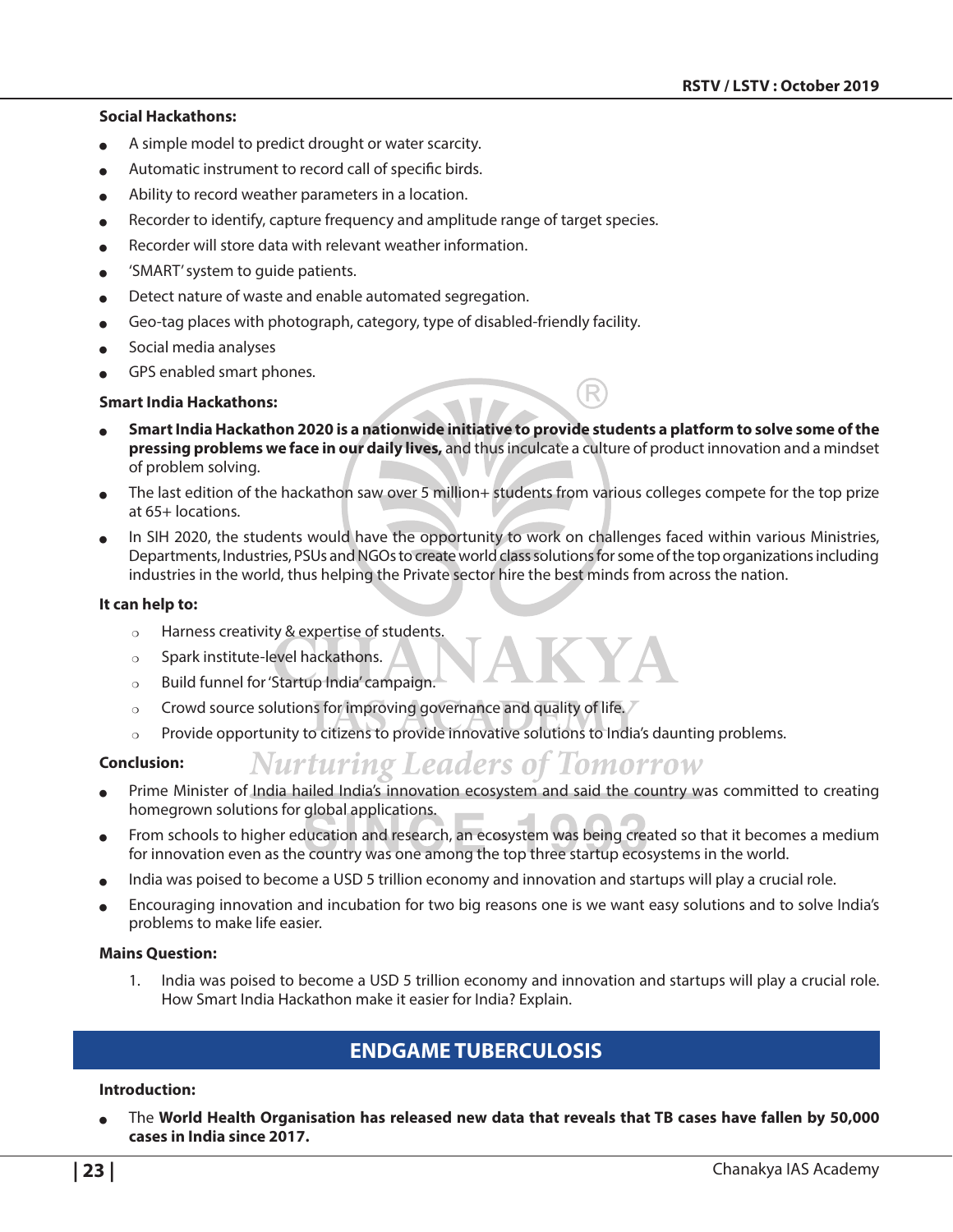**Social Hackathons:**

- A simple model to predict drought or water scarcity.
- Automatic instrument to record call of specific birds.
- Ability to record weather parameters in a location.
- Recorder to identify, capture frequency and amplitude range of target species.
- Recorder will store data with relevant weather information.
- 'SMART' system to guide patients.
- Detect nature of waste and enable automated segregation.
- Geo-tag places with photograph, category, type of disabled-friendly facility.
- Social media analyses
- GPS enabled smart phones.

**Smart India Hackathons:**

- **Smart India Hackathon 2020 is a nationwide initiative to provide students a platform to solve some of the pressing problems we face in our daily lives,** and thus inculcate a culture of product innovation and a mindset of problem solving.
- The last edition of the hackathon saw over 5 million+ students from various colleges compete for the top prize at 65+ locations.
- In SIH 2020, the students would have the opportunity to work on challenges faced within various Ministries, Departments, Industries, PSUs and NGOs to create world class solutions for some of the top organizations including industries in the world, thus helping the Private sector hire the best minds from across the nation.

**It can help to:**

- Harness creativity & expertise of students.
- Spark institute-level hackathons.
- Build funnel for 'Startup India' campaign.
- Crowd source solutions for improving governance and quality of life.
- Provide opportunity to citizens to provide innovative solutions to India's daunting problems.

**Conclusion:**

- Prime Minister of India hailed India's innovation ecosystem and said the country was committed to creating homegrown solutions for global applications.
- From schools to higher education and research, an ecosystem was being created so that it becomes a medium for innovation even as the country was one among the top three startup ecosystems in the world.
- India was poised to become a USD 5 trillion economy and innovation and startups will play a crucial role.
- Encouraging innovation and incubation for two big reasons one is we want easy solutions and to solve India's problems to make life easier.

**Mains Question:**

1. India was poised to become a USD 5 trillion economy and innovation and startups will play a crucial role. How Smart India Hackathon make it easier for India? Explain.

## ENDGAME TUBERCULOSIS

**Introduction:**

- The **World Health Organisation has released new data that reveals that TB cases have fallen by 50,000 cases in India since 2017.**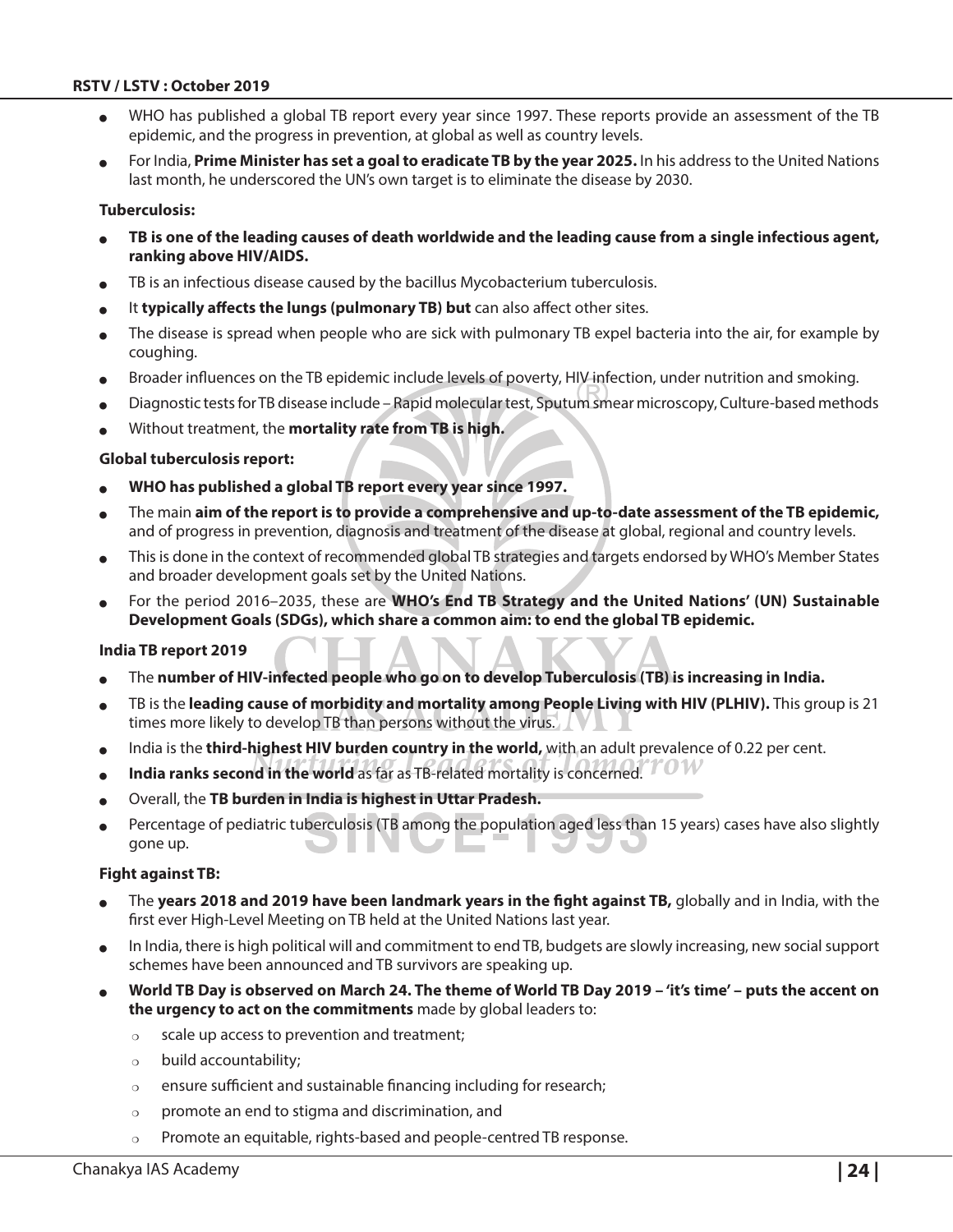- WHO has published a global TB report every year since 1997. These reports provide an assessment of the TB epidemic, and the progress in prevention, at global as well as country levels.
- For India, **Prime Minister has set a goal to eradicate TB by the year 2025.** In his address to the United Nations last month, he underscored the UN's own target is to eliminate the disease by 2030.

**Tuberculosis:**

- **TB is one of the leading causes of death worldwide and the leading cause from a single infectious agent, ranking above HIV/AIDS.**
- TB is an infectious disease caused by the bacillus Mycobacterium tuberculosis.
- It **typically affects the lungs (pulmonary TB) but** can also affect other sites.
- The disease is spread when people who are sick with pulmonary TB expel bacteria into the air, for example by coughing.
- Broader influences on the TB epidemic include levels of poverty, HIV infection, under nutrition and smoking.
- Diagnostic tests for TB disease include – Rapid molecular test, Sputum smear microscopy, Culture-based methods
- Without treatment, the **mortality rate from TB is high.**

**Global tuberculosis report:**

- **WHO has published a global TB report every year since 1997.**
- The main **aim of the report is to provide a comprehensive and up-to-date assessment of the TB epidemic,** and of progress in prevention, diagnosis and treatment of the disease at global, regional and country levels.
- This is done in the context of recommended global TB strategies and targets endorsed by WHO's Member States and broader development goals set by the United Nations.
- For the period 2016–2035, these are **WHO's End TB Strategy and the United Nations' (UN) Sustainable Development Goals (SDGs), which share a common aim: to end the global TB epidemic.**

**India TB report 2019**

- The **number of HIV-infected people who go on to develop Tuberculosis (TB) is increasing in India.**
- TB is the **leading cause of morbidity and mortality among People Living with HIV (PLHIV).** This group is 21 times more likely to develop TB than persons without the virus.
- India is the **third-highest HIV burden country in the world,** with an adult prevalence of 0.22 per cent.
- **India ranks second in the world** as far as TB-related mortality is concerned.
- Overall, the **TB burden in India is highest in Uttar Pradesh.**
- Percentage of pediatric tuberculosis (TB among the population aged less than 15 years) cases have also slightly gone up.

**Fight against TB:**

- The **years 2018 and 2019 have been landmark years in the fight against TB,** globally and in India, with the first ever High-Level Meeting on TB held at the United Nations last year.
- In India, there is high political will and commitment to end TB, budgets are slowly increasing, new social support schemes have been announced and TB survivors are speaking up.
- **World TB Day is observed on March 24. The theme of World TB Day 2019 – 'it's time' – puts the accent on the urgency to act on the commitments** made by global leaders to:
  - scale up access to prevention and treatment;
  - build accountability;
  - ensure sufficient and sustainable financing including for research;
  - promote an end to stigma and discrimination, and
  - Promote an equitable, rights-based and people-centred TB response.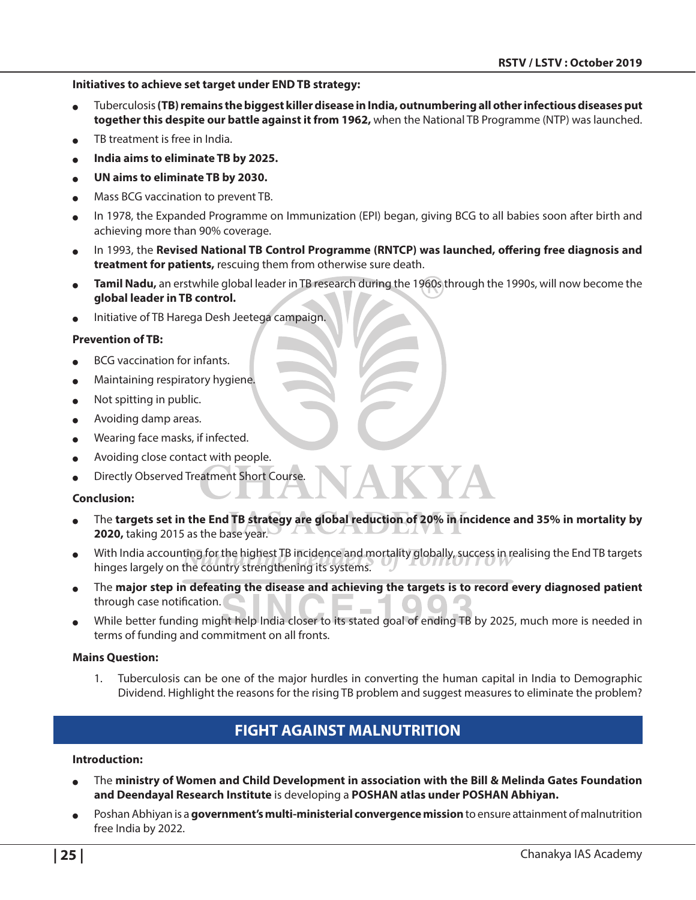**Initiatives to achieve set target under END TB strategy:**

- Tuberculosis **(TB) remains the biggest killer disease in India, outnumbering all other infectious diseases put together this despite our battle against it from 1962,** when the National TB Programme (NTP) was launched.
- TB treatment is free in India.
- **India aims to eliminate TB by 2025.**
- **UN aims to eliminate TB by 2030.**
- Mass BCG vaccination to prevent TB.
- In 1978, the Expanded Programme on Immunization (EPI) began, giving BCG to all babies soon after birth and achieving more than 90% coverage.
- In 1993, the **Revised National TB Control Programme (RNTCP) was launched, offering free diagnosis and treatment for patients,** rescuing them from otherwise sure death.
- **Tamil Nadu,** an erstwhile global leader in TB research during the 1960s through the 1990s, will now become the **global leader in TB control.**
- Initiative of TB Harega Desh Jeetega campaign.

**Prevention of TB:**

- BCG vaccination for infants.
- Maintaining respiratory hygiene.
- Not spitting in public.
- Avoiding damp areas.
- Wearing face masks, if infected.
- Avoiding close contact with people.
- Directly Observed Treatment Short Course.

**Conclusion:**

- The **targets set in the End TB strategy are global reduction of 20% in incidence and 35% in mortality by 2020,** taking 2015 as the base year.
- With India accounting for the highest TB incidence and mortality globally, success in realising the End TB targets hinges largely on the country strengthening its systems.
- The **major step in defeating the disease and achieving the targets is to record every diagnosed patient** through case notification.
- While better funding might help India closer to its stated goal of ending TB by 2025, much more is needed in terms of funding and commitment on all fronts.

**Mains Question:**

1. Tuberculosis can be one of the major hurdles in converting the human capital in India to Demographic Dividend. Highlight the reasons for the rising TB problem and suggest measures to eliminate the problem?

## FIGHT AGAINST MALNUTRITION

**Introduction:**

- The **ministry of Women and Child Development in association with the Bill & Melinda Gates Foundation and Deendayal Research Institute** is developing a **POSHAN atlas under POSHAN Abhiyan.**
- Poshan Abhiyan is a **government's multi-ministerial convergence mission** to ensure attainment of malnutrition free India by 2022.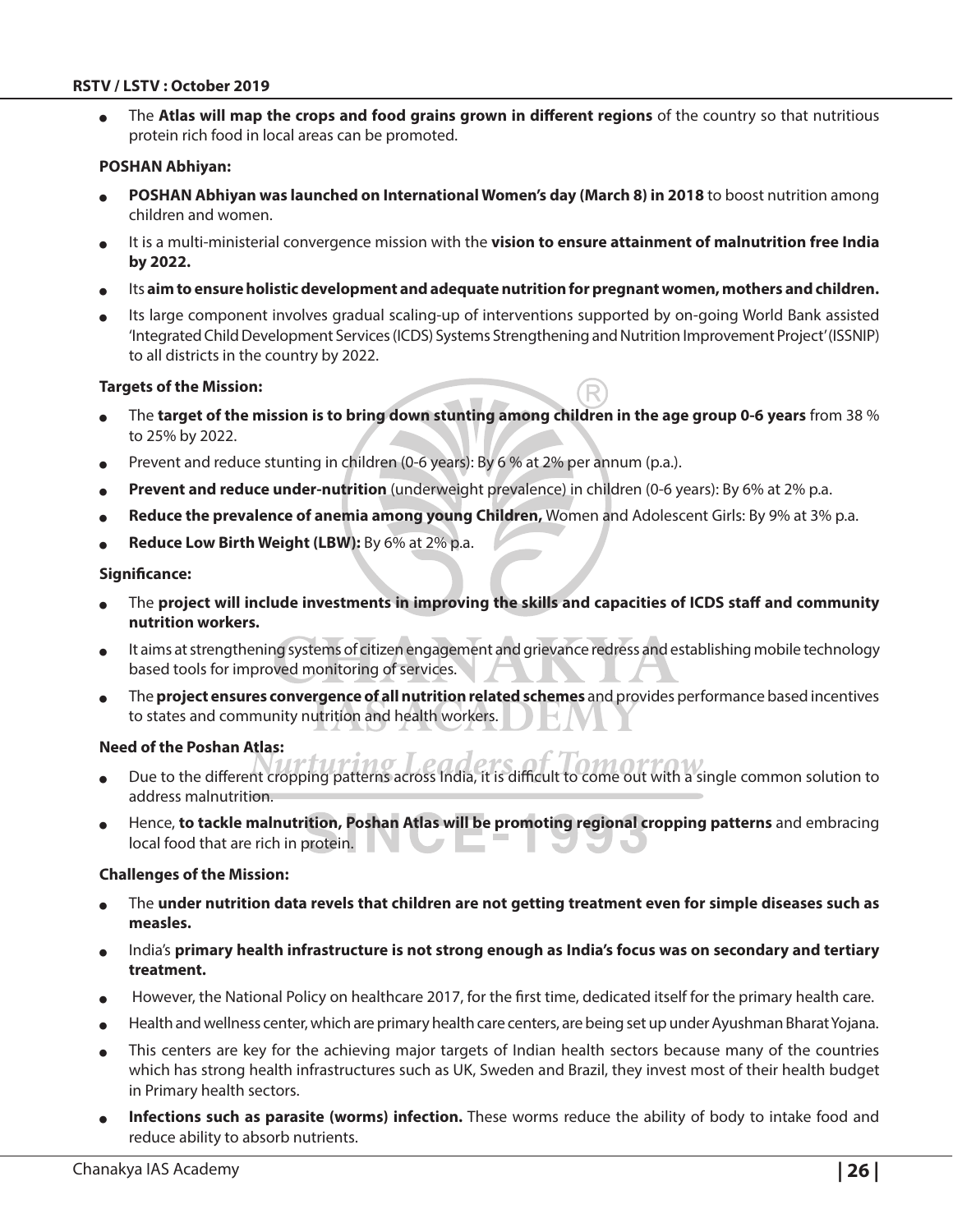- The **Atlas will map the crops and food grains grown in different regions** of the country so that nutritious protein rich food in local areas can be promoted.

**POSHAN Abhiyan:**

- **POSHAN Abhiyan was launched on International Women's day (March 8) in 2018** to boost nutrition among children and women.
- It is a multi-ministerial convergence mission with the **vision to ensure attainment of malnutrition free India by 2022.**
- Its **aim to ensure holistic development and adequate nutrition for pregnant women, mothers and children.**
- Its large component involves gradual scaling-up of interventions supported by on-going World Bank assisted 'Integrated Child Development Services (ICDS) Systems Strengthening and Nutrition Improvement Project' (ISSNIP) to all districts in the country by 2022.

**Targets of the Mission:**

- The **target of the mission is to bring down stunting among children in the age group 0-6 years** from 38 % to 25% by 2022.
- Prevent and reduce stunting in children (0-6 years): By 6 % at 2% per annum (p.a.).
- **Prevent and reduce under-nutrition** (underweight prevalence) in children (0-6 years): By 6% at 2% p.a.
- **Reduce the prevalence of anemia among young Children,** Women and Adolescent Girls: By 9% at 3% p.a.
- **Reduce Low Birth Weight (LBW):** By 6% at 2% p.a.

**Significance:**

- The **project will include investments in improving the skills and capacities of ICDS staff and community nutrition workers.**
- It aims at strengthening systems of citizen engagement and grievance redress and establishing mobile technology based tools for improved monitoring of services.
- The **project ensures convergence of all nutrition related schemes** and provides performance based incentives to states and community nutrition and health workers.

**Need of the Poshan Atlas:**

- Due to the different cropping patterns across India, it is difficult to come out with a single common solution to address malnutrition.
- Hence, **to tackle malnutrition, Poshan Atlas will be promoting regional cropping patterns** and embracing local food that are rich in protein.

**Challenges of the Mission:**

- The **under nutrition data revels that children are not getting treatment even for simple diseases such as measles.**
- India's **primary health infrastructure is not strong enough as India's focus was on secondary and tertiary treatment.**
- However, the National Policy on healthcare 2017, for the first time, dedicated itself for the primary health care.
- Health and wellness center, which are primary health care centers, are being set up under Ayushman Bharat Yojana.
- This centers are key for the achieving major targets of Indian health sectors because many of the countries which has strong health infrastructures such as UK, Sweden and Brazil, they invest most of their health budget in Primary health sectors.
- **Infections such as parasite (worms) infection.** These worms reduce the ability of body to intake food and reduce ability to absorb nutrients.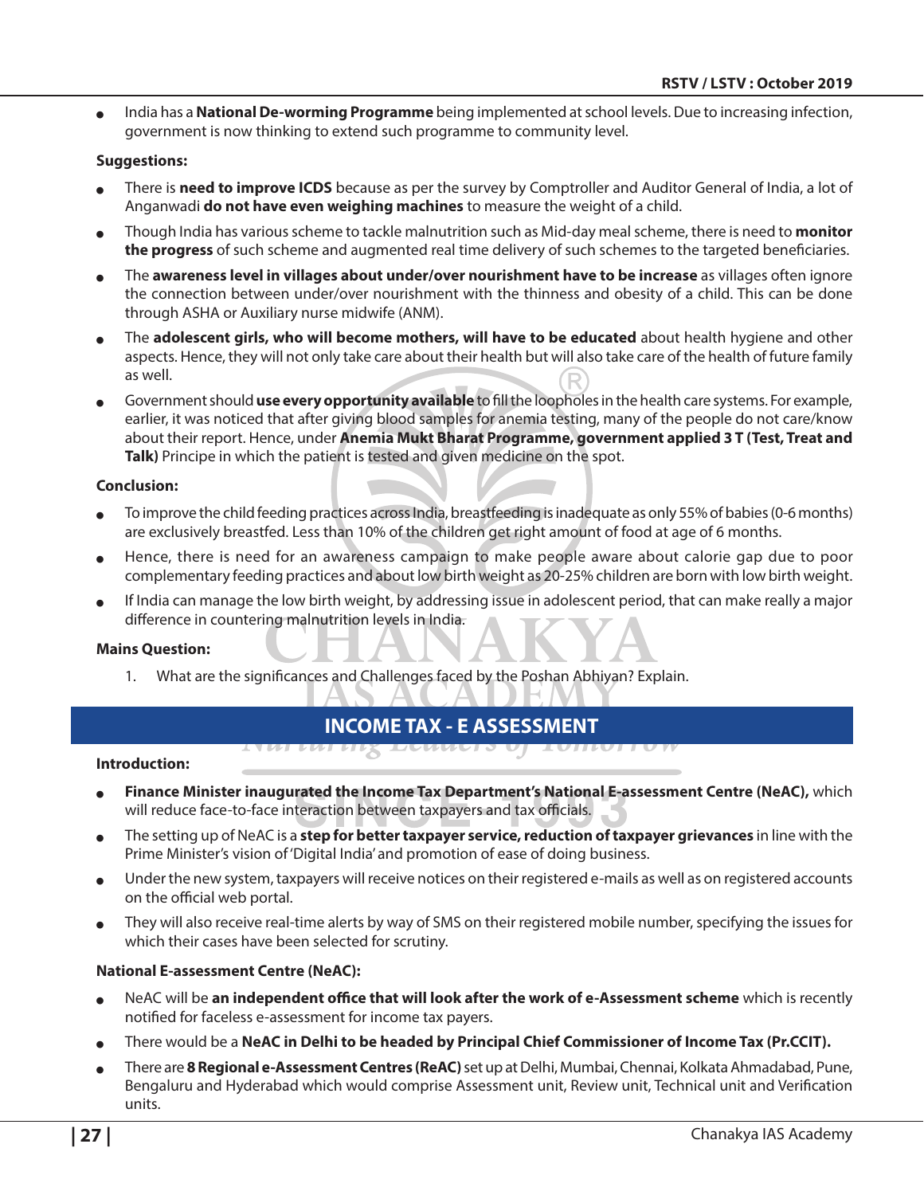- India has a **National De-worming Programme** being implemented at school levels. Due to increasing infection, government is now thinking to extend such programme to community level.

**Suggestions:**

- There is **need to improve ICDS** because as per the survey by Comptroller and Auditor General of India, a lot of Anganwadi **do not have even weighing machines** to measure the weight of a child.
- Though India has various scheme to tackle malnutrition such as Mid-day meal scheme, there is need to **monitor the progress** of such scheme and augmented real time delivery of such schemes to the targeted beneficiaries.
- The **awareness level in villages about under/over nourishment have to be increase** as villages often ignore the connection between under/over nourishment with the thinness and obesity of a child. This can be done through ASHA or Auxiliary nurse midwife (ANM).
- The **adolescent girls, who will become mothers, will have to be educated** about health hygiene and other aspects. Hence, they will not only take care about their health but will also take care of the health of future family as well.
- Government should **use every opportunity available** to fill the loopholes in the health care systems. For example, earlier, it was noticed that after giving blood samples for anemia testing, many of the people do not care/know about their report. Hence, under **Anemia Mukt Bharat Programme, government applied 3 T (Test, Treat and Talk)** Principe in which the patient is tested and given medicine on the spot.

**Conclusion:**

- To improve the child feeding practices across India, breastfeeding is inadequate as only 55% of babies (0-6 months) are exclusively breastfed. Less than 10% of the children get right amount of food at age of 6 months.
- Hence, there is need for an awareness campaign to make people aware about calorie gap due to poor complementary feeding practices and about low birth weight as 20-25% children are born with low birth weight.
- If India can manage the low birth weight, by addressing issue in adolescent period, that can make really a major difference in countering malnutrition levels in India.

**Mains Question:**

1. What are the significances and Challenges faced by the Poshan Abhiyan? Explain.

## INCOME TAX - E ASSESSMENT

**Introduction:**

- **Finance Minister inaugurated the Income Tax Department's National E-assessment Centre (NeAC),** which will reduce face-to-face interaction between taxpayers and tax officials.
- The setting up of NeAC is a **step for better taxpayer service, reduction of taxpayer grievances** in line with the Prime Minister's vision of 'Digital India' and promotion of ease of doing business.
- Under the new system, taxpayers will receive notices on their registered e-mails as well as on registered accounts on the official web portal.
- They will also receive real-time alerts by way of SMS on their registered mobile number, specifying the issues for which their cases have been selected for scrutiny.

**National E-assessment Centre (NeAC):**

- NeAC will be **an independent office that will look after the work of e-Assessment scheme** which is recently notified for faceless e-assessment for income tax payers.
- There would be a **NeAC in Delhi to be headed by Principal Chief Commissioner of Income Tax (Pr.CCIT).**
- There are **8 Regional e-Assessment Centres (ReAC)** set up at Delhi, Mumbai, Chennai, Kolkata Ahmadabad, Pune, Bengaluru and Hyderabad which would comprise Assessment unit, Review unit, Technical unit and Verification units.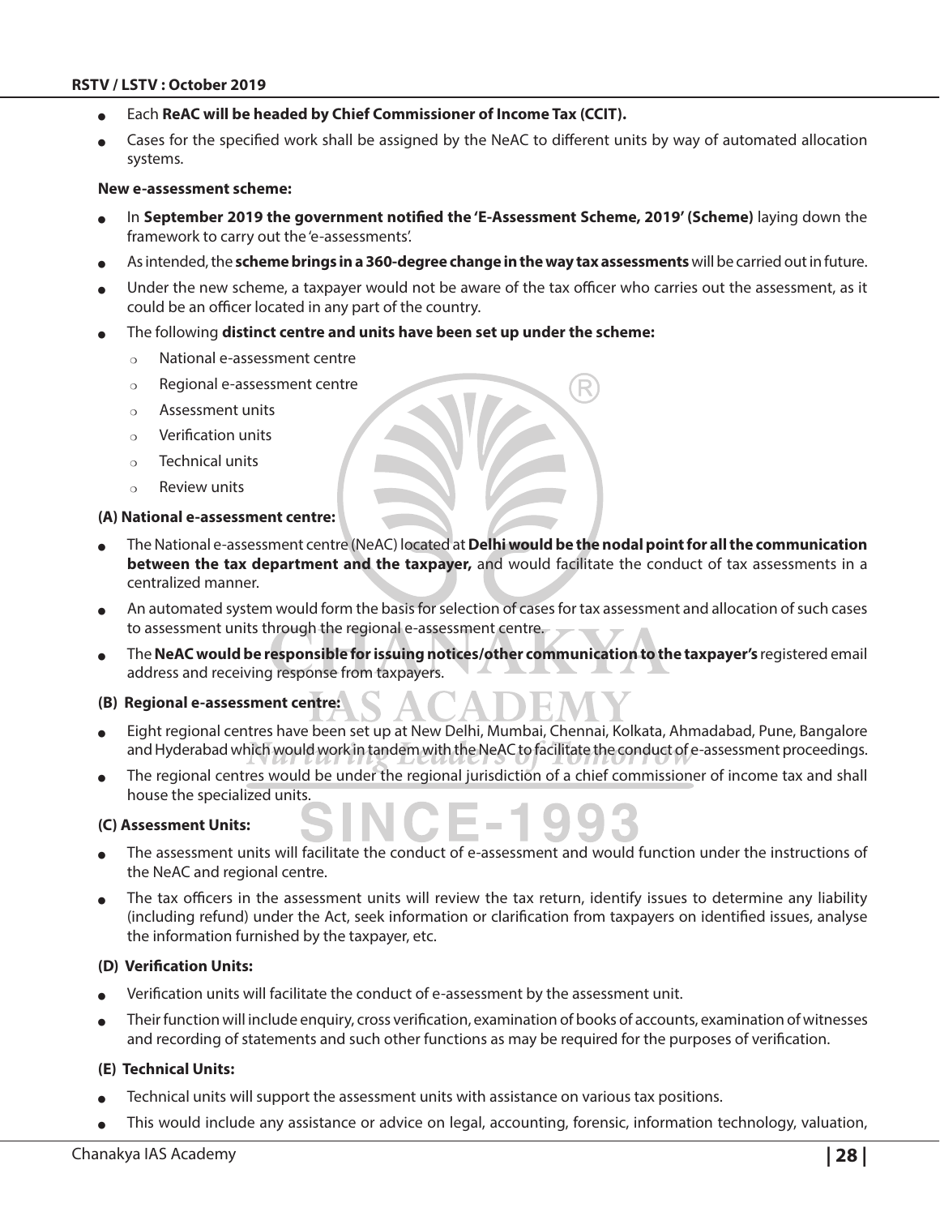- Each **ReAC will be headed by Chief Commissioner of Income Tax (CCIT).**
- Cases for the specified work shall be assigned by the NeAC to different units by way of automated allocation systems.

**New e-assessment scheme:**

- In **September 2019 the government notified the 'E-Assessment Scheme, 2019' (Scheme)** laying down the framework to carry out the 'e-assessments'.
- As intended, the **scheme brings in a 360-degree change in the way tax assessments** will be carried out in future.
- Under the new scheme, a taxpayer would not be aware of the tax officer who carries out the assessment, as it could be an officer located in any part of the country.
- The following **distinct centre and units have been set up under the scheme:**
  - National e-assessment centre
  - Regional e-assessment centre
  - Assessment units
  - Verification units
  - Technical units
  - Review units

**(A) National e-assessment centre:**

- The National e-assessment centre (NeAC) located at **Delhi would be the nodal point for all the communication between the tax department and the taxpayer,** and would facilitate the conduct of tax assessments in a centralized manner.
- An automated system would form the basis for selection of cases for tax assessment and allocation of such cases to assessment units through the regional e-assessment centre.
- The **NeAC would be responsible for issuing notices/other communication to the taxpayer's** registered email address and receiving response from taxpayers.

**(B) Regional e-assessment centre:**

- Eight regional centres have been set up at New Delhi, Mumbai, Chennai, Kolkata, Ahmadabad, Pune, Bangalore and Hyderabad which would work in tandem with the NeAC to facilitate the conduct of e-assessment proceedings.
- The regional centres would be under the regional jurisdiction of a chief commissioner of income tax and shall house the specialized units.

**(C) Assessment Units:**

- The assessment units will facilitate the conduct of e-assessment and would function under the instructions of the NeAC and regional centre.
- The tax officers in the assessment units will review the tax return, identify issues to determine any liability (including refund) under the Act, seek information or clarification from taxpayers on identified issues, analyse the information furnished by the taxpayer, etc.

**(D) Verification Units:**

- Verification units will facilitate the conduct of e-assessment by the assessment unit.
- Their function will include enquiry, cross verification, examination of books of accounts, examination of witnesses and recording of statements and such other functions as may be required for the purposes of verification.

**(E) Technical Units:**

- Technical units will support the assessment units with assistance on various tax positions.
- This would include any assistance or advice on legal, accounting, forensic, information technology, valuation,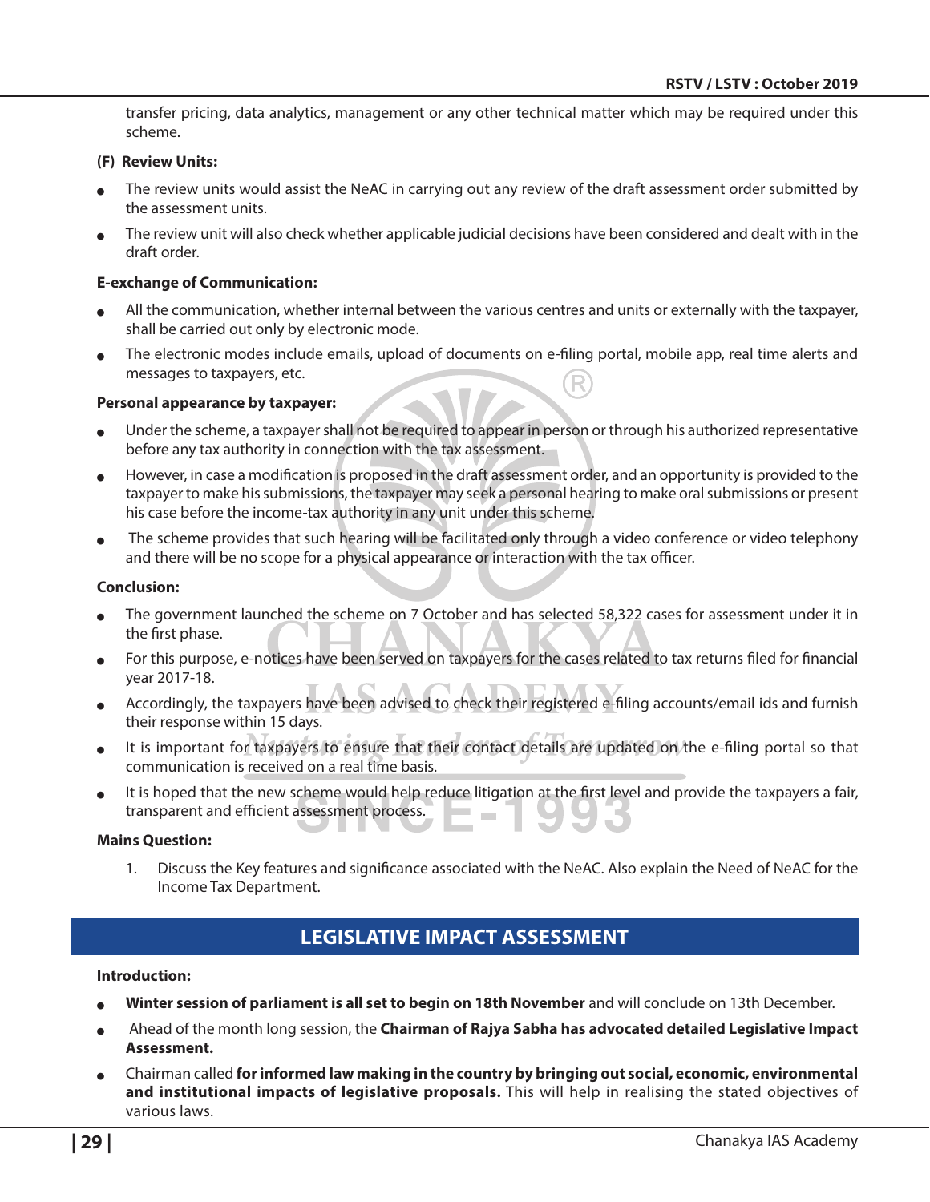transfer pricing, data analytics, management or any other technical matter which may be required under this scheme.

**(F) Review Units:**

- The review units would assist the NeAC in carrying out any review of the draft assessment order submitted by the assessment units.
- The review unit will also check whether applicable judicial decisions have been considered and dealt with in the draft order.

**E-exchange of Communication:**

- All the communication, whether internal between the various centres and units or externally with the taxpayer, shall be carried out only by electronic mode.
- The electronic modes include emails, upload of documents on e-filing portal, mobile app, real time alerts and messages to taxpayers, etc.

**Personal appearance by taxpayer:**

- Under the scheme, a taxpayer shall not be required to appear in person or through his authorized representative before any tax authority in connection with the tax assessment.
- However, in case a modification is proposed in the draft assessment order, and an opportunity is provided to the taxpayer to make his submissions, the taxpayer may seek a personal hearing to make oral submissions or present his case before the income-tax authority in any unit under this scheme.
- The scheme provides that such hearing will be facilitated only through a video conference or video telephony and there will be no scope for a physical appearance or interaction with the tax officer.

**Conclusion:**

- The government launched the scheme on 7 October and has selected 58,322 cases for assessment under it in the first phase.
- For this purpose, e-notices have been served on taxpayers for the cases related to tax returns filed for financial year 2017-18.
- Accordingly, the taxpayers have been advised to check their registered e-filing accounts/email ids and furnish their response within 15 days.
- It is important for taxpayers to ensure that their contact details are updated on the e-filing portal so that communication is received on a real time basis.
- It is hoped that the new scheme would help reduce litigation at the first level and provide the taxpayers a fair, transparent and efficient assessment process.

**Mains Question:**

1. Discuss the Key features and significance associated with the NeAC. Also explain the Need of NeAC for the Income Tax Department.

## LEGISLATIVE IMPACT ASSESSMENT

**Introduction:**

- **Winter session of parliament is all set to begin on 18th November** and will conclude on 13th December.
- Ahead of the month long session, the **Chairman of Rajya Sabha has advocated detailed Legislative Impact Assessment.**
- Chairman called **for informed law making in the country by bringing out social, economic, environmental and institutional impacts of legislative proposals.** This will help in realising the stated objectives of various laws.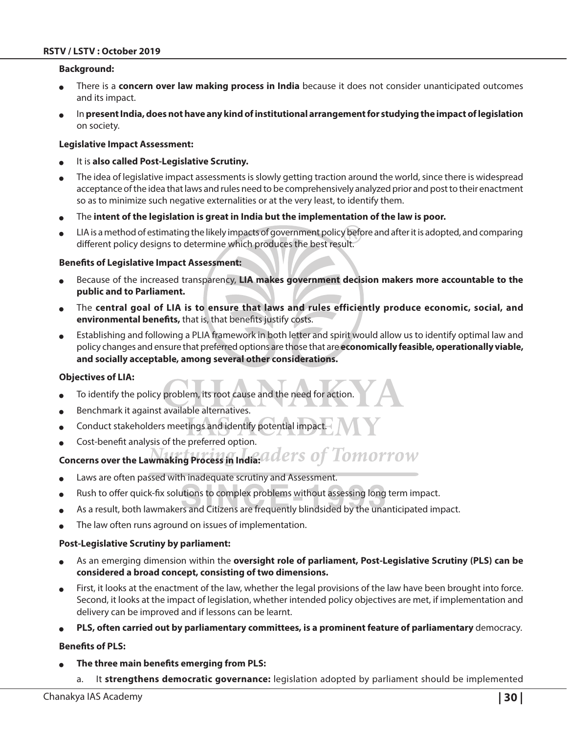**Background:**

- There is a **concern over law making process in India** because it does not consider unanticipated outcomes and its impact.
- In **present India, does not have any kind of institutional arrangement for studying the impact of legislation** on society.

**Legislative Impact Assessment:**

- It is **also called Post-Legislative Scrutiny.**
- The idea of legislative impact assessments is slowly getting traction around the world, since there is widespread acceptance of the idea that laws and rules need to be comprehensively analyzed prior and post to their enactment so as to minimize such negative externalities or at the very least, to identify them.
- The **intent of the legislation is great in India but the implementation of the law is poor.**
- LIA is a method of estimating the likely impacts of government policy before and after it is adopted, and comparing different policy designs to determine which produces the best result.

**Benefits of Legislative Impact Assessment:**

- Because of the increased transparency, **LIA makes government decision makers more accountable to the public and to Parliament.**
- The **central goal of LIA is to ensure that laws and rules efficiently produce economic, social, and environmental benefits,** that is, that benefits justify costs.
- Establishing and following a PLIA framework in both letter and spirit would allow us to identify optimal law and policy changes and ensure that preferred options are those that are **economically feasible, operationally viable, and socially acceptable, among several other considerations.**

**Objectives of LIA:**

- To identify the policy problem, its root cause and the need for action.
- Benchmark it against available alternatives.
- Conduct stakeholders meetings and identify potential impact.
- Cost-benefit analysis of the preferred option.

**Concerns over the Lawmaking Process in India:**

- Laws are often passed with inadequate scrutiny and Assessment.
- Rush to offer quick-fix solutions to complex problems without assessing long term impact.
- As a result, both lawmakers and Citizens are frequently blindsided by the unanticipated impact.
- The law often runs aground on issues of implementation.

**Post-Legislative Scrutiny by parliament:**

- As an emerging dimension within the **oversight role of parliament, Post-Legislative Scrutiny (PLS) can be considered a broad concept, consisting of two dimensions.**
- First, it looks at the enactment of the law, whether the legal provisions of the law have been brought into force. Second, it looks at the impact of legislation, whether intended policy objectives are met, if implementation and delivery can be improved and if lessons can be learnt.
- **PLS, often carried out by parliamentary committees, is a prominent feature of parliamentary** democracy.

**Benefits of PLS:**

- **The three main benefits emerging from PLS:**
  a. It **strengthens democratic governance:** legislation adopted by parliament should be implemented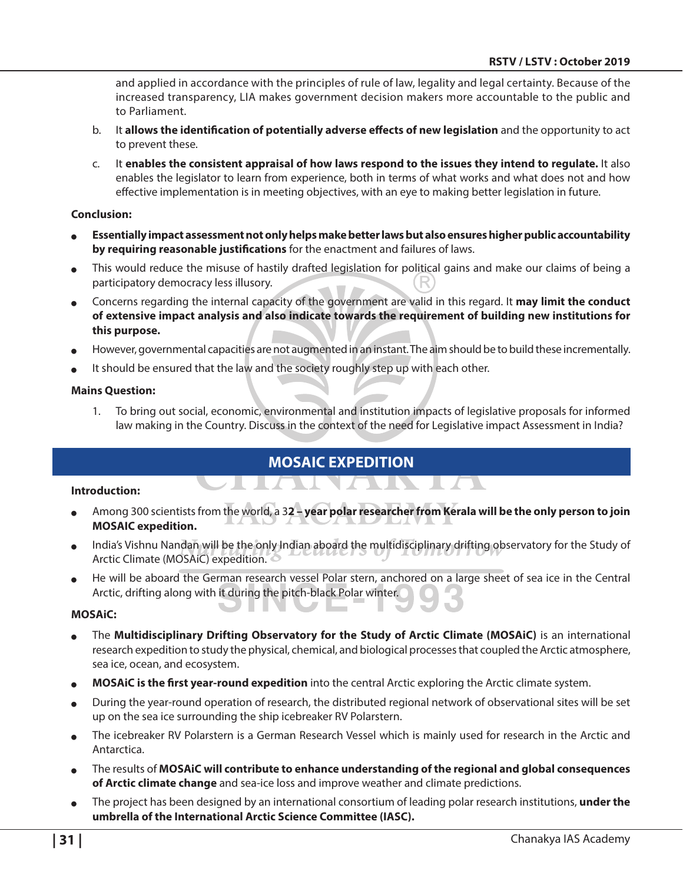and applied in accordance with the principles of rule of law, legality and legal certainty. Because of the increased transparency, LIA makes government decision makers more accountable to the public and to Parliament.

b. It **allows the identification of potentially adverse effects of new legislation** and the opportunity to act to prevent these.

c. It **enables the consistent appraisal of how laws respond to the issues they intend to regulate.** It also enables the legislator to learn from experience, both in terms of what works and what does not and how effective implementation is in meeting objectives, with an eye to making better legislation in future.

**Conclusion:**

- **Essentially impact assessment not only helps make better laws but also ensures higher public accountability by requiring reasonable justifications** for the enactment and failures of laws.
- This would reduce the misuse of hastily drafted legislation for political gains and make our claims of being a participatory democracy less illusory.
- Concerns regarding the internal capacity of the government are valid in this regard. It **may limit the conduct of extensive impact analysis and also indicate towards the requirement of building new institutions for this purpose.**
- However, governmental capacities are not augmented in an instant. The aim should be to build these incrementally.
- It should be ensured that the law and the society roughly step up with each other.

**Mains Question:**

1. To bring out social, economic, environmental and institution impacts of legislative proposals for informed law making in the Country. Discuss in the context of the need for Legislative impact Assessment in India?

## MOSAIC EXPEDITION

**Introduction:**

- Among 300 scientists from the world, a 3**2 – year polar researcher from Kerala will be the only person to join MOSAIC expedition.**
- India's Vishnu Nandan will be the only Indian aboard the multidisciplinary drifting observatory for the Study of Arctic Climate (MOSAiC) expedition.
- He will be aboard the German research vessel Polar stern, anchored on a large sheet of sea ice in the Central Arctic, drifting along with it during the pitch-black Polar winter.

**MOSAiC:**

- The **Multidisciplinary Drifting Observatory for the Study of Arctic Climate (MOSAiC)** is an international research expedition to study the physical, chemical, and biological processes that coupled the Arctic atmosphere, sea ice, ocean, and ecosystem.
- **MOSAiC is the first year-round expedition** into the central Arctic exploring the Arctic climate system.
- During the year-round operation of research, the distributed regional network of observational sites will be set up on the sea ice surrounding the ship icebreaker RV Polarstern.
- The icebreaker RV Polarstern is a German Research Vessel which is mainly used for research in the Arctic and Antarctica.
- The results of **MOSAiC will contribute to enhance understanding of the regional and global consequences of Arctic climate change** and sea-ice loss and improve weather and climate predictions.
- The project has been designed by an international consortium of leading polar research institutions, **under the umbrella of the International Arctic Science Committee (IASC).**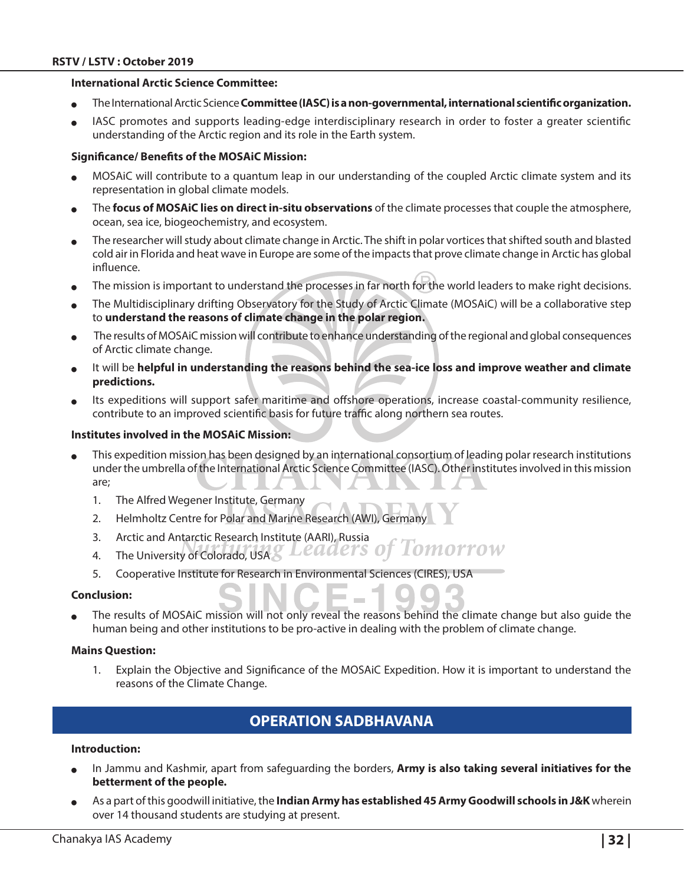**International Arctic Science Committee:**

- The International Arctic Science **Committee (IASC) is a non-governmental, international scientific organization.**
- IASC promotes and supports leading-edge interdisciplinary research in order to foster a greater scientific understanding of the Arctic region and its role in the Earth system.

**Significance/ Benefits of the MOSAiC Mission:**

- MOSAiC will contribute to a quantum leap in our understanding of the coupled Arctic climate system and its representation in global climate models.
- The **focus of MOSAiC lies on direct in-situ observations** of the climate processes that couple the atmosphere, ocean, sea ice, biogeochemistry, and ecosystem.
- The researcher will study about climate change in Arctic. The shift in polar vortices that shifted south and blasted cold air in Florida and heat wave in Europe are some of the impacts that prove climate change in Arctic has global influence.
- The mission is important to understand the processes in far north for the world leaders to make right decisions.
- The Multidisciplinary drifting Observatory for the Study of Arctic Climate (MOSAiC) will be a collaborative step to **understand the reasons of climate change in the polar region.**
- The results of MOSAiC mission will contribute to enhance understanding of the regional and global consequences of Arctic climate change.
- It will be **helpful in understanding the reasons behind the sea-ice loss and improve weather and climate predictions.**
- Its expeditions will support safer maritime and offshore operations, increase coastal-community resilience, contribute to an improved scientific basis for future traffic along northern sea routes.

**Institutes involved in the MOSAiC Mission:**

- This expedition mission has been designed by an international consortium of leading polar research institutions under the umbrella of the International Arctic Science Committee (IASC). Other institutes involved in this mission are;
  1. The Alfred Wegener Institute, Germany
  2. Helmholtz Centre for Polar and Marine Research (AWI), Germany
  3. Arctic and Antarctic Research Institute (AARI), Russia
  4. The University of Colorado, USA
  5. Cooperative Institute for Research in Environmental Sciences (CIRES), USA

**Conclusion:**

- The results of MOSAiC mission will not only reveal the reasons behind the climate change but also guide the human being and other institutions to be pro-active in dealing with the problem of climate change.

**Mains Question:**

1. Explain the Objective and Significance of the MOSAiC Expedition. How it is important to understand the reasons of the Climate Change.

## OPERATION SADBHAVANA

**Introduction:**

- In Jammu and Kashmir, apart from safeguarding the borders, **Army is also taking several initiatives for the betterment of the people.**
- As a part of this goodwill initiative, the **Indian Army has established 45 Army Goodwill schools in J&K** wherein over 14 thousand students are studying at present.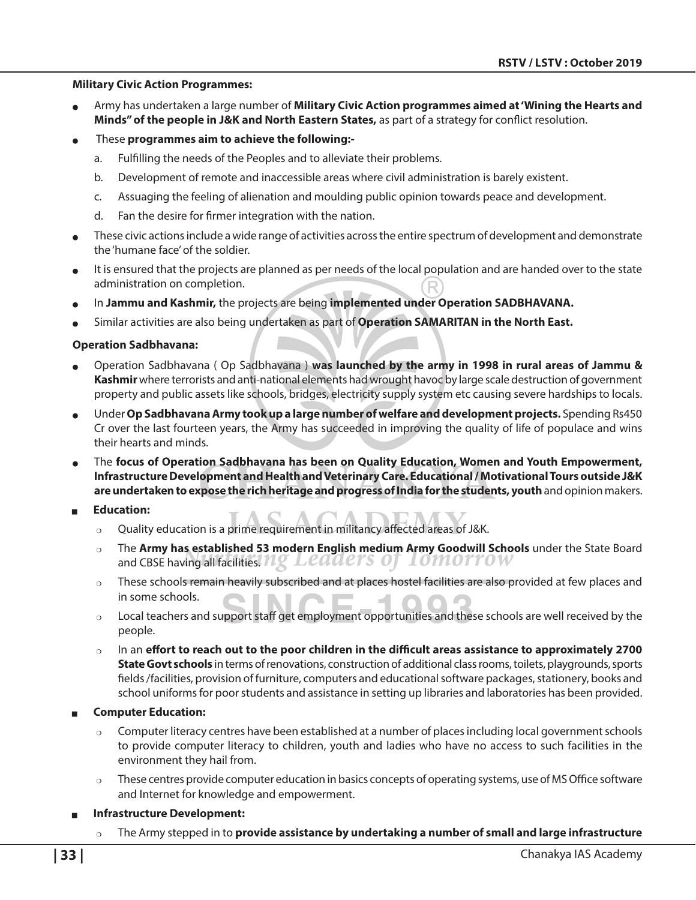**Military Civic Action Programmes:**

- Army has undertaken a large number of **Military Civic Action programmes aimed at 'Wining the Hearts and Minds" of the people in J&K and North Eastern States,** as part of a strategy for conflict resolution.
- These **programmes aim to achieve the following:-**
  a. Fulfilling the needs of the Peoples and to alleviate their problems.
  b. Development of remote and inaccessible areas where civil administration is barely existent.
  c. Assuaging the feeling of alienation and moulding public opinion towards peace and development.
  d. Fan the desire for firmer integration with the nation.
- These civic actions include a wide range of activities across the entire spectrum of development and demonstrate the 'humane face' of the soldier.
- It is ensured that the projects are planned as per needs of the local population and are handed over to the state administration on completion.
- In **Jammu and Kashmir,** the projects are being **implemented under Operation SADBHAVANA.**
- Similar activities are also being undertaken as part of **Operation SAMARITAN in the North East.**

**Operation Sadbhavana:**

- Operation Sadbhavana ( Op Sadbhavana ) **was launched by the army in 1998 in rural areas of Jammu & Kashmir** where terrorists and anti-national elements had wrought havoc by large scale destruction of government property and public assets like schools, bridges, electricity supply system etc causing severe hardships to locals.
- Under **Op Sadbhavana Army took up a large number of welfare and development projects.** Spending Rs450 Cr over the last fourteen years, the Army has succeeded in improving the quality of life of populace and wins their hearts and minds.
- The **focus of Operation Sadbhavana has been on Quality Education, Women and Youth Empowerment, Infrastructure Development and Health and Veterinary Care. Educational / Motivational Tours outside J&K are undertaken to expose the rich heritage and progress of India for the students, youth** and opinion makers.
- **Education:**
  - Quality education is a prime requirement in militancy affected areas of J&K.
  - The **Army has established 53 modern English medium Army Goodwill Schools** under the State Board and CBSE having all facilities.
  - These schools remain heavily subscribed and at places hostel facilities are also provided at few places and in some schools.
  - Local teachers and support staff get employment opportunities and these schools are well received by the people.
  - In an **effort to reach out to the poor children in the difficult areas assistance to approximately 2700 State Govt schools** in terms of renovations, construction of additional class rooms, toilets, playgrounds, sports fields /facilities, provision of furniture, computers and educational software packages, stationery, books and school uniforms for poor students and assistance in setting up libraries and laboratories has been provided.
- **Computer Education:**
  - Computer literacy centres have been established at a number of places including local government schools to provide computer literacy to children, youth and ladies who have no access to such facilities in the environment they hail from.
  - These centres provide computer education in basics concepts of operating systems, use of MS Office software and Internet for knowledge and empowerment.
- **Infrastructure Development:**
  - The Army stepped in to **provide assistance by undertaking a number of small and large infrastructure**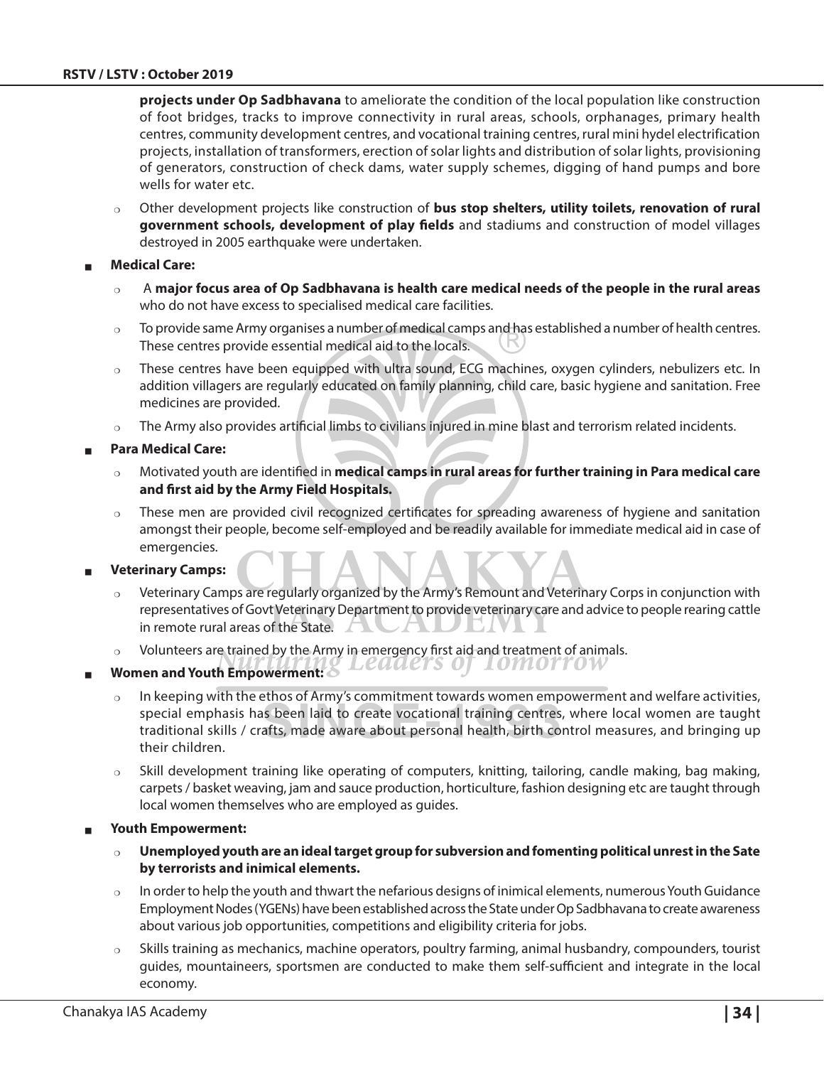**projects under Op Sadbhavana** to ameliorate the condition of the local population like construction of foot bridges, tracks to improve connectivity in rural areas, schools, orphanages, primary health centres, community development centres, and vocational training centres, rural mini hydel electrification projects, installation of transformers, erection of solar lights and distribution of solar lights, provisioning of generators, construction of check dams, water supply schemes, digging of hand pumps and bore wells for water etc.

- Other development projects like construction of **bus stop shelters, utility toilets, renovation of rural government schools, development of play fields** and stadiums and construction of model villages destroyed in 2005 earthquake were undertaken.

- **Medical Care:**
  - A **major focus area of Op Sadbhavana is health care medical needs of the people in the rural areas** who do not have excess to specialised medical care facilities.
  - To provide same Army organises a number of medical camps and has established a number of health centres. These centres provide essential medical aid to the locals.
  - These centres have been equipped with ultra sound, ECG machines, oxygen cylinders, nebulizers etc. In addition villagers are regularly educated on family planning, child care, basic hygiene and sanitation. Free medicines are provided.
  - The Army also provides artificial limbs to civilians injured in mine blast and terrorism related incidents.

- **Para Medical Care:**
  - Motivated youth are identified in **medical camps in rural areas for further training in Para medical care and first aid by the Army Field Hospitals.**
  - These men are provided civil recognized certificates for spreading awareness of hygiene and sanitation amongst their people, become self-employed and be readily available for immediate medical aid in case of emergencies.

- **Veterinary Camps:**
  - Veterinary Camps are regularly organized by the Army's Remount and Veterinary Corps in conjunction with representatives of Govt Veterinary Department to provide veterinary care and advice to people rearing cattle in remote rural areas of the State.
  - Volunteers are trained by the Army in emergency first aid and treatment of animals.

- **Women and Youth Empowerment:**
  - In keeping with the ethos of Army's commitment towards women empowerment and welfare activities, special emphasis has been laid to create vocational training centres, where local women are taught traditional skills / crafts, made aware about personal health, birth control measures, and bringing up their children.
  - Skill development training like operating of computers, knitting, tailoring, candle making, bag making, carpets / basket weaving, jam and sauce production, horticulture, fashion designing etc are taught through local women themselves who are employed as guides.

- **Youth Empowerment:**
  - **Unemployed youth are an ideal target group for subversion and fomenting political unrest in the Sate by terrorists and inimical elements.**
  - In order to help the youth and thwart the nefarious designs of inimical elements, numerous Youth Guidance Employment Nodes (YGENs) have been established across the State under Op Sadbhavana to create awareness about various job opportunities, competitions and eligibility criteria for jobs.
  - Skills training as mechanics, machine operators, poultry farming, animal husbandry, compounders, tourist guides, mountaineers, sportsmen are conducted to make them self-sufficient and integrate in the local economy.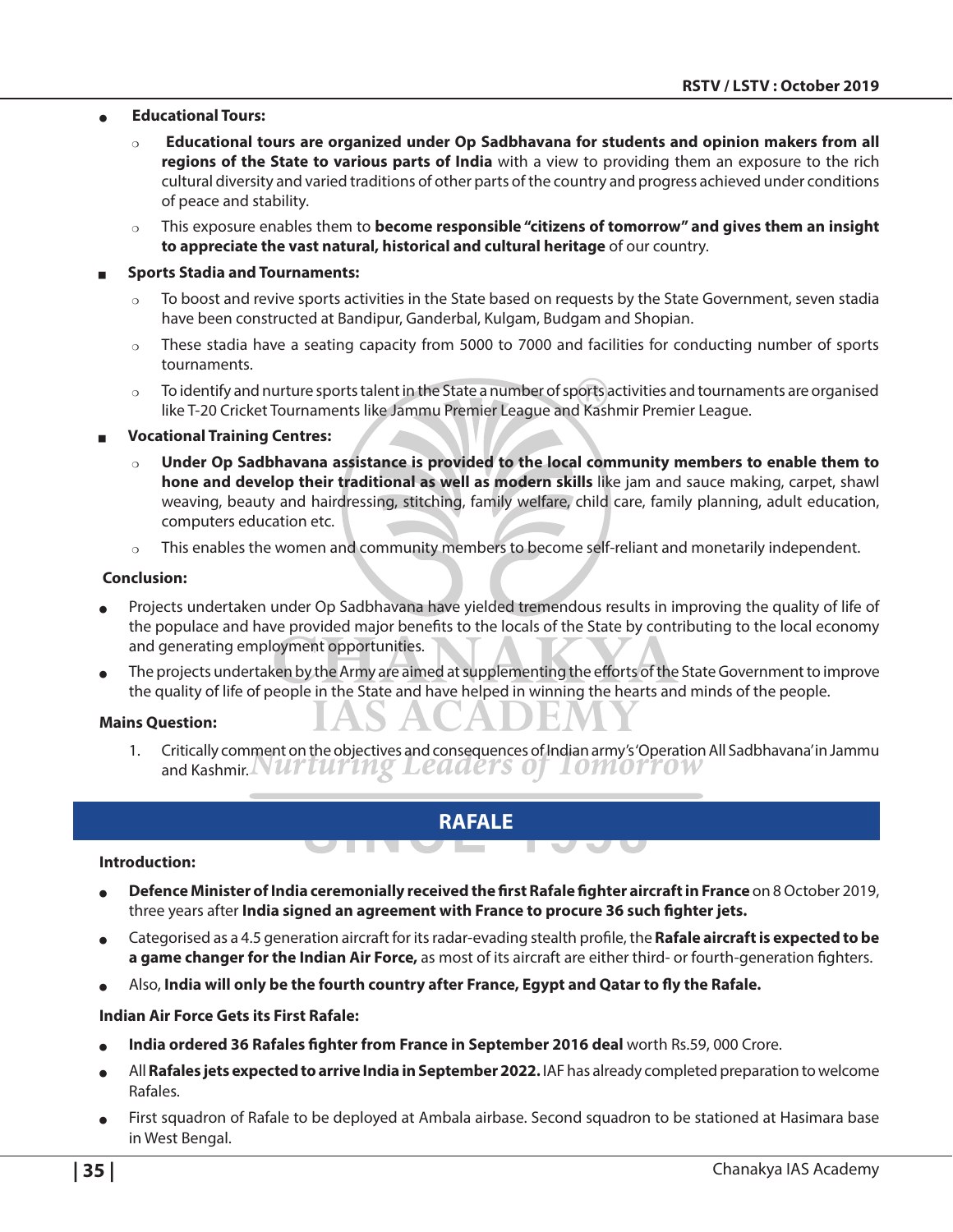- **Educational Tours:**
  - **Educational tours are organized under Op Sadbhavana for students and opinion makers from all regions of the State to various parts of India** with a view to providing them an exposure to the rich cultural diversity and varied traditions of other parts of the country and progress achieved under conditions of peace and stability.
  - This exposure enables them to **become responsible "citizens of tomorrow" and gives them an insight to appreciate the vast natural, historical and cultural heritage** of our country.

- **Sports Stadia and Tournaments:**
  - To boost and revive sports activities in the State based on requests by the State Government, seven stadia have been constructed at Bandipur, Ganderbal, Kulgam, Budgam and Shopian.
  - These stadia have a seating capacity from 5000 to 7000 and facilities for conducting number of sports tournaments.
  - To identify and nurture sports talent in the State a number of sports activities and tournaments are organised like T-20 Cricket Tournaments like Jammu Premier League and Kashmir Premier League.

- **Vocational Training Centres:**
  - **Under Op Sadbhavana assistance is provided to the local community members to enable them to hone and develop their traditional as well as modern skills** like jam and sauce making, carpet, shawl weaving, beauty and hairdressing, stitching, family welfare, child care, family planning, adult education, computers education etc.
  - This enables the women and community members to become self-reliant and monetarily independent.

**Conclusion:**

- Projects undertaken under Op Sadbhavana have yielded tremendous results in improving the quality of life of the populace and have provided major benefits to the locals of the State by contributing to the local economy and generating employment opportunities.
- The projects undertaken by the Army are aimed at supplementing the efforts of the State Government to improve the quality of life of people in the State and have helped in winning the hearts and minds of the people.

**Mains Question:**

1. Critically comment on the objectives and consequences of Indian army's 'Operation All Sadbhavana' in Jammu and Kashmir.

## RAFALE

**Introduction:**

- **Defence Minister of India ceremonially received the first Rafale fighter aircraft in France** on 8 October 2019, three years after **India signed an agreement with France to procure 36 such fighter jets.**
- Categorised as a 4.5 generation aircraft for its radar-evading stealth profile, the **Rafale aircraft is expected to be a game changer for the Indian Air Force,** as most of its aircraft are either third- or fourth-generation fighters.
- Also, **India will only be the fourth country after France, Egypt and Qatar to fly the Rafale.**

**Indian Air Force Gets its First Rafale:**

- **India ordered 36 Rafales fighter from France in September 2016 deal** worth Rs.59, 000 Crore.
- All **Rafales jets expected to arrive India in September 2022.** IAF has already completed preparation to welcome Rafales.
- First squadron of Rafale to be deployed at Ambala airbase. Second squadron to be stationed at Hasimara base in West Bengal.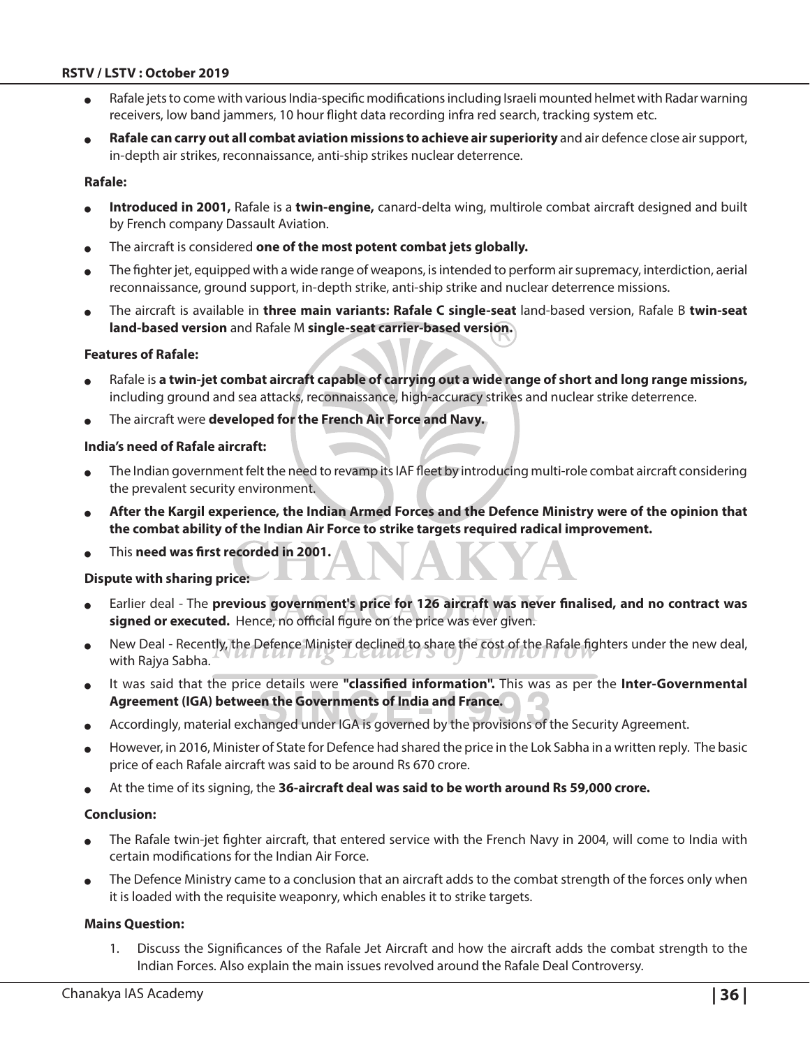- Rafale jets to come with various India-specific modifications including Israeli mounted helmet with Radar warning receivers, low band jammers, 10 hour flight data recording infra red search, tracking system etc.
- **Rafale can carry out all combat aviation missions to achieve air superiority** and air defence close air support, in-depth air strikes, reconnaissance, anti-ship strikes nuclear deterrence.

**Rafale:**

- **Introduced in 2001,** Rafale is a **twin-engine,** canard-delta wing, multirole combat aircraft designed and built by French company Dassault Aviation.
- The aircraft is considered **one of the most potent combat jets globally.**
- The fighter jet, equipped with a wide range of weapons, is intended to perform air supremacy, interdiction, aerial reconnaissance, ground support, in-depth strike, anti-ship strike and nuclear deterrence missions.
- The aircraft is available in **three main variants: Rafale C single-seat** land-based version, Rafale B **twin-seat land-based version** and Rafale M **single-seat carrier-based version.**

**Features of Rafale:**

- Rafale is **a twin-jet combat aircraft capable of carrying out a wide range of short and long range missions,** including ground and sea attacks, reconnaissance, high-accuracy strikes and nuclear strike deterrence.
- The aircraft were **developed for the French Air Force and Navy.**

**India's need of Rafale aircraft:**

- The Indian government felt the need to revamp its IAF fleet by introducing multi-role combat aircraft considering the prevalent security environment.
- **After the Kargil experience, the Indian Armed Forces and the Defence Ministry were of the opinion that the combat ability of the Indian Air Force to strike targets required radical improvement.**
- This **need was first recorded in 2001.**

**Dispute with sharing price:**

- Earlier deal - The **previous government's price for 126 aircraft was never finalised, and no contract was signed or executed.** Hence, no official figure on the price was ever given.
- New Deal - Recently, the Defence Minister declined to share the cost of the Rafale fighters under the new deal, with Rajya Sabha.
- It was said that the price details were **"classified information".** This was as per the **Inter-Governmental Agreement (IGA) between the Governments of India and France.**
- Accordingly, material exchanged under IGA is governed by the provisions of the Security Agreement.
- However, in 2016, Minister of State for Defence had shared the price in the Lok Sabha in a written reply. The basic price of each Rafale aircraft was said to be around Rs 670 crore.
- At the time of its signing, the **36-aircraft deal was said to be worth around Rs 59,000 crore.**

**Conclusion:**

- The Rafale twin-jet fighter aircraft, that entered service with the French Navy in 2004, will come to India with certain modifications for the Indian Air Force.
- The Defence Ministry came to a conclusion that an aircraft adds to the combat strength of the forces only when it is loaded with the requisite weaponry, which enables it to strike targets.

**Mains Question:**

1. Discuss the Significances of the Rafale Jet Aircraft and how the aircraft adds the combat strength to the Indian Forces. Also explain the main issues revolved around the Rafale Deal Controversy.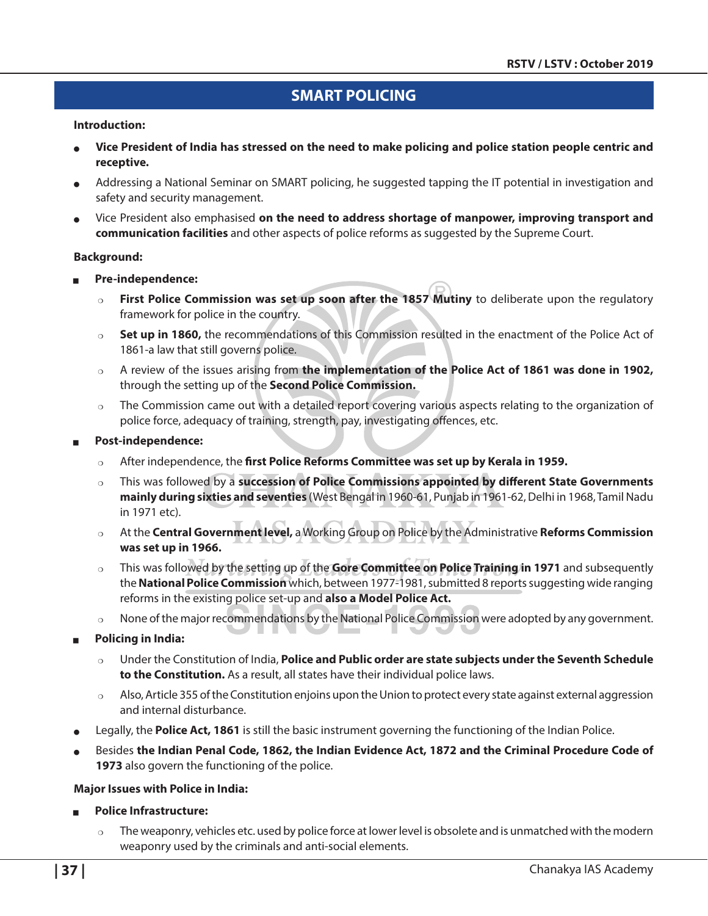# SMART POLICING

**Introduction:**

- **Vice President of India has stressed on the need to make policing and police station people centric and receptive.**
- Addressing a National Seminar on SMART policing, he suggested tapping the IT potential in investigation and safety and security management.
- Vice President also emphasised **on the need to address shortage of manpower, improving transport and communication facilities** and other aspects of police reforms as suggested by the Supreme Court.

**Background:**

- **Pre-independence:**
  - **First Police Commission was set up soon after the 1857 Mutiny** to deliberate upon the regulatory framework for police in the country.
  - **Set up in 1860,** the recommendations of this Commission resulted in the enactment of the Police Act of 1861-a law that still governs police.
  - A review of the issues arising from **the implementation of the Police Act of 1861 was done in 1902,** through the setting up of the **Second Police Commission.**
  - The Commission came out with a detailed report covering various aspects relating to the organization of police force, adequacy of training, strength, pay, investigating offences, etc.
- **Post-independence:**
  - After independence, the **first Police Reforms Committee was set up by Kerala in 1959.**
  - This was followed by a **succession of Police Commissions appointed by different State Governments mainly during sixties and seventies** (West Bengal in 1960-61, Punjab in 1961-62, Delhi in 1968, Tamil Nadu in 1971 etc).
  - At the **Central Government level,** a Working Group on Police by the Administrative **Reforms Commission was set up in 1966.**
  - This was followed by the setting up of the **Gore Committee on Police Training in 1971** and subsequently the **National Police Commission** which, between 1977-1981, submitted 8 reports suggesting wide ranging reforms in the existing police set-up and **also a Model Police Act.**
  - None of the major recommendations by the National Police Commission were adopted by any government.
- **Policing in India:**
  - Under the Constitution of India, **Police and Public order are state subjects under the Seventh Schedule to the Constitution.** As a result, all states have their individual police laws.
  - Also, Article 355 of the Constitution enjoins upon the Union to protect every state against external aggression and internal disturbance.
- Legally, the **Police Act, 1861** is still the basic instrument governing the functioning of the Indian Police.
- Besides **the Indian Penal Code, 1862, the Indian Evidence Act, 1872 and the Criminal Procedure Code of 1973** also govern the functioning of the police.

**Major Issues with Police in India:**

- **Police Infrastructure:**
  - The weaponry, vehicles etc. used by police force at lower level is obsolete and is unmatched with the modern weaponry used by the criminals and anti-social elements.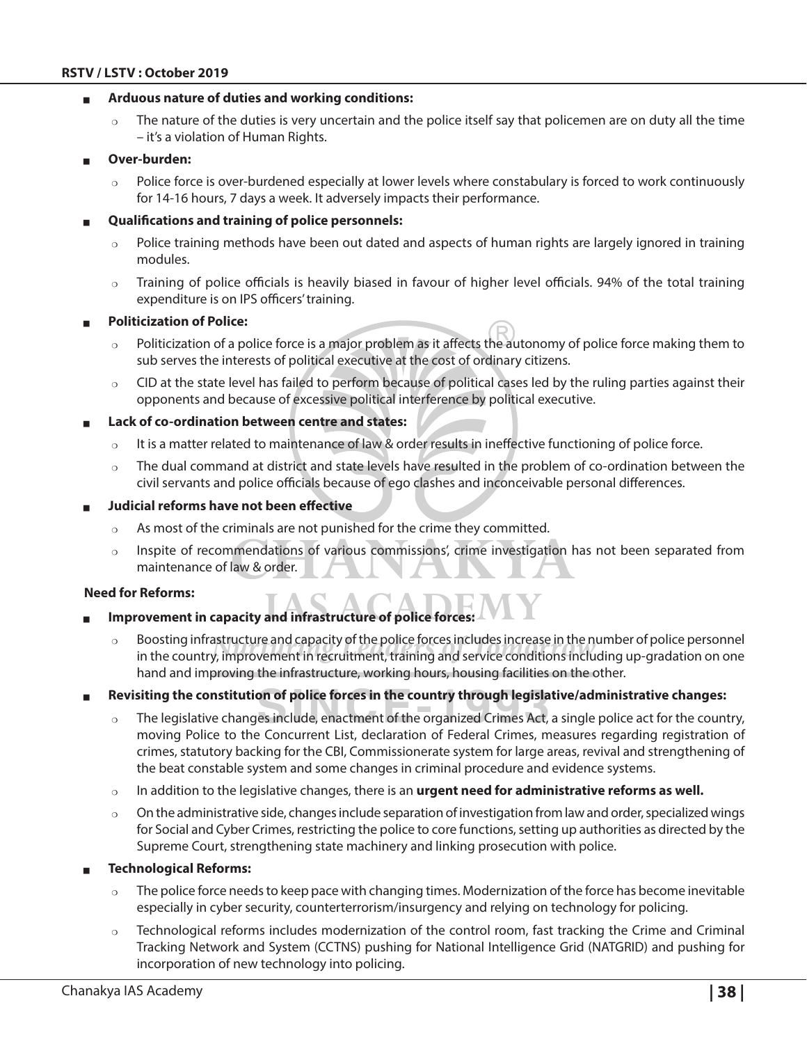- **Arduous nature of duties and working conditions:**
  - The nature of the duties is very uncertain and the police itself say that policemen are on duty all the time – it's a violation of Human Rights.
- **Over-burden:**
  - Police force is over-burdened especially at lower levels where constabulary is forced to work continuously for 14-16 hours, 7 days a week. It adversely impacts their performance.
- **Qualifications and training of police personnels:**
  - Police training methods have been out dated and aspects of human rights are largely ignored in training modules.
  - Training of police officials is heavily biased in favour of higher level officials. 94% of the total training expenditure is on IPS officers' training.
- **Politicization of Police:**
  - Politicization of a police force is a major problem as it affects the autonomy of police force making them to sub serves the interests of political executive at the cost of ordinary citizens.
  - CID at the state level has failed to perform because of political cases led by the ruling parties against their opponents and because of excessive political interference by political executive.
- **Lack of co-ordination between centre and states:**
  - It is a matter related to maintenance of law & order results in ineffective functioning of police force.
  - The dual command at district and state levels have resulted in the problem of co-ordination between the civil servants and police officials because of ego clashes and inconceivable personal differences.
- **Judicial reforms have not been effective**
  - As most of the criminals are not punished for the crime they committed.
  - Inspite of recommendations of various commissions', crime investigation has not been separated from maintenance of law & order.

**Need for Reforms:**

- **Improvement in capacity and infrastructure of police forces:**
  - Boosting infrastructure and capacity of the police forces includes increase in the number of police personnel in the country, improvement in recruitment, training and service conditions including up-gradation on one hand and improving the infrastructure, working hours, housing facilities on the other.
- **Revisiting the constitution of police forces in the country through legislative/administrative changes:**
  - The legislative changes include, enactment of the organized Crimes Act, a single police act for the country, moving Police to the Concurrent List, declaration of Federal Crimes, measures regarding registration of crimes, statutory backing for the CBI, Commissionerate system for large areas, revival and strengthening of the beat constable system and some changes in criminal procedure and evidence systems.
  - In addition to the legislative changes, there is an **urgent need for administrative reforms as well.**
  - On the administrative side, changes include separation of investigation from law and order, specialized wings for Social and Cyber Crimes, restricting the police to core functions, setting up authorities as directed by the Supreme Court, strengthening state machinery and linking prosecution with police.
- **Technological Reforms:**
  - The police force needs to keep pace with changing times. Modernization of the force has become inevitable especially in cyber security, counterterrorism/insurgency and relying on technology for policing.
  - Technological reforms includes modernization of the control room, fast tracking the Crime and Criminal Tracking Network and System (CCTNS) pushing for National Intelligence Grid (NATGRID) and pushing for incorporation of new technology into policing.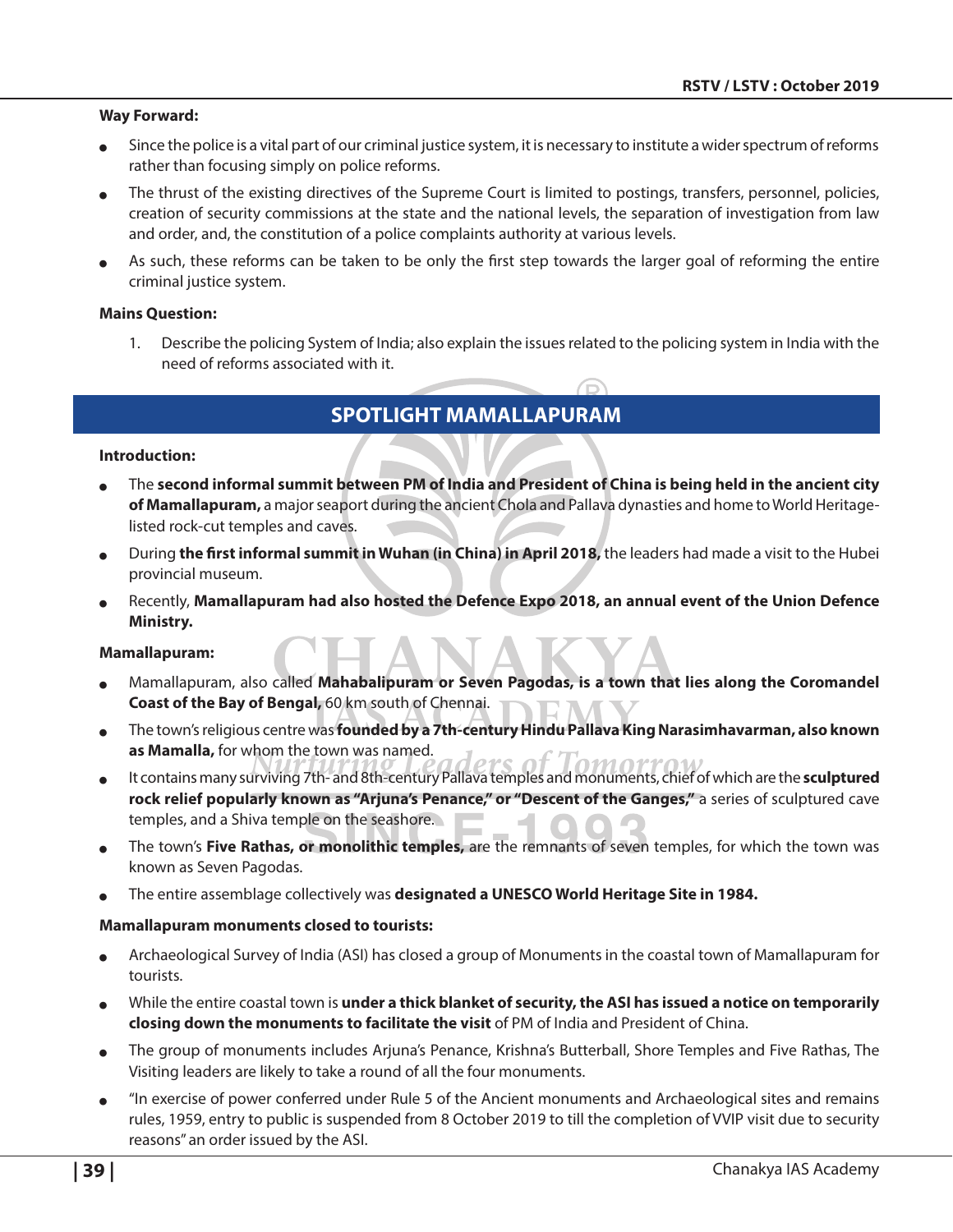**Way Forward:**

- Since the police is a vital part of our criminal justice system, it is necessary to institute a wider spectrum of reforms rather than focusing simply on police reforms.
- The thrust of the existing directives of the Supreme Court is limited to postings, transfers, personnel, policies, creation of security commissions at the state and the national levels, the separation of investigation from law and order, and, the constitution of a police complaints authority at various levels.
- As such, these reforms can be taken to be only the first step towards the larger goal of reforming the entire criminal justice system.

**Mains Question:**

1. Describe the policing System of India; also explain the issues related to the policing system in India with the need of reforms associated with it.

## SPOTLIGHT MAMALLAPURAM

**Introduction:**

- The **second informal summit between PM of India and President of China is being held in the ancient city of Mamallapuram,** a major seaport during the ancient Chola and Pallava dynasties and home to World Heritage-listed rock-cut temples and caves.
- During **the first informal summit in Wuhan (in China) in April 2018,** the leaders had made a visit to the Hubei provincial museum.
- Recently, **Mamallapuram had also hosted the Defence Expo 2018, an annual event of the Union Defence Ministry.**

**Mamallapuram:**

- Mamallapuram, also called **Mahabalipuram or Seven Pagodas, is a town that lies along the Coromandel Coast of the Bay of Bengal,** 60 km south of Chennai.
- The town's religious centre was **founded by a 7th-century Hindu Pallava King Narasimhavarman, also known as Mamalla,** for whom the town was named.
- It contains many surviving 7th- and 8th-century Pallava temples and monuments, chief of which are the **sculptured rock relief popularly known as "Arjuna's Penance," or "Descent of the Ganges,"** a series of sculptured cave temples, and a Shiva temple on the seashore.
- The town's **Five Rathas, or monolithic temples,** are the remnants of seven temples, for which the town was known as Seven Pagodas.
- The entire assemblage collectively was **designated a UNESCO World Heritage Site in 1984.**

**Mamallapuram monuments closed to tourists:**

- Archaeological Survey of India (ASI) has closed a group of Monuments in the coastal town of Mamallapuram for tourists.
- While the entire coastal town is **under a thick blanket of security, the ASI has issued a notice on temporarily closing down the monuments to facilitate the visit** of PM of India and President of China.
- The group of monuments includes Arjuna's Penance, Krishna's Butterball, Shore Temples and Five Rathas, The Visiting leaders are likely to take a round of all the four monuments.
- "In exercise of power conferred under Rule 5 of the Ancient monuments and Archaeological sites and remains rules, 1959, entry to public is suspended from 8 October 2019 to till the completion of VVIP visit due to security reasons" an order issued by the ASI.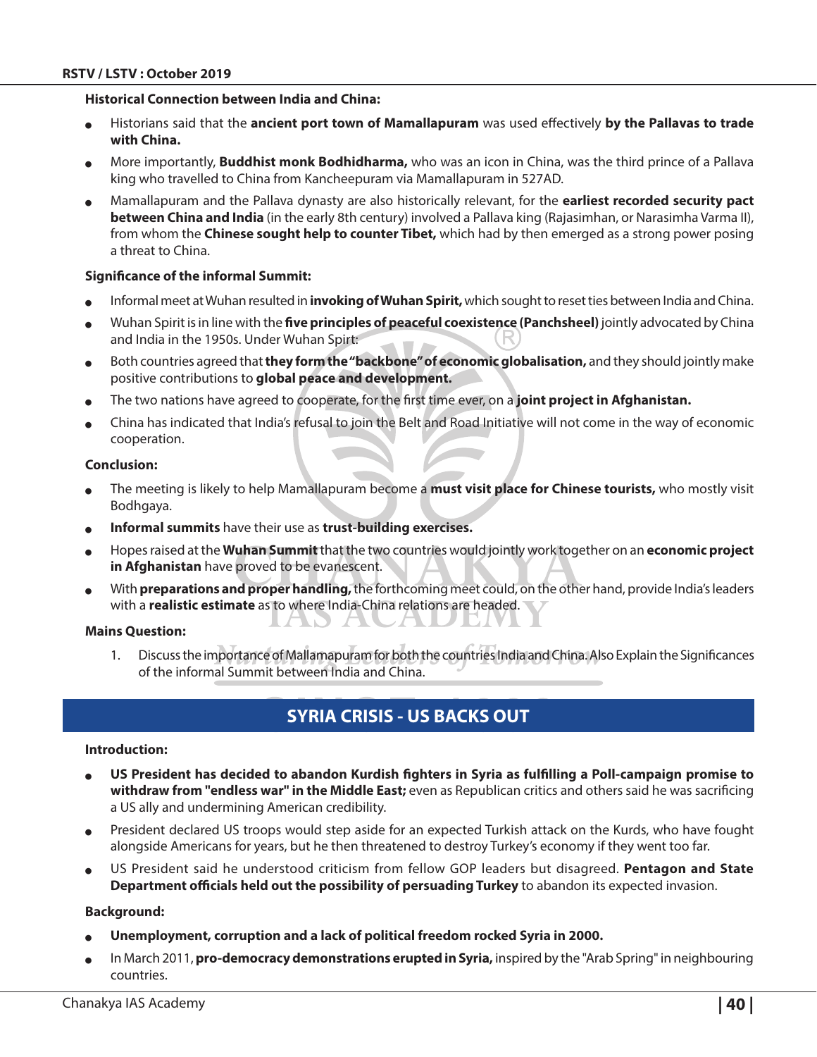**Historical Connection between India and China:**

- Historians said that the **ancient port town of Mamallapuram** was used effectively **by the Pallavas to trade with China.**
- More importantly, **Buddhist monk Bodhidharma,** who was an icon in China, was the third prince of a Pallava king who travelled to China from Kancheepuram via Mamallapuram in 527AD.
- Mamallapuram and the Pallava dynasty are also historically relevant, for the **earliest recorded security pact between China and India** (in the early 8th century) involved a Pallava king (Rajasimhan, or Narasimha Varma II), from whom the **Chinese sought help to counter Tibet,** which had by then emerged as a strong power posing a threat to China.

**Significance of the informal Summit:**

- Informal meet at Wuhan resulted in **invoking of Wuhan Spirit,** which sought to reset ties between India and China.
- Wuhan Spirit is in line with the **five principles of peaceful coexistence (Panchsheel)** jointly advocated by China and India in the 1950s. Under Wuhan Spirt:
- Both countries agreed that **they form the "backbone" of economic globalisation,** and they should jointly make positive contributions to **global peace and development.**
- The two nations have agreed to cooperate, for the first time ever, on a **joint project in Afghanistan.**
- China has indicated that India's refusal to join the Belt and Road Initiative will not come in the way of economic cooperation.

**Conclusion:**

- The meeting is likely to help Mamallapuram become a **must visit place for Chinese tourists,** who mostly visit Bodhgaya.
- **Informal summits** have their use as **trust-building exercises.**
- Hopes raised at the **Wuhan Summit** that the two countries would jointly work together on an **economic project in Afghanistan** have proved to be evanescent.
- With **preparations and proper handling,** the forthcoming meet could, on the other hand, provide India's leaders with a **realistic estimate** as to where India-China relations are headed.

**Mains Question:**

1. Discuss the importance of Mallamapuram for both the countries India and China. Also Explain the Significances of the informal Summit between India and China.

## SYRIA CRISIS - US BACKS OUT

**Introduction:**

- **US President has decided to abandon Kurdish fighters in Syria as fulfilling a Poll-campaign promise to withdraw from "endless war" in the Middle East;** even as Republican critics and others said he was sacrificing a US ally and undermining American credibility.
- President declared US troops would step aside for an expected Turkish attack on the Kurds, who have fought alongside Americans for years, but he then threatened to destroy Turkey's economy if they went too far.
- US President said he understood criticism from fellow GOP leaders but disagreed. **Pentagon and State Department officials held out the possibility of persuading Turkey** to abandon its expected invasion.

**Background:**

- **Unemployment, corruption and a lack of political freedom rocked Syria in 2000.**
- In March 2011, **pro-democracy demonstrations erupted in Syria,** inspired by the "Arab Spring" in neighbouring countries.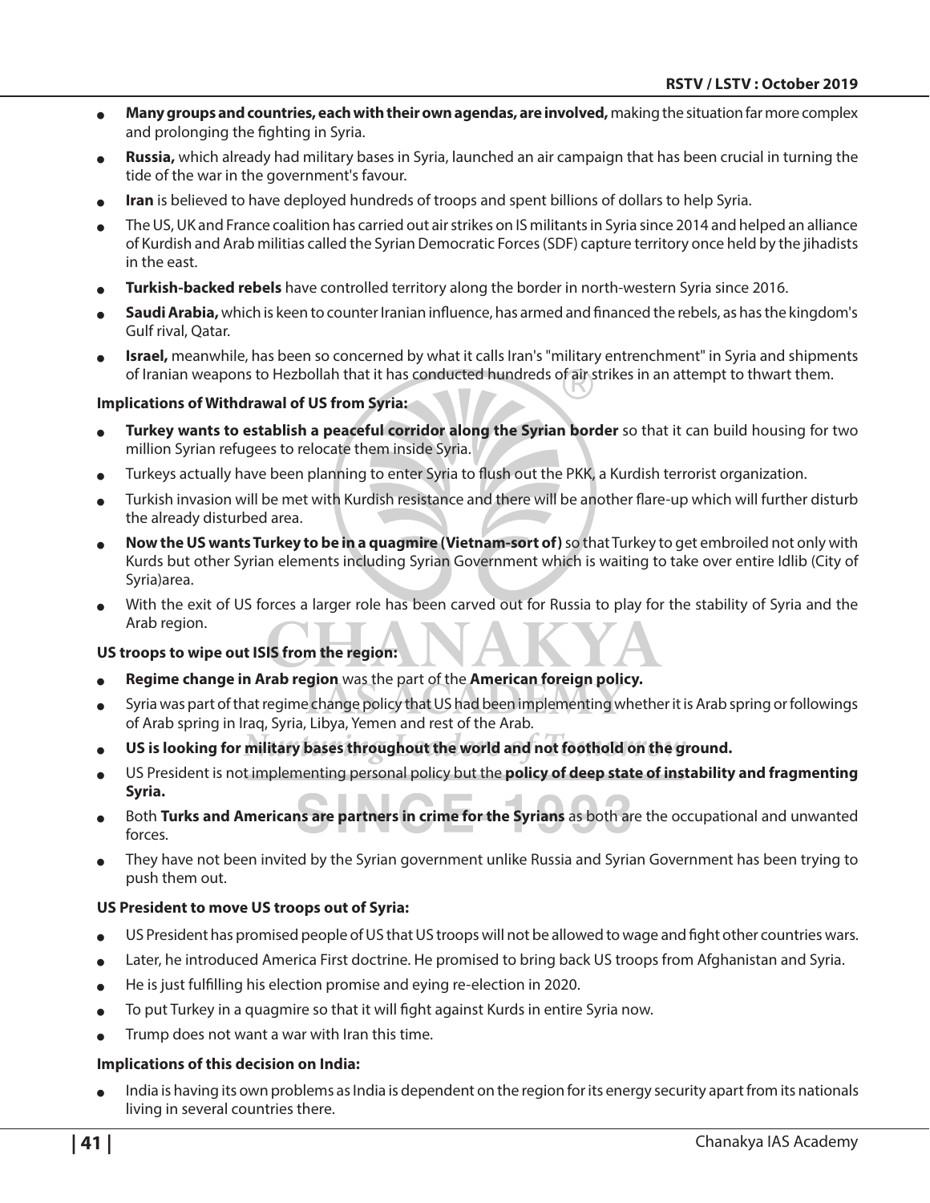- **Many groups and countries, each with their own agendas, are involved,** making the situation far more complex and prolonging the fighting in Syria.
- **Russia,** which already had military bases in Syria, launched an air campaign that has been crucial in turning the tide of the war in the government's favour.
- **Iran** is believed to have deployed hundreds of troops and spent billions of dollars to help Syria.
- The US, UK and France coalition has carried out air strikes on IS militants in Syria since 2014 and helped an alliance of Kurdish and Arab militias called the Syrian Democratic Forces (SDF) capture territory once held by the jihadists in the east.
- **Turkish-backed rebels** have controlled territory along the border in north-western Syria since 2016.
- **Saudi Arabia,** which is keen to counter Iranian influence, has armed and financed the rebels, as has the kingdom's Gulf rival, Qatar.
- **Israel,** meanwhile, has been so concerned by what it calls Iran's "military entrenchment" in Syria and shipments of Iranian weapons to Hezbollah that it has conducted hundreds of air strikes in an attempt to thwart them.

**Implications of Withdrawal of US from Syria:**

- **Turkey wants to establish a peaceful corridor along the Syrian border** so that it can build housing for two million Syrian refugees to relocate them inside Syria.
- Turkeys actually have been planning to enter Syria to flush out the PKK, a Kurdish terrorist organization.
- Turkish invasion will be met with Kurdish resistance and there will be another flare-up which will further disturb the already disturbed area.
- **Now the US wants Turkey to be in a quagmire (Vietnam-sort of)** so that Turkey to get embroiled not only with Kurds but other Syrian elements including Syrian Government which is waiting to take over entire Idlib (City of Syria)area.
- With the exit of US forces a larger role has been carved out for Russia to play for the stability of Syria and the Arab region.

**US troops to wipe out ISIS from the region:**

- **Regime change in Arab region** was the part of the **American foreign policy.**
- Syria was part of that regime change policy that US had been implementing whether it is Arab spring or followings of Arab spring in Iraq, Syria, Libya, Yemen and rest of the Arab.
- **US is looking for military bases throughout the world and not foothold on the ground.**
- US President is not implementing personal policy but the **policy of deep state of instability and fragmenting Syria.**
- Both **Turks and Americans are partners in crime for the Syrians** as both are the occupational and unwanted forces.
- They have not been invited by the Syrian government unlike Russia and Syrian Government has been trying to push them out.

**US President to move US troops out of Syria:**

- US President has promised people of US that US troops will not be allowed to wage and fight other countries wars.
- Later, he introduced America First doctrine. He promised to bring back US troops from Afghanistan and Syria.
- He is just fulfilling his election promise and eying re-election in 2020.
- To put Turkey in a quagmire so that it will fight against Kurds in entire Syria now.
- Trump does not want a war with Iran this time.

**Implications of this decision on India:**

- India is having its own problems as India is dependent on the region for its energy security apart from its nationals living in several countries there.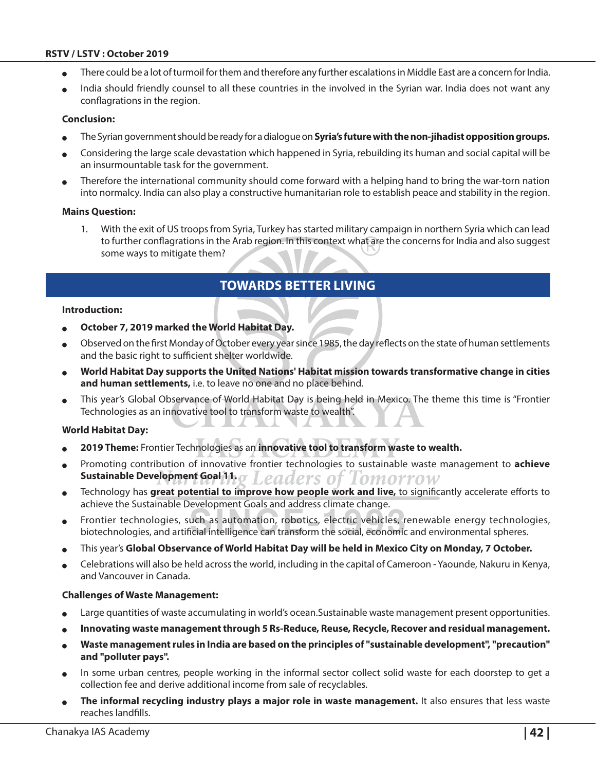- There could be a lot of turmoil for them and therefore any further escalations in Middle East are a concern for India.
- India should friendly counsel to all these countries in the involved in the Syrian war. India does not want any conflagrations in the region.

**Conclusion:**

- The Syrian government should be ready for a dialogue on **Syria's future with the non-jihadist opposition groups.**
- Considering the large scale devastation which happened in Syria, rebuilding its human and social capital will be an insurmountable task for the government.
- Therefore the international community should come forward with a helping hand to bring the war-torn nation into normalcy. India can also play a constructive humanitarian role to establish peace and stability in the region.

**Mains Question:**

1. With the exit of US troops from Syria, Turkey has started military campaign in northern Syria which can lead to further conflagrations in the Arab region. In this context what are the concerns for India and also suggest some ways to mitigate them?

## TOWARDS BETTER LIVING

**Introduction:**

- **October 7, 2019 marked the World Habitat Day.**
- Observed on the first Monday of October every year since 1985, the day reflects on the state of human settlements and the basic right to sufficient shelter worldwide.
- **World Habitat Day supports the United Nations' Habitat mission towards transformative change in cities and human settlements,** i.e. to leave no one and no place behind.
- This year's Global Observance of World Habitat Day is being held in Mexico. The theme this time is "Frontier Technologies as an innovative tool to transform waste to wealth".

**World Habitat Day:**

- **2019 Theme:** Frontier Technologies as an **innovative tool to transform waste to wealth.**
- Promoting contribution of innovative frontier technologies to sustainable waste management to **achieve Sustainable Development Goal 11.**
- Technology has **great potential to improve how people work and live,** to significantly accelerate efforts to achieve the Sustainable Development Goals and address climate change.
- Frontier technologies, such as automation, robotics, electric vehicles, renewable energy technologies, biotechnologies, and artificial intelligence can transform the social, economic and environmental spheres.
- This year's **Global Observance of World Habitat Day will be held in Mexico City on Monday, 7 October.**
- Celebrations will also be held across the world, including in the capital of Cameroon - Yaounde, Nakuru in Kenya, and Vancouver in Canada.

**Challenges of Waste Management:**

- Large quantities of waste accumulating in world's ocean.Sustainable waste management present opportunities.
- **Innovating waste management through 5 Rs-Reduce, Reuse, Recycle, Recover and residual management.**
- **Waste management rules in India are based on the principles of "sustainable development", "precaution" and "polluter pays".**
- In some urban centres, people working in the informal sector collect solid waste for each doorstep to get a collection fee and derive additional income from sale of recyclables.
- **The informal recycling industry plays a major role in waste management.** It also ensures that less waste reaches landfills.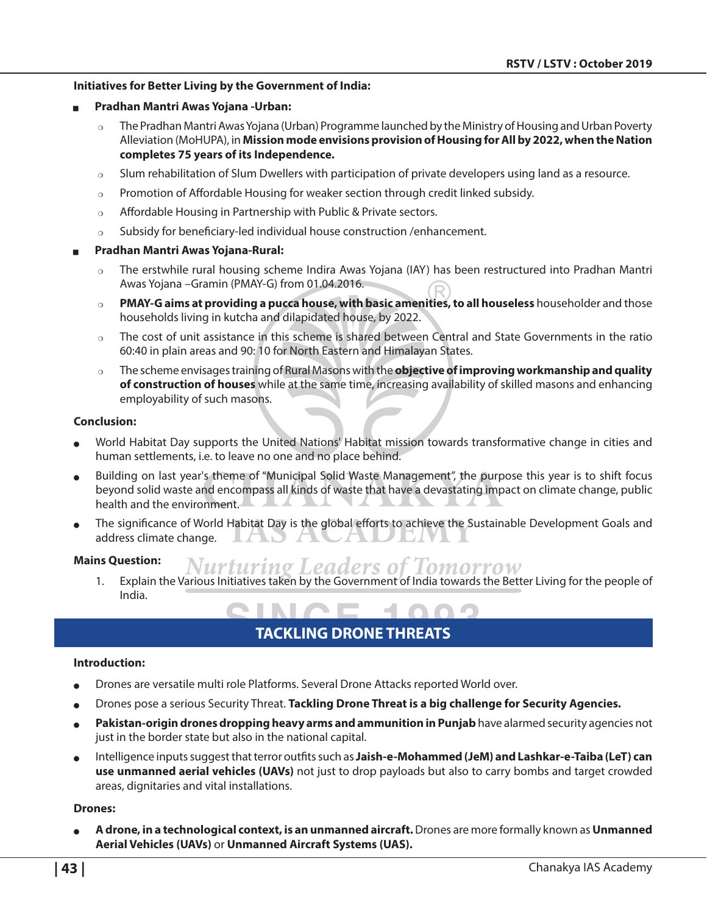**Initiatives for Better Living by the Government of India:**

- **Pradhan Mantri Awas Yojana -Urban:**
  - The Pradhan Mantri Awas Yojana (Urban) Programme launched by the Ministry of Housing and Urban Poverty Alleviation (MoHUPA), in **Mission mode envisions provision of Housing for All by 2022, when the Nation completes 75 years of its Independence.**
  - Slum rehabilitation of Slum Dwellers with participation of private developers using land as a resource.
  - Promotion of Affordable Housing for weaker section through credit linked subsidy.
  - Affordable Housing in Partnership with Public & Private sectors.
  - Subsidy for beneficiary-led individual house construction /enhancement.
- **Pradhan Mantri Awas Yojana-Rural:**
  - The erstwhile rural housing scheme Indira Awas Yojana (IAY) has been restructured into Pradhan Mantri Awas Yojana –Gramin (PMAY-G) from 01.04.2016.
  - **PMAY-G aims at providing a pucca house, with basic amenities, to all houseless** householder and those households living in kutcha and dilapidated house, by 2022.
  - The cost of unit assistance in this scheme is shared between Central and State Governments in the ratio 60:40 in plain areas and 90: 10 for North Eastern and Himalayan States.
  - The scheme envisages training of Rural Masons with the **objective of improving workmanship and quality of construction of houses** while at the same time, increasing availability of skilled masons and enhancing employability of such masons.

**Conclusion:**

- World Habitat Day supports the United Nations' Habitat mission towards transformative change in cities and human settlements, i.e. to leave no one and no place behind.
- Building on last year's theme of "Municipal Solid Waste Management", the purpose this year is to shift focus beyond solid waste and encompass all kinds of waste that have a devastating impact on climate change, public health and the environment.
- The significance of World Habitat Day is the global efforts to achieve the Sustainable Development Goals and address climate change.

**Mains Question:**

1. Explain the Various Initiatives taken by the Government of India towards the Better Living for the people of India.

## TACKLING DRONE THREATS

**Introduction:**

- Drones are versatile multi role Platforms. Several Drone Attacks reported World over.
- Drones pose a serious Security Threat. **Tackling Drone Threat is a big challenge for Security Agencies.**
- **Pakistan-origin drones dropping heavy arms and ammunition in Punjab** have alarmed security agencies not just in the border state but also in the national capital.
- Intelligence inputs suggest that terror outfits such as **Jaish-e-Mohammed (JeM) and Lashkar-e-Taiba (LeT) can use unmanned aerial vehicles (UAVs)** not just to drop payloads but also to carry bombs and target crowded areas, dignitaries and vital installations.

**Drones:**

- **A drone, in a technological context, is an unmanned aircraft.** Drones are more formally known as **Unmanned Aerial Vehicles (UAVs)** or **Unmanned Aircraft Systems (UAS).**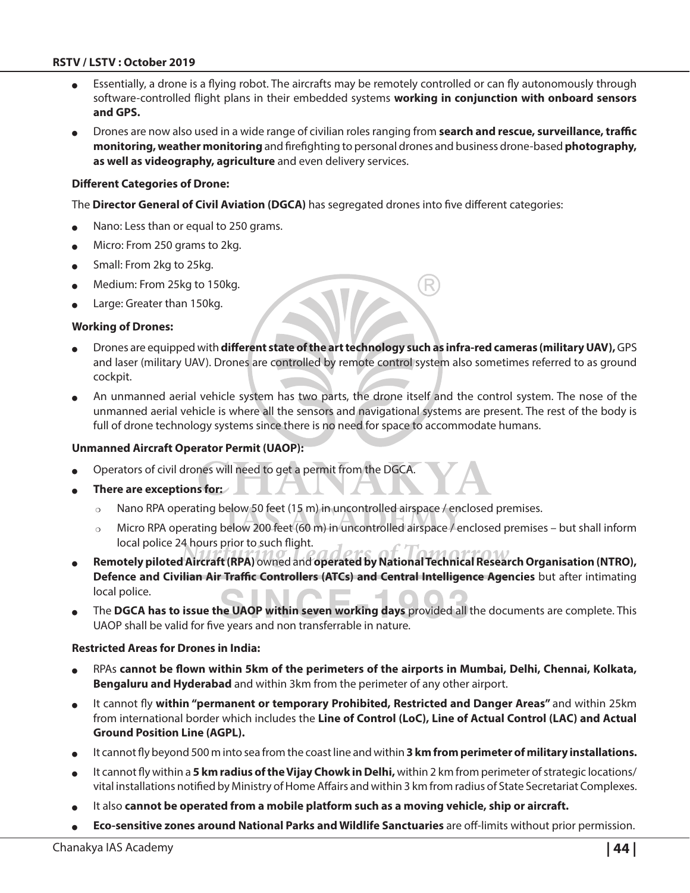- Essentially, a drone is a flying robot. The aircrafts may be remotely controlled or can fly autonomously through software-controlled flight plans in their embedded systems **working in conjunction with onboard sensors and GPS.**
- Drones are now also used in a wide range of civilian roles ranging from **search and rescue, surveillance, traffic monitoring, weather monitoring** and firefighting to personal drones and business drone-based **photography, as well as videography, agriculture** and even delivery services.

**Different Categories of Drone:**

The **Director General of Civil Aviation (DGCA)** has segregated drones into five different categories:

- Nano: Less than or equal to 250 grams.
- Micro: From 250 grams to 2kg.
- Small: From 2kg to 25kg.
- Medium: From 25kg to 150kg.
- Large: Greater than 150kg.

**Working of Drones:**

- Drones are equipped with **different state of the art technology such as infra-red cameras (military UAV),** GPS and laser (military UAV). Drones are controlled by remote control system also sometimes referred to as ground cockpit.
- An unmanned aerial vehicle system has two parts, the drone itself and the control system. The nose of the unmanned aerial vehicle is where all the sensors and navigational systems are present. The rest of the body is full of drone technology systems since there is no need for space to accommodate humans.

**Unmanned Aircraft Operator Permit (UAOP):**

- Operators of civil drones will need to get a permit from the DGCA.
- **There are exceptions for:**
  - Nano RPA operating below 50 feet (15 m) in uncontrolled airspace / enclosed premises.
  - Micro RPA operating below 200 feet (60 m) in uncontrolled airspace / enclosed premises – but shall inform local police 24 hours prior to such flight.
- **Remotely piloted Aircraft (RPA)** owned and **operated by National Technical Research Organisation (NTRO), Defence and Civilian Air Traffic Controllers (ATCs) and Central Intelligence Agencies** but after intimating local police.
- The **DGCA has to issue the UAOP within seven working days** provided all the documents are complete. This UAOP shall be valid for five years and non transferrable in nature.

**Restricted Areas for Drones in India:**

- RPAs **cannot be flown within 5km of the perimeters of the airports in Mumbai, Delhi, Chennai, Kolkata, Bengaluru and Hyderabad** and within 3km from the perimeter of any other airport.
- It cannot fly **within "permanent or temporary Prohibited, Restricted and Danger Areas"** and within 25km from international border which includes the **Line of Control (LoC), Line of Actual Control (LAC) and Actual Ground Position Line (AGPL).**
- It cannot fly beyond 500 m into sea from the coast line and within **3 km from perimeter of military installations.**
- It cannot fly within a **5 km radius of the Vijay Chowk in Delhi,** within 2 km from perimeter of strategic locations/ vital installations notified by Ministry of Home Affairs and within 3 km from radius of State Secretariat Complexes.
- It also **cannot be operated from a mobile platform such as a moving vehicle, ship or aircraft.**
- **Eco-sensitive zones around National Parks and Wildlife Sanctuaries** are off-limits without prior permission.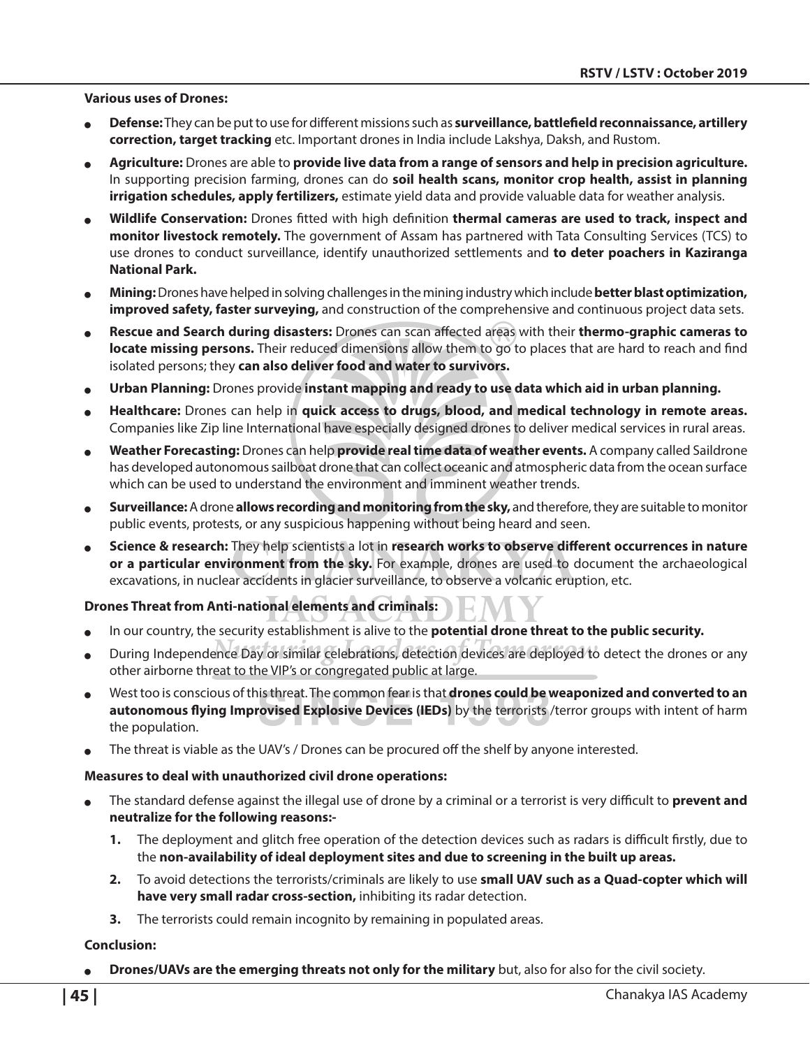**Various uses of Drones:**

- **Defense:** They can be put to use for different missions such as **surveillance, battlefield reconnaissance, artillery correction, target tracking** etc. Important drones in India include Lakshya, Daksh, and Rustom.
- **Agriculture:** Drones are able to **provide live data from a range of sensors and help in precision agriculture.** In supporting precision farming, drones can do **soil health scans, monitor crop health, assist in planning irrigation schedules, apply fertilizers,** estimate yield data and provide valuable data for weather analysis.
- **Wildlife Conservation:** Drones fitted with high definition **thermal cameras are used to track, inspect and monitor livestock remotely.** The government of Assam has partnered with Tata Consulting Services (TCS) to use drones to conduct surveillance, identify unauthorized settlements and **to deter poachers in Kaziranga National Park.**
- **Mining:** Drones have helped in solving challenges in the mining industry which include **better blast optimization, improved safety, faster surveying,** and construction of the comprehensive and continuous project data sets.
- **Rescue and Search during disasters:** Drones can scan affected areas with their **thermo-graphic cameras to locate missing persons.** Their reduced dimensions allow them to go to places that are hard to reach and find isolated persons; they **can also deliver food and water to survivors.**
- **Urban Planning:** Drones provide **instant mapping and ready to use data which aid in urban planning.**
- **Healthcare:** Drones can help in **quick access to drugs, blood, and medical technology in remote areas.** Companies like Zip line International have especially designed drones to deliver medical services in rural areas.
- **Weather Forecasting:** Drones can help **provide real time data of weather events.** A company called Saildrone has developed autonomous sailboat drone that can collect oceanic and atmospheric data from the ocean surface which can be used to understand the environment and imminent weather trends.
- **Surveillance:** A drone **allows recording and monitoring from the sky,** and therefore, they are suitable to monitor public events, protests, or any suspicious happening without being heard and seen.
- **Science & research:** They help scientists a lot in **research works to observe different occurrences in nature or a particular environment from the sky.** For example, drones are used to document the archaeological excavations, in nuclear accidents in glacier surveillance, to observe a volcanic eruption, etc.

**Drones Threat from Anti-national elements and criminals:**

- In our country, the security establishment is alive to the **potential drone threat to the public security.**
- During Independence Day or similar celebrations, detection devices are deployed to detect the drones or any other airborne threat to the VIP's or congregated public at large.
- West too is conscious of this threat. The common fear is that **drones could be weaponized and converted to an autonomous flying Improvised Explosive Devices (IEDs)** by the terrorists /terror groups with intent of harm the population.
- The threat is viable as the UAV's / Drones can be procured off the shelf by anyone interested.

**Measures to deal with unauthorized civil drone operations:**

- The standard defense against the illegal use of drone by a criminal or a terrorist is very difficult to **prevent and neutralize for the following reasons:-**
  1. The deployment and glitch free operation of the detection devices such as radars is difficult firstly, due to the **non-availability of ideal deployment sites and due to screening in the built up areas.**
  2. To avoid detections the terrorists/criminals are likely to use **small UAV such as a Quad-copter which will have very small radar cross-section,** inhibiting its radar detection.
  3. The terrorists could remain incognito by remaining in populated areas.

**Conclusion:**

- **Drones/UAVs are the emerging threats not only for the military** but, also for also for the civil society.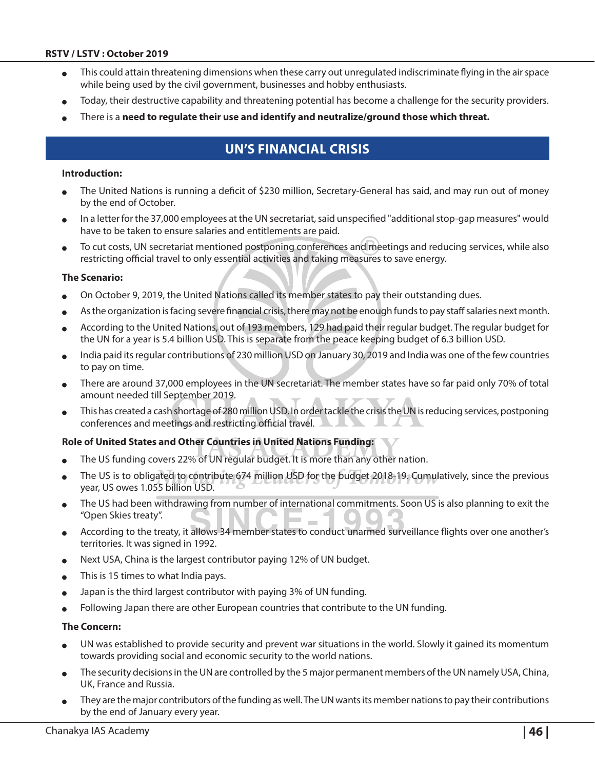- This could attain threatening dimensions when these carry out unregulated indiscriminate flying in the air space while being used by the civil government, businesses and hobby enthusiasts.
- Today, their destructive capability and threatening potential has become a challenge for the security providers.
- There is a **need to regulate their use and identify and neutralize/ground those which threat.**

## UN'S FINANCIAL CRISIS

**Introduction:**

- The United Nations is running a deficit of $230 million, Secretary-General has said, and may run out of money by the end of October.
- In a letter for the 37,000 employees at the UN secretariat, said unspecified "additional stop-gap measures" would have to be taken to ensure salaries and entitlements are paid.
- To cut costs, UN secretariat mentioned postponing conferences and meetings and reducing services, while also restricting official travel to only essential activities and taking measures to save energy.

**The Scenario:**

- On October 9, 2019, the United Nations called its member states to pay their outstanding dues.
- As the organization is facing severe financial crisis, there may not be enough funds to pay staff salaries next month.
- According to the United Nations, out of 193 members, 129 had paid their regular budget. The regular budget for the UN for a year is 5.4 billion USD. This is separate from the peace keeping budget of 6.3 billion USD.
- India paid its regular contributions of 230 million USD on January 30, 2019 and India was one of the few countries to pay on time.
- There are around 37,000 employees in the UN secretariat. The member states have so far paid only 70% of total amount needed till September 2019.
- This has created a cash shortage of 280 million USD. In order tackle the crisis the UN is reducing services, postponing conferences and meetings and restricting official travel.

**Role of United States and Other Countries in United Nations Funding:**

- The US funding covers 22% of UN regular budget. It is more than any other nation.
- The US is to obligated to contribute 674 million USD for the budget 2018-19. Cumulatively, since the previous year, US owes 1.055 billion USD.
- The US had been withdrawing from number of international commitments. Soon US is also planning to exit the "Open Skies treaty".
- According to the treaty, it allows 34 member states to conduct unarmed surveillance flights over one another's territories. It was signed in 1992.
- Next USA, China is the largest contributor paying 12% of UN budget.
- This is 15 times to what India pays.
- Japan is the third largest contributor with paying 3% of UN funding.
- Following Japan there are other European countries that contribute to the UN funding.

**The Concern:**

- UN was established to provide security and prevent war situations in the world. Slowly it gained its momentum towards providing social and economic security to the world nations.
- The security decisions in the UN are controlled by the 5 major permanent members of the UN namely USA, China, UK, France and Russia.
- They are the major contributors of the funding as well. The UN wants its member nations to pay their contributions by the end of January every year.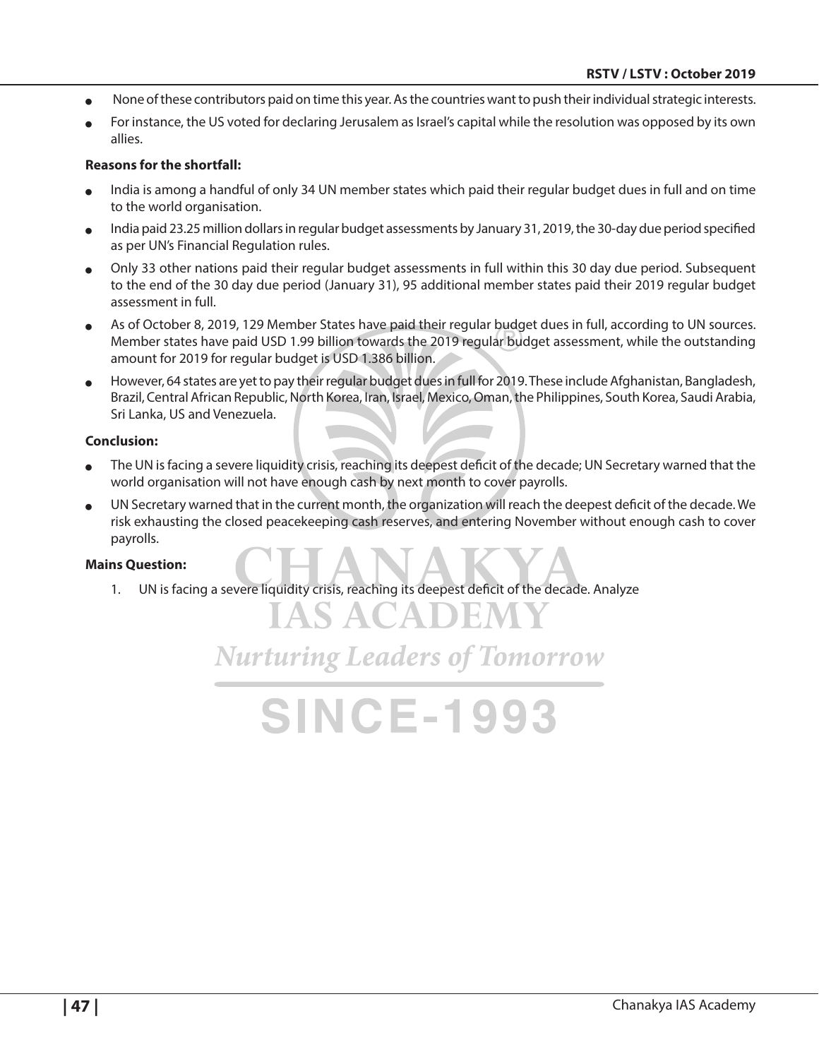- None of these contributors paid on time this year. As the countries want to push their individual strategic interests.
- For instance, the US voted for declaring Jerusalem as Israel's capital while the resolution was opposed by its own allies.

**Reasons for the shortfall:**

- India is among a handful of only 34 UN member states which paid their regular budget dues in full and on time to the world organisation.
- India paid 23.25 million dollars in regular budget assessments by January 31, 2019, the 30-day due period specified as per UN's Financial Regulation rules.
- Only 33 other nations paid their regular budget assessments in full within this 30 day due period. Subsequent to the end of the 30 day due period (January 31), 95 additional member states paid their 2019 regular budget assessment in full.
- As of October 8, 2019, 129 Member States have paid their regular budget dues in full, according to UN sources. Member states have paid USD 1.99 billion towards the 2019 regular budget assessment, while the outstanding amount for 2019 for regular budget is USD 1.386 billion.
- However, 64 states are yet to pay their regular budget dues in full for 2019. These include Afghanistan, Bangladesh, Brazil, Central African Republic, North Korea, Iran, Israel, Mexico, Oman, the Philippines, South Korea, Saudi Arabia, Sri Lanka, US and Venezuela.

**Conclusion:**

- The UN is facing a severe liquidity crisis, reaching its deepest deficit of the decade; UN Secretary warned that the world organisation will not have enough cash by next month to cover payrolls.
- UN Secretary warned that in the current month, the organization will reach the deepest deficit of the decade. We risk exhausting the closed peacekeeping cash reserves, and entering November without enough cash to cover payrolls.

**Mains Question:**

1. UN is facing a severe liquidity crisis, reaching its deepest deficit of the decade. Analyze